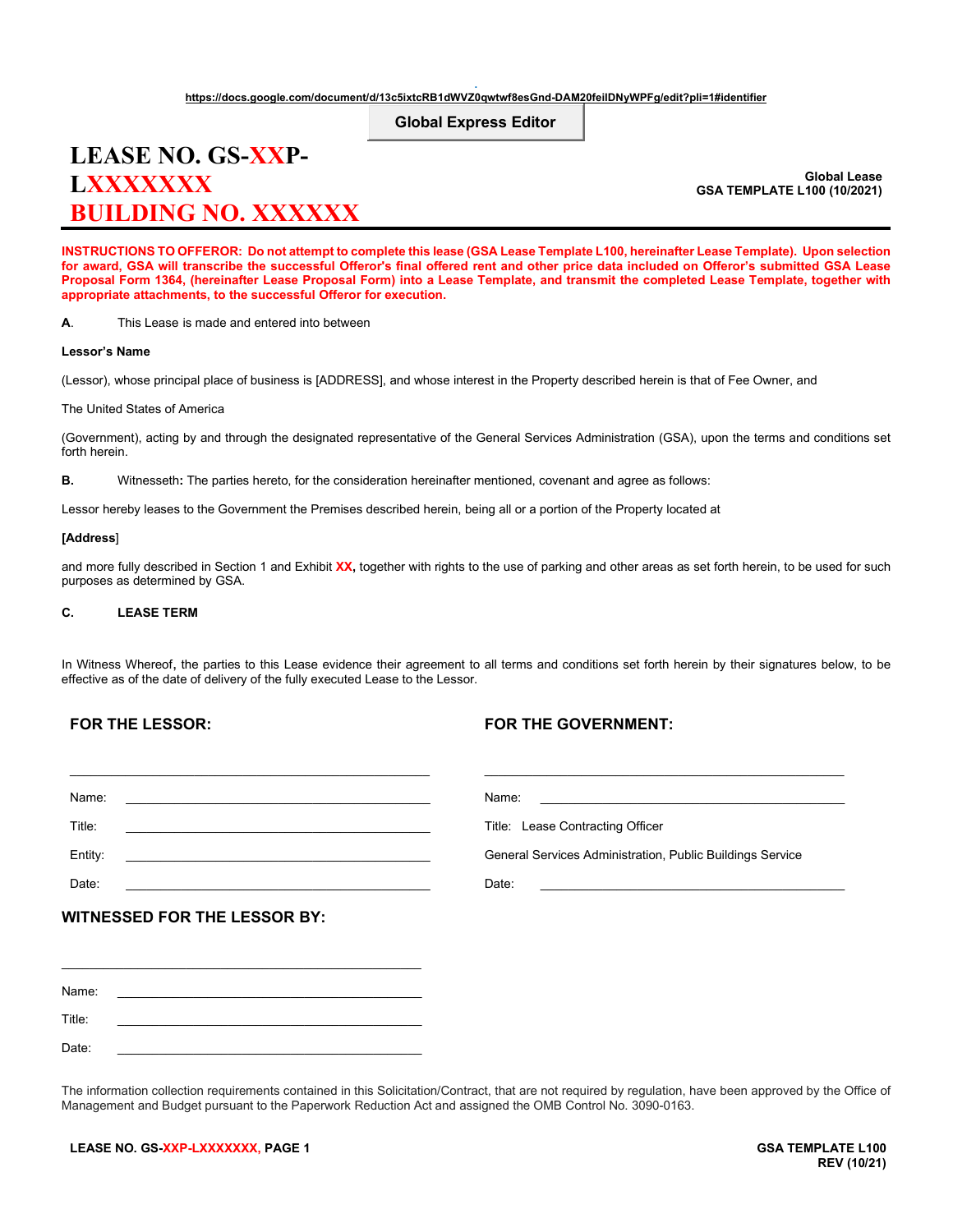https://docs.google.com/document/d/13c5ixtcRB1dWVZ0qwtwf8esGnd-DAM20feilDNyWPFg/edit?pli=1#identifier

**Global Express Editor**

# LEASE NO. GS-XXP-LXXXXXXX
# BUILDING NO. XXXXXX

**Global Lease**
**GSA TEMPLATE L100 (10/2021)**

**INSTRUCTIONS TO OFFEROR: Do not attempt to complete this lease (GSA Lease Template L100, hereinafter Lease Template). Upon selection for award, GSA will transcribe the successful Offeror's final offered rent and other price data included on Offeror's submitted GSA Lease Proposal Form 1364, (hereinafter Lease Proposal Form) into a Lease Template, and transmit the completed Lease Template, together with appropriate attachments, to the successful Offeror for execution.**

**A**. This Lease is made and entered into between

**Lessor's Name**

(Lessor), whose principal place of business is [ADDRESS], and whose interest in the Property described herein is that of Fee Owner, and

The United States of America

(Government), acting by and through the designated representative of the General Services Administration (GSA), upon the terms and conditions set forth herein.

**B.** Witnesseth**:** The parties hereto, for the consideration hereinafter mentioned, covenant and agree as follows:

Lessor hereby leases to the Government the Premises described herein, being all or a portion of the Property located at

**[Address**]

and more fully described in Section 1 and Exhibit **XX,** together with rights to the use of parking and other areas as set forth herein, to be used for such purposes as determined by GSA.

**C. LEASE TERM**

In Witness Whereof**,** the parties to this Lease evidence their agreement to all terms and conditions set forth herein by their signatures below, to be effective as of the date of delivery of the fully executed Lease to the Lessor.

**FOR THE LESSOR:**

\_\_\_\_\_\_\_\_\_\_\_\_\_\_\_\_\_\_\_\_\_\_\_\_\_\_\_\_\_\_\_\_\_\_\_\_\_\_\_\_\_\_\_\_

Name: \_\_\_\_\_\_\_\_\_\_\_\_\_\_\_\_\_\_\_\_\_\_\_\_\_\_\_\_\_\_\_\_\_\_\_\_

Title: \_\_\_\_\_\_\_\_\_\_\_\_\_\_\_\_\_\_\_\_\_\_\_\_\_\_\_\_\_\_\_\_\_\_\_\_

Entity: \_\_\_\_\_\_\_\_\_\_\_\_\_\_\_\_\_\_\_\_\_\_\_\_\_\_\_\_\_\_\_\_\_\_\_\_

Date: \_\_\_\_\_\_\_\_\_\_\_\_\_\_\_\_\_\_\_\_\_\_\_\_\_\_\_\_\_\_\_\_\_\_\_\_

**FOR THE GOVERNMENT:**

\_\_\_\_\_\_\_\_\_\_\_\_\_\_\_\_\_\_\_\_\_\_\_\_\_\_\_\_\_\_\_\_\_\_\_\_\_\_\_\_\_\_\_\_

Name: \_\_\_\_\_\_\_\_\_\_\_\_\_\_\_\_\_\_\_\_\_\_\_\_\_\_\_\_\_\_\_\_\_\_\_\_

Title: Lease Contracting Officer

General Services Administration, Public Buildings Service

Date: \_\_\_\_\_\_\_\_\_\_\_\_\_\_\_\_\_\_\_\_\_\_\_\_\_\_\_\_\_\_\_\_\_\_\_\_

**WITNESSED FOR THE LESSOR BY:**

\_\_\_\_\_\_\_\_\_\_\_\_\_\_\_\_\_\_\_\_\_\_\_\_\_\_\_\_\_\_\_\_\_\_\_\_\_\_\_\_\_\_\_\_

Name: \_\_\_\_\_\_\_\_\_\_\_\_\_\_\_\_\_\_\_\_\_\_\_\_\_\_\_\_\_\_\_\_\_\_\_\_

Title: \_\_\_\_\_\_\_\_\_\_\_\_\_\_\_\_\_\_\_\_\_\_\_\_\_\_\_\_\_\_\_\_\_\_\_\_

Date: \_\_\_\_\_\_\_\_\_\_\_\_\_\_\_\_\_\_\_\_\_\_\_\_\_\_\_\_\_\_\_\_\_\_\_\_

The information collection requirements contained in this Solicitation/Contract, that are not required by regulation, have been approved by the Office of Management and Budget pursuant to the Paperwork Reduction Act and assigned the OMB Control No. 3090-0163.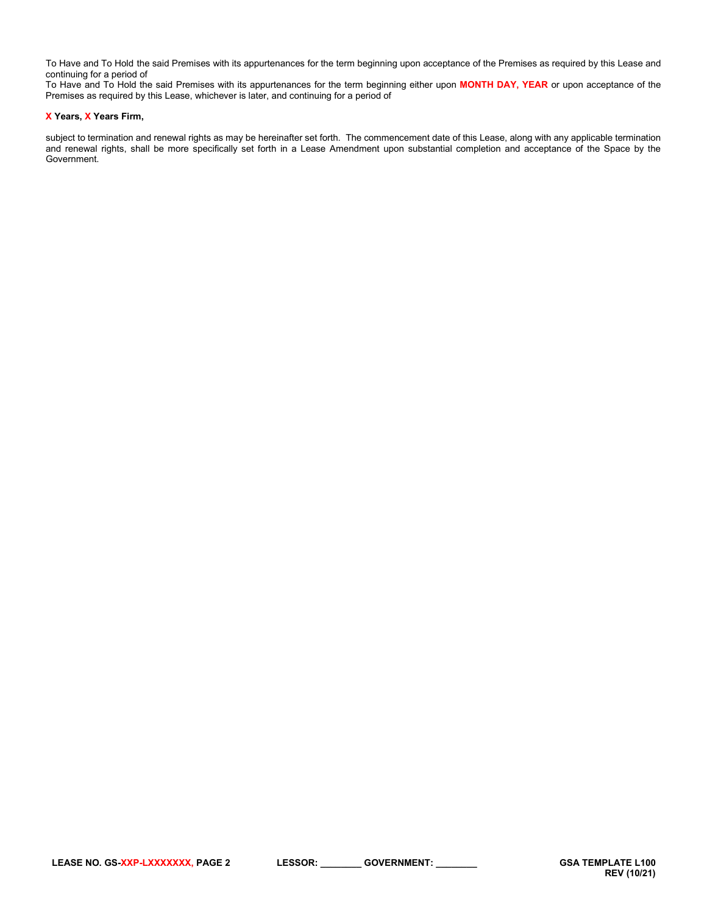To Have and To Hold the said Premises with its appurtenances for the term beginning upon acceptance of the Premises as required by this Lease and continuing for a period of

To Have and To Hold the said Premises with its appurtenances for the term beginning either upon **MONTH DAY, YEAR** or upon acceptance of the Premises as required by this Lease, whichever is later, and continuing for a period of

**X Years, X Years Firm,**

subject to termination and renewal rights as may be hereinafter set forth. The commencement date of this Lease, along with any applicable termination and renewal rights, shall be more specifically set forth in a Lease Amendment upon substantial completion and acceptance of the Space by the Government.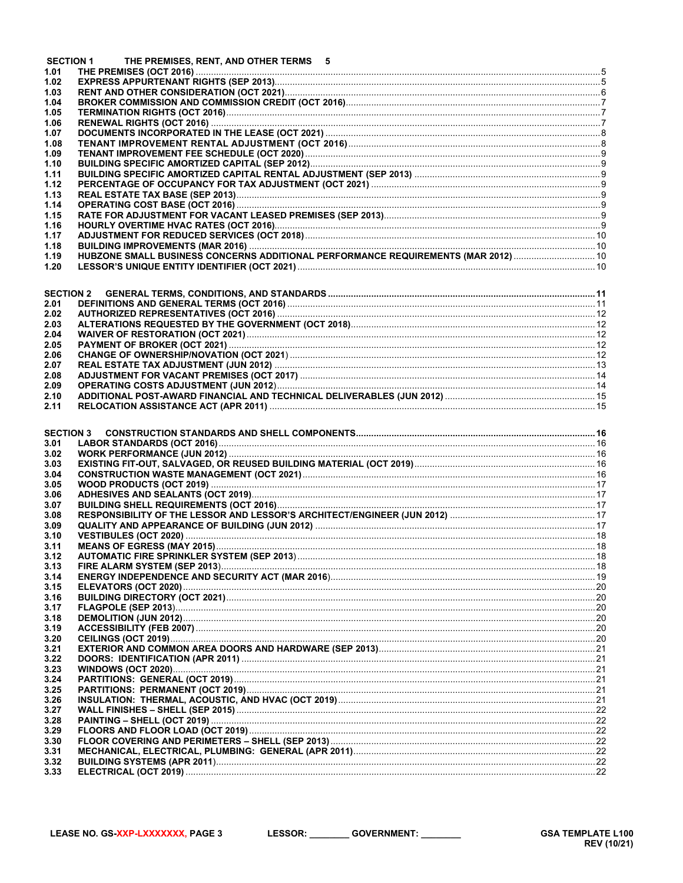| SECTION 1 | THE PREMISES, RENT, AND OTHER TERMS | 5 |
|---|---|---|
| 1.01 | THE PREMISES (OCT 2016) | 5 |
| 1.02 | EXPRESS APPURTENANT RIGHTS (SEP 2013) | 5 |
| 1.03 | RENT AND OTHER CONSIDERATION (OCT 2021) | 6 |
| 1.04 | BROKER COMMISSION AND COMMISSION CREDIT (OCT 2016) | 7 |
| 1.05 | TERMINATION RIGHTS (OCT 2016) | 7 |
| 1.06 | RENEWAL RIGHTS (OCT 2016) | 7 |
| 1.07 | DOCUMENTS INCORPORATED IN THE LEASE (OCT 2021) | 8 |
| 1.08 | TENANT IMPROVEMENT RENTAL ADJUSTMENT (OCT 2016) | 8 |
| 1.09 | TENANT IMPROVEMENT FEE SCHEDULE (OCT 2020) | 9 |
| 1.10 | BUILDING SPECIFIC AMORTIZED CAPITAL (SEP 2012) | 9 |
| 1.11 | BUILDING SPECIFIC AMORTIZED CAPITAL RENTAL ADJUSTMENT (SEP 2013) | 9 |
| 1.12 | PERCENTAGE OF OCCUPANCY FOR TAX ADJUSTMENT (OCT 2021) | 9 |
| 1.13 | REAL ESTATE TAX BASE (SEP 2013) | 9 |
| 1.14 | OPERATING COST BASE (OCT 2016) | 9 |
| 1.15 | RATE FOR ADJUSTMENT FOR VACANT LEASED PREMISES (SEP 2013) | 9 |
| 1.16 | HOURLY OVERTIME HVAC RATES (OCT 2016) | 9 |
| 1.17 | ADJUSTMENT FOR REDUCED SERVICES (OCT 2018) | 10 |
| 1.18 | BUILDING IMPROVEMENTS (MAR 2016) | 10 |
| 1.19 | HUBZONE SMALL BUSINESS CONCERNS ADDITIONAL PERFORMANCE REQUIREMENTS (MAR 2012) | 10 |
| 1.20 | LESSOR'S UNIQUE ENTITY IDENTIFIER (OCT 2021) | 10 |

| SECTION 2 | GENERAL TERMS, CONDITIONS, AND STANDARDS | 11 |
|---|---|---|
| 2.01 | DEFINITIONS AND GENERAL TERMS (OCT 2016) | 11 |
| 2.02 | AUTHORIZED REPRESENTATIVES (OCT 2016) | 12 |
| 2.03 | ALTERATIONS REQUESTED BY THE GOVERNMENT (OCT 2018) | 12 |
| 2.04 | WAIVER OF RESTORATION (OCT 2021) | 12 |
| 2.05 | PAYMENT OF BROKER (OCT 2021) | 12 |
| 2.06 | CHANGE OF OWNERSHIP/NOVATION (OCT 2021) | 12 |
| 2.07 | REAL ESTATE TAX ADJUSTMENT (JUN 2012) | 13 |
| 2.08 | ADJUSTMENT FOR VACANT PREMISES (OCT 2017) | 14 |
| 2.09 | OPERATING COSTS ADJUSTMENT (JUN 2012) | 14 |
| 2.10 | ADDITIONAL POST-AWARD FINANCIAL AND TECHNICAL DELIVERABLES (JUN 2012) | 15 |
| 2.11 | RELOCATION ASSISTANCE ACT (APR 2011) | 15 |

| SECTION 3 | CONSTRUCTION STANDARDS AND SHELL COMPONENTS | 16 |
|---|---|---|
| 3.01 | LABOR STANDARDS (OCT 2016) | 16 |
| 3.02 | WORK PERFORMANCE (JUN 2012) | 16 |
| 3.03 | EXISTING FIT-OUT, SALVAGED, OR REUSED BUILDING MATERIAL (OCT 2019) | 16 |
| 3.04 | CONSTRUCTION WASTE MANAGEMENT (OCT 2021) | 16 |
| 3.05 | WOOD PRODUCTS (OCT 2019) | 17 |
| 3.06 | ADHESIVES AND SEALANTS (OCT 2019) | 17 |
| 3.07 | BUILDING SHELL REQUIREMENTS (OCT 2016) | 17 |
| 3.08 | RESPONSIBILITY OF THE LESSOR AND LESSOR'S ARCHITECT/ENGINEER (JUN 2012) | 17 |
| 3.09 | QUALITY AND APPEARANCE OF BUILDING (JUN 2012) | 17 |
| 3.10 | VESTIBULES (OCT 2020) | 18 |
| 3.11 | MEANS OF EGRESS (MAY 2015) | 18 |
| 3.12 | AUTOMATIC FIRE SPRINKLER SYSTEM (SEP 2013) | 18 |
| 3.13 | FIRE ALARM SYSTEM (SEP 2013) | 18 |
| 3.14 | ENERGY INDEPENDENCE AND SECURITY ACT (MAR 2016) | 19 |
| 3.15 | ELEVATORS (OCT 2020) | 20 |
| 3.16 | BUILDING DIRECTORY (OCT 2021) | 20 |
| 3.17 | FLAGPOLE (SEP 2013) | 20 |
| 3.18 | DEMOLITION (JUN 2012) | 20 |
| 3.19 | ACCESSIBILITY (FEB 2007) | 20 |
| 3.20 | CEILINGS (OCT 2019) | 20 |
| 3.21 | EXTERIOR AND COMMON AREA DOORS AND HARDWARE (SEP 2013) | 21 |
| 3.22 | DOORS: IDENTIFICATION (APR 2011) | 21 |
| 3.23 | WINDOWS (OCT 2020) | 21 |
| 3.24 | PARTITIONS: GENERAL (OCT 2019) | 21 |
| 3.25 | PARTITIONS: PERMANENT (OCT 2019) | 21 |
| 3.26 | INSULATION: THERMAL, ACOUSTIC, AND HVAC (OCT 2019) | 21 |
| 3.27 | WALL FINISHES – SHELL (SEP 2015) | 22 |
| 3.28 | PAINTING – SHELL (OCT 2019) | 22 |
| 3.29 | FLOORS AND FLOOR LOAD (OCT 2019) | 22 |
| 3.30 | FLOOR COVERING AND PERIMETERS – SHELL (SEP 2013) | 22 |
| 3.31 | MECHANICAL, ELECTRICAL, PLUMBING: GENERAL (APR 2011) | 22 |
| 3.32 | BUILDING SYSTEMS (APR 2011) | 22 |
| 3.33 | ELECTRICAL (OCT 2019) | 22 |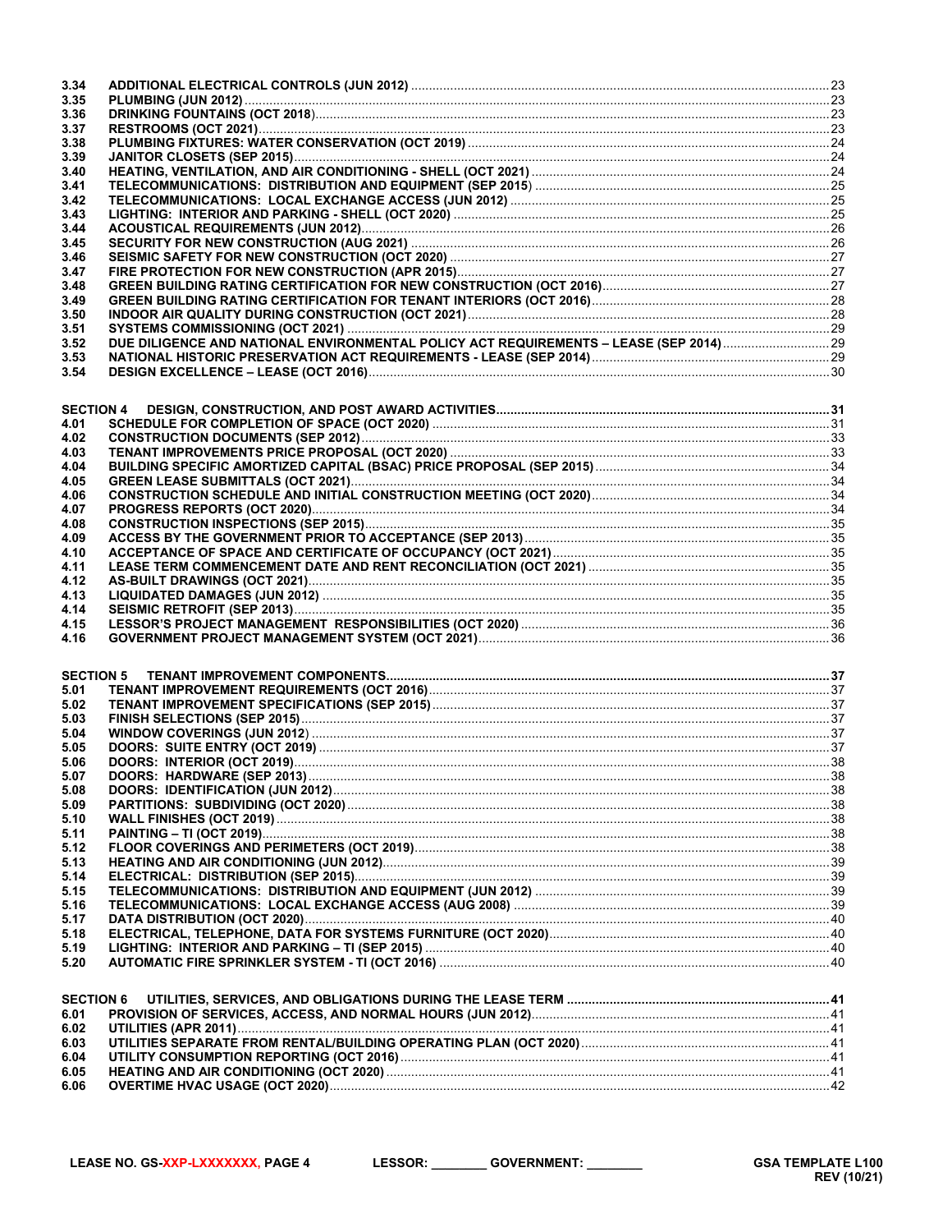| | | |
|---|---|---|
| 3.34 | ADDITIONAL ELECTRICAL CONTROLS (JUN 2012) | 23 |
| 3.35 | PLUMBING (JUN 2012) | 23 |
| 3.36 | DRINKING FOUNTAINS (OCT 2018) | 23 |
| 3.37 | RESTROOMS (OCT 2021) | 23 |
| 3.38 | PLUMBING FIXTURES: WATER CONSERVATION (OCT 2019) | 24 |
| 3.39 | JANITOR CLOSETS (SEP 2015) | 24 |
| 3.40 | HEATING, VENTILATION, AND AIR CONDITIONING - SHELL (OCT 2021) | 24 |
| 3.41 | TELECOMMUNICATIONS: DISTRIBUTION AND EQUIPMENT (SEP 2015) | 25 |
| 3.42 | TELECOMMUNICATIONS: LOCAL EXCHANGE ACCESS (JUN 2012) | 25 |
| 3.43 | LIGHTING: INTERIOR AND PARKING - SHELL (OCT 2020) | 25 |
| 3.44 | ACOUSTICAL REQUIREMENTS (JUN 2012) | 26 |
| 3.45 | SECURITY FOR NEW CONSTRUCTION (AUG 2021) | 26 |
| 3.46 | SEISMIC SAFETY FOR NEW CONSTRUCTION (OCT 2020) | 27 |
| 3.47 | FIRE PROTECTION FOR NEW CONSTRUCTION (APR 2015) | 27 |
| 3.48 | GREEN BUILDING RATING CERTIFICATION FOR NEW CONSTRUCTION (OCT 2016) | 27 |
| 3.49 | GREEN BUILDING RATING CERTIFICATION FOR TENANT INTERIORS (OCT 2016) | 28 |
| 3.50 | INDOOR AIR QUALITY DURING CONSTRUCTION (OCT 2021) | 28 |
| 3.51 | SYSTEMS COMMISSIONING (OCT 2021) | 29 |
| 3.52 | DUE DILIGENCE AND NATIONAL ENVIRONMENTAL POLICY ACT REQUIREMENTS – LEASE (SEP 2014) | 29 |
| 3.53 | NATIONAL HISTORIC PRESERVATION ACT REQUIREMENTS - LEASE (SEP 2014) | 29 |
| 3.54 | DESIGN EXCELLENCE – LEASE (OCT 2016) | 30 |

| | | |
|---|---|---|
| **SECTION 4** | **DESIGN, CONSTRUCTION, AND POST AWARD ACTIVITIES** | **31** |
| 4.01 | SCHEDULE FOR COMPLETION OF SPACE (OCT 2020) | 31 |
| 4.02 | CONSTRUCTION DOCUMENTS (SEP 2012) | 33 |
| 4.03 | TENANT IMPROVEMENTS PRICE PROPOSAL (OCT 2020) | 33 |
| 4.04 | BUILDING SPECIFIC AMORTIZED CAPITAL (BSAC) PRICE PROPOSAL (SEP 2015) | 34 |
| 4.05 | GREEN LEASE SUBMITTALS (OCT 2021) | 34 |
| 4.06 | CONSTRUCTION SCHEDULE AND INITIAL CONSTRUCTION MEETING (OCT 2020) | 34 |
| 4.07 | PROGRESS REPORTS (OCT 2020) | 34 |
| 4.08 | CONSTRUCTION INSPECTIONS (SEP 2015) | 35 |
| 4.09 | ACCESS BY THE GOVERNMENT PRIOR TO ACCEPTANCE (SEP 2013) | 35 |
| 4.10 | ACCEPTANCE OF SPACE AND CERTIFICATE OF OCCUPANCY (OCT 2021) | 35 |
| 4.11 | LEASE TERM COMMENCEMENT DATE AND RENT RECONCILIATION (OCT 2021) | 35 |
| 4.12 | AS-BUILT DRAWINGS (OCT 2021) | 35 |
| 4.13 | LIQUIDATED DAMAGES (JUN 2012) | 35 |
| 4.14 | SEISMIC RETROFIT (SEP 2013) | 35 |
| 4.15 | LESSOR'S PROJECT MANAGEMENT RESPONSIBILITIES (OCT 2020) | 36 |
| 4.16 | GOVERNMENT PROJECT MANAGEMENT SYSTEM (OCT 2021) | 36 |

| | | |
|---|---|---|
| **SECTION 5** | **TENANT IMPROVEMENT COMPONENTS** | **37** |
| 5.01 | TENANT IMPROVEMENT REQUIREMENTS (OCT 2016) | 37 |
| 5.02 | TENANT IMPROVEMENT SPECIFICATIONS (SEP 2015) | 37 |
| 5.03 | FINISH SELECTIONS (SEP 2015) | 37 |
| 5.04 | WINDOW COVERINGS (JUN 2012) | 37 |
| 5.05 | DOORS: SUITE ENTRY (OCT 2019) | 37 |
| 5.06 | DOORS: INTERIOR (OCT 2019) | 38 |
| 5.07 | DOORS: HARDWARE (SEP 2013) | 38 |
| 5.08 | DOORS: IDENTIFICATION (JUN 2012) | 38 |
| 5.09 | PARTITIONS: SUBDIVIDING (OCT 2020) | 38 |
| 5.10 | WALL FINISHES (OCT 2019) | 38 |
| 5.11 | PAINTING – TI (OCT 2019) | 38 |
| 5.12 | FLOOR COVERINGS AND PERIMETERS (OCT 2019) | 38 |
| 5.13 | HEATING AND AIR CONDITIONING (JUN 2012) | 39 |
| 5.14 | ELECTRICAL: DISTRIBUTION (SEP 2015) | 39 |
| 5.15 | TELECOMMUNICATIONS: DISTRIBUTION AND EQUIPMENT (JUN 2012) | 39 |
| 5.16 | TELECOMMUNICATIONS: LOCAL EXCHANGE ACCESS (AUG 2008) | 39 |
| 5.17 | DATA DISTRIBUTION (OCT 2020) | 40 |
| 5.18 | ELECTRICAL, TELEPHONE, DATA FOR SYSTEMS FURNITURE (OCT 2020) | 40 |
| 5.19 | LIGHTING: INTERIOR AND PARKING – TI (SEP 2015) | 40 |
| 5.20 | AUTOMATIC FIRE SPRINKLER SYSTEM - TI (OCT 2016) | 40 |

| | | |
|---|---|---|
| **SECTION 6** | **UTILITIES, SERVICES, AND OBLIGATIONS DURING THE LEASE TERM** | **41** |
| 6.01 | PROVISION OF SERVICES, ACCESS, AND NORMAL HOURS (JUN 2012) | 41 |
| 6.02 | UTILITIES (APR 2011) | 41 |
| 6.03 | UTILITIES SEPARATE FROM RENTAL/BUILDING OPERATING PLAN (OCT 2020) | 41 |
| 6.04 | UTILITY CONSUMPTION REPORTING (OCT 2016) | 41 |
| 6.05 | HEATING AND AIR CONDITIONING (OCT 2020) | 41 |
| 6.06 | OVERTIME HVAC USAGE (OCT 2020) | 42 |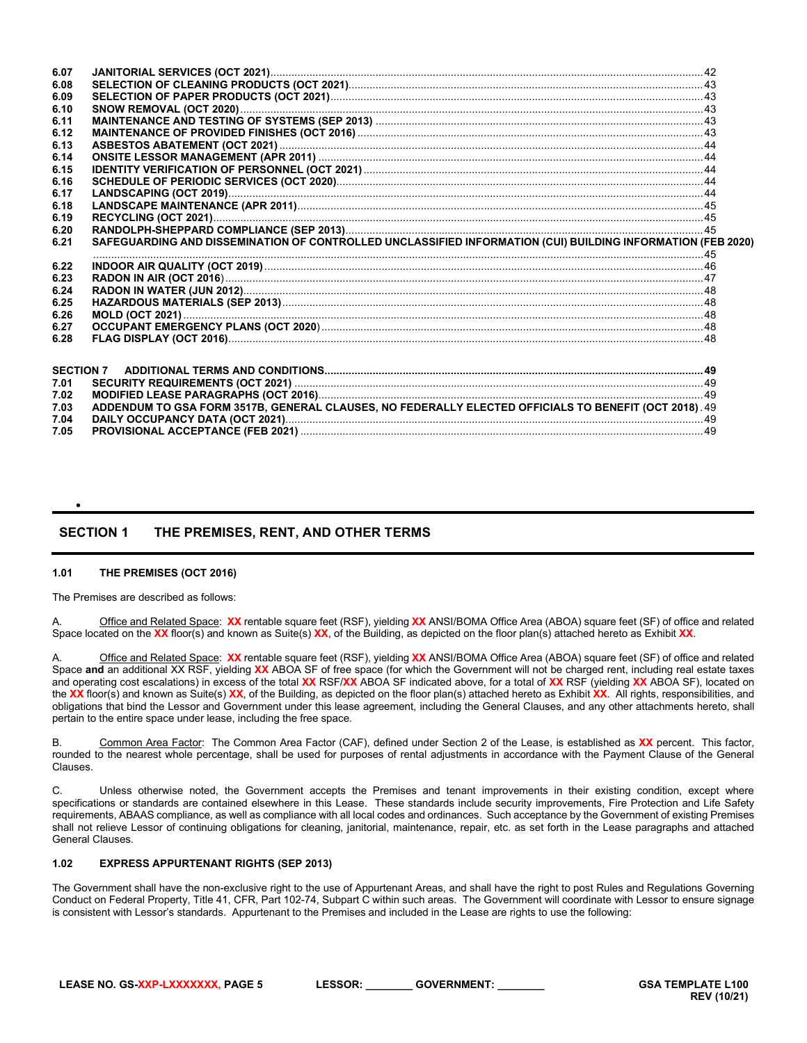| | | |
|---|---|---|
| 6.07 | JANITORIAL SERVICES (OCT 2021) | 42 |
| 6.08 | SELECTION OF CLEANING PRODUCTS (OCT 2021) | 43 |
| 6.09 | SELECTION OF PAPER PRODUCTS (OCT 2021) | 43 |
| 6.10 | SNOW REMOVAL (OCT 2020) | 43 |
| 6.11 | MAINTENANCE AND TESTING OF SYSTEMS (SEP 2013) | 43 |
| 6.12 | MAINTENANCE OF PROVIDED FINISHES (OCT 2016) | 43 |
| 6.13 | ASBESTOS ABATEMENT (OCT 2021) | 44 |
| 6.14 | ONSITE LESSOR MANAGEMENT (APR 2011) | 44 |
| 6.15 | IDENTITY VERIFICATION OF PERSONNEL (OCT 2021) | 44 |
| 6.16 | SCHEDULE OF PERIODIC SERVICES (OCT 2020) | 44 |
| 6.17 | LANDSCAPING (OCT 2019) | 44 |
| 6.18 | LANDSCAPE MAINTENANCE (APR 2011) | 45 |
| 6.19 | RECYCLING (OCT 2021) | 45 |
| 6.20 | RANDOLPH-SHEPPARD COMPLIANCE (SEP 2013) | 45 |
| 6.21 | SAFEGUARDING AND DISSEMINATION OF CONTROLLED UNCLASSIFIED INFORMATION (CUI) BUILDING INFORMATION (FEB 2020) | 45 |
| 6.22 | INDOOR AIR QUALITY (OCT 2019) | 46 |
| 6.23 | RADON IN AIR (OCT 2016) | 47 |
| 6.24 | RADON IN WATER (JUN 2012) | 48 |
| 6.25 | HAZARDOUS MATERIALS (SEP 2013) | 48 |
| 6.26 | MOLD (OCT 2021) | 48 |
| 6.27 | OCCUPANT EMERGENCY PLANS (OCT 2020) | 48 |
| 6.28 | FLAG DISPLAY (OCT 2016) | 48 |
| **SECTION 7** | **ADDITIONAL TERMS AND CONDITIONS** | **49** |
| 7.01 | SECURITY REQUIREMENTS (OCT 2021) | 49 |
| 7.02 | MODIFIED LEASE PARAGRAPHS (OCT 2016) | 49 |
| 7.03 | ADDENDUM TO GSA FORM 3517B, GENERAL CLAUSES, NO FEDERALLY ELECTED OFFICIALS TO BENEFIT (OCT 2018) | 49 |
| 7.04 | DAILY OCCUPANCY DATA (OCT 2021) | 49 |
| 7.05 | PROVISIONAL ACCEPTANCE (FEB 2021) | 49 |

## SECTION 1 THE PREMISES, RENT, AND OTHER TERMS

### 1.01 THE PREMISES (OCT 2016)

The Premises are described as follows:

A. Office and Related Space: **XX** rentable square feet (RSF), yielding **XX** ANSI/BOMA Office Area (ABOA) square feet (SF) of office and related Space located on the **XX** floor(s) and known as Suite(s) **XX**, of the Building, as depicted on the floor plan(s) attached hereto as Exhibit **XX**.

A. Office and Related Space: **XX** rentable square feet (RSF), yielding **XX** ANSI/BOMA Office Area (ABOA) square feet (SF) of office and related Space **and** an additional XX RSF, yielding **XX** ABOA SF of free space (for which the Government will not be charged rent, including real estate taxes and operating cost escalations) in excess of the total **XX** RSF/**XX** ABOA SF indicated above, for a total of **XX** RSF (yielding **XX** ABOA SF), located on the **XX** floor(s) and known as Suite(s) **XX**, of the Building, as depicted on the floor plan(s) attached hereto as Exhibit **XX**. All rights, responsibilities, and obligations that bind the Lessor and Government under this lease agreement, including the General Clauses, and any other attachments hereto, shall pertain to the entire space under lease, including the free space.

B. Common Area Factor: The Common Area Factor (CAF), defined under Section 2 of the Lease, is established as **XX** percent. This factor, rounded to the nearest whole percentage, shall be used for purposes of rental adjustments in accordance with the Payment Clause of the General Clauses.

C. Unless otherwise noted, the Government accepts the Premises and tenant improvements in their existing condition, except where specifications or standards are contained elsewhere in this Lease. These standards include security improvements, Fire Protection and Life Safety requirements, ABAAS compliance, as well as compliance with all local codes and ordinances. Such acceptance by the Government of existing Premises shall not relieve Lessor of continuing obligations for cleaning, janitorial, maintenance, repair, etc. as set forth in the Lease paragraphs and attached General Clauses.

### 1.02 EXPRESS APPURTENANT RIGHTS (SEP 2013)

The Government shall have the non-exclusive right to the use of Appurtenant Areas, and shall have the right to post Rules and Regulations Governing Conduct on Federal Property, Title 41, CFR, Part 102-74, Subpart C within such areas. The Government will coordinate with Lessor to ensure signage is consistent with Lessor's standards. Appurtenant to the Premises and included in the Lease are rights to use the following: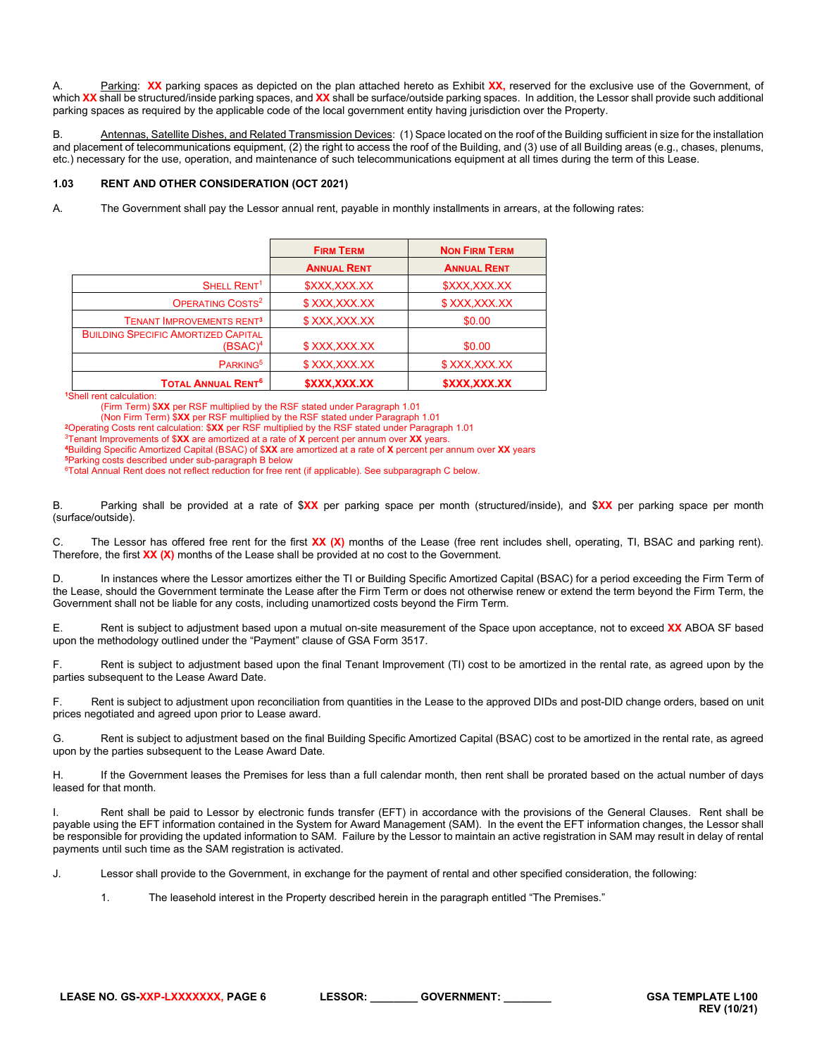A. Parking: **XX** parking spaces as depicted on the plan attached hereto as Exhibit **XX,** reserved for the exclusive use of the Government, of which **XX** shall be structured/inside parking spaces, and **XX** shall be surface/outside parking spaces. In addition, the Lessor shall provide such additional parking spaces as required by the applicable code of the local government entity having jurisdiction over the Property.

B. Antennas, Satellite Dishes, and Related Transmission Devices: (1) Space located on the roof of the Building sufficient in size for the installation and placement of telecommunications equipment, (2) the right to access the roof of the Building, and (3) use of all Building areas (e.g., chases, plenums, etc.) necessary for the use, operation, and maintenance of such telecommunications equipment at all times during the term of this Lease.

### 1.03 RENT AND OTHER CONSIDERATION (OCT 2021)

A. The Government shall pay the Lessor annual rent, payable in monthly installments in arrears, at the following rates:

| | FIRM TERM ANNUAL RENT | NON FIRM TERM ANNUAL RENT |
|---|---|---|
| SHELL RENT[1] | $XXX,XXX.XX | $XXX,XXX.XX |
| OPERATING COSTS[2] | $ XXX,XXX.XX | $ XXX,XXX.XX |
| TENANT IMPROVEMENTS RENT[3] | $ XXX,XXX.XX | $0.00 |
| BUILDING SPECIFIC AMORTIZED CAPITAL (BSAC)[4] | $ XXX,XXX.XX | $0.00 |
| PARKING[5] | $ XXX,XXX.XX | $ XXX,XXX.XX |
| **TOTAL ANNUAL RENT[6]** | **$XXX,XXX.XX** | **$XXX,XXX.XX** |

[1]Shell rent calculation:
(Firm Term) $**XX** per RSF multiplied by the RSF stated under Paragraph 1.01
(Non Firm Term) $**XX** per RSF multiplied by the RSF stated under Paragraph 1.01
[2]Operating Costs rent calculation: $**XX** per RSF multiplied by the RSF stated under Paragraph 1.01
[3]Tenant Improvements of $**XX** are amortized at a rate of **X** percent per annum over **XX** years.
[4]Building Specific Amortized Capital (BSAC) of $**XX** are amortized at a rate of **X** percent per annum over **XX** years
[5]Parking costs described under sub-paragraph B below
[6]Total Annual Rent does not reflect reduction for free rent (if applicable). See subparagraph C below.

B. Parking shall be provided at a rate of $**XX** per parking space per month (structured/inside), and $**XX** per parking space per month (surface/outside).

C. The Lessor has offered free rent for the first **XX (X)** months of the Lease (free rent includes shell, operating, TI, BSAC and parking rent). Therefore, the first **XX (X)** months of the Lease shall be provided at no cost to the Government.

D. In instances where the Lessor amortizes either the TI or Building Specific Amortized Capital (BSAC) for a period exceeding the Firm Term of the Lease, should the Government terminate the Lease after the Firm Term or does not otherwise renew or extend the term beyond the Firm Term, the Government shall not be liable for any costs, including unamortized costs beyond the Firm Term.

E. Rent is subject to adjustment based upon a mutual on-site measurement of the Space upon acceptance, not to exceed **XX** ABOA SF based upon the methodology outlined under the "Payment" clause of GSA Form 3517.

F. Rent is subject to adjustment based upon the final Tenant Improvement (TI) cost to be amortized in the rental rate, as agreed upon by the parties subsequent to the Lease Award Date.

F. Rent is subject to adjustment upon reconciliation from quantities in the Lease to the approved DIDs and post-DID change orders, based on unit prices negotiated and agreed upon prior to Lease award.

G. Rent is subject to adjustment based on the final Building Specific Amortized Capital (BSAC) cost to be amortized in the rental rate, as agreed upon by the parties subsequent to the Lease Award Date.

H. If the Government leases the Premises for less than a full calendar month, then rent shall be prorated based on the actual number of days leased for that month.

I. Rent shall be paid to Lessor by electronic funds transfer (EFT) in accordance with the provisions of the General Clauses. Rent shall be payable using the EFT information contained in the System for Award Management (SAM). In the event the EFT information changes, the Lessor shall be responsible for providing the updated information to SAM. Failure by the Lessor to maintain an active registration in SAM may result in delay of rental payments until such time as the SAM registration is activated.

J. Lessor shall provide to the Government, in exchange for the payment of rental and other specified consideration, the following:

1. The leasehold interest in the Property described herein in the paragraph entitled "The Premises."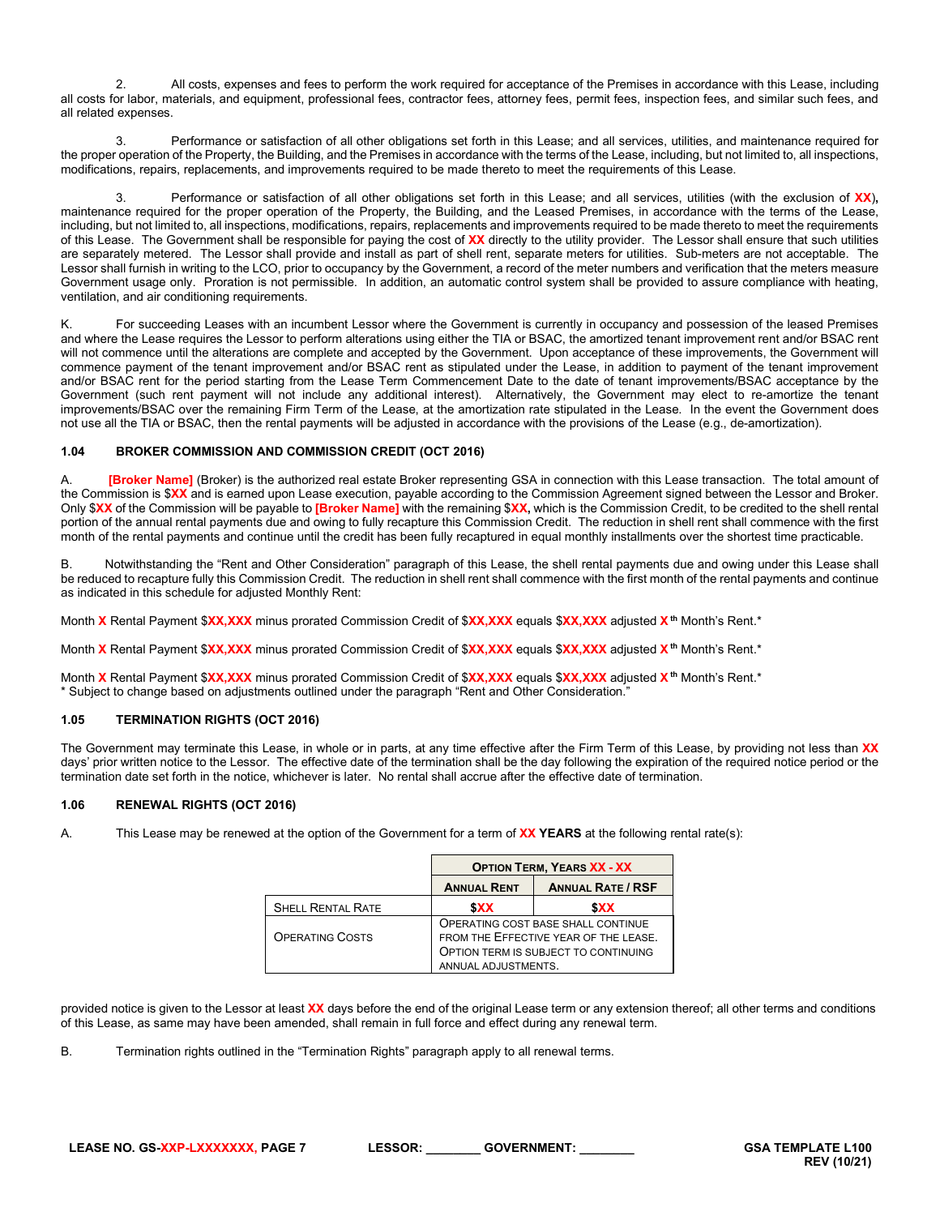2. All costs, expenses and fees to perform the work required for acceptance of the Premises in accordance with this Lease, including all costs for labor, materials, and equipment, professional fees, contractor fees, attorney fees, permit fees, inspection fees, and similar such fees, and all related expenses.

3. Performance or satisfaction of all other obligations set forth in this Lease; and all services, utilities, and maintenance required for the proper operation of the Property, the Building, and the Premises in accordance with the terms of the Lease, including, but not limited to, all inspections, modifications, repairs, replacements, and improvements required to be made thereto to meet the requirements of this Lease.

3. Performance or satisfaction of all other obligations set forth in this Lease; and all services, utilities (with the exclusion of **XX**), maintenance required for the proper operation of the Property, the Building, and the Leased Premises, in accordance with the terms of the Lease, including, but not limited to, all inspections, modifications, repairs, replacements and improvements required to be made thereto to meet the requirements of this Lease. The Government shall be responsible for paying the cost of **XX** directly to the utility provider. The Lessor shall ensure that such utilities are separately metered. The Lessor shall provide and install as part of shell rent, separate meters for utilities. Sub-meters are not acceptable. The Lessor shall furnish in writing to the LCO, prior to occupancy by the Government, a record of the meter numbers and verification that the meters measure Government usage only. Proration is not permissible. In addition, an automatic control system shall be provided to assure compliance with heating, ventilation, and air conditioning requirements.

K. For succeeding Leases with an incumbent Lessor where the Government is currently in occupancy and possession of the leased Premises and where the Lease requires the Lessor to perform alterations using either the TIA or BSAC, the amortized tenant improvement rent and/or BSAC rent will not commence until the alterations are complete and accepted by the Government. Upon acceptance of these improvements, the Government will commence payment of the tenant improvement and/or BSAC rent as stipulated under the Lease, in addition to payment of the tenant improvement and/or BSAC rent for the period starting from the Lease Term Commencement Date to the date of tenant improvements/BSAC acceptance by the Government (such rent payment will not include any additional interest). Alternatively, the Government may elect to re-amortize the tenant improvements/BSAC over the remaining Firm Term of the Lease, at the amortization rate stipulated in the Lease. In the event the Government does not use all the TIA or BSAC, then the rental payments will be adjusted in accordance with the provisions of the Lease (e.g., de-amortization).

### 1.04 BROKER COMMISSION AND COMMISSION CREDIT (OCT 2016)

A. **[Broker Name]** (Broker) is the authorized real estate Broker representing GSA in connection with this Lease transaction. The total amount of the Commission is $**XX** and is earned upon Lease execution, payable according to the Commission Agreement signed between the Lessor and Broker. Only $**XX** of the Commission will be payable to **[Broker Name]** with the remaining $**XX**, which is the Commission Credit, to be credited to the shell rental portion of the annual rental payments due and owing to fully recapture this Commission Credit. The reduction in shell rent shall commence with the first month of the rental payments and continue until the credit has been fully recaptured in equal monthly installments over the shortest time practicable.

B. Notwithstanding the "Rent and Other Consideration" paragraph of this Lease, the shell rental payments due and owing under this Lease shall be reduced to recapture fully this Commission Credit. The reduction in shell rent shall commence with the first month of the rental payments and continue as indicated in this schedule for adjusted Monthly Rent:

Month **X** Rental Payment $**XX,XXX** minus prorated Commission Credit of $**XX,XXX** equals $**XX,XXX** adjusted **X** th Month's Rent.*

Month **X** Rental Payment $**XX,XXX** minus prorated Commission Credit of $**XX,XXX** equals $**XX,XXX** adjusted **X** th Month's Rent.*

Month **X** Rental Payment $**XX,XXX** minus prorated Commission Credit of $**XX,XXX** equals $**XX,XXX** adjusted **X** th Month's Rent.*
* Subject to change based on adjustments outlined under the paragraph "Rent and Other Consideration."

### 1.05 TERMINATION RIGHTS (OCT 2016)

The Government may terminate this Lease, in whole or in parts, at any time effective after the Firm Term of this Lease, by providing not less than **XX** days' prior written notice to the Lessor. The effective date of the termination shall be the day following the expiration of the required notice period or the termination date set forth in the notice, whichever is later. No rental shall accrue after the effective date of termination.

### 1.06 RENEWAL RIGHTS (OCT 2016)

A. This Lease may be renewed at the option of the Government for a term of **XX YEARS** at the following rental rate(s):

| | **OPTION TERM, YEARS XX - XX** | |
|---|---|---|
| | **ANNUAL RENT** | **ANNUAL RATE / RSF** |
| SHELL RENTAL RATE | **$XX** | **$XX** |
| OPERATING COSTS | OPERATING COST BASE SHALL CONTINUE FROM THE EFFECTIVE YEAR OF THE LEASE. OPTION TERM IS SUBJECT TO CONTINUING ANNUAL ADJUSTMENTS. | |

provided notice is given to the Lessor at least **XX** days before the end of the original Lease term or any extension thereof; all other terms and conditions of this Lease, as same may have been amended, shall remain in full force and effect during any renewal term.

B. Termination rights outlined in the "Termination Rights" paragraph apply to all renewal terms.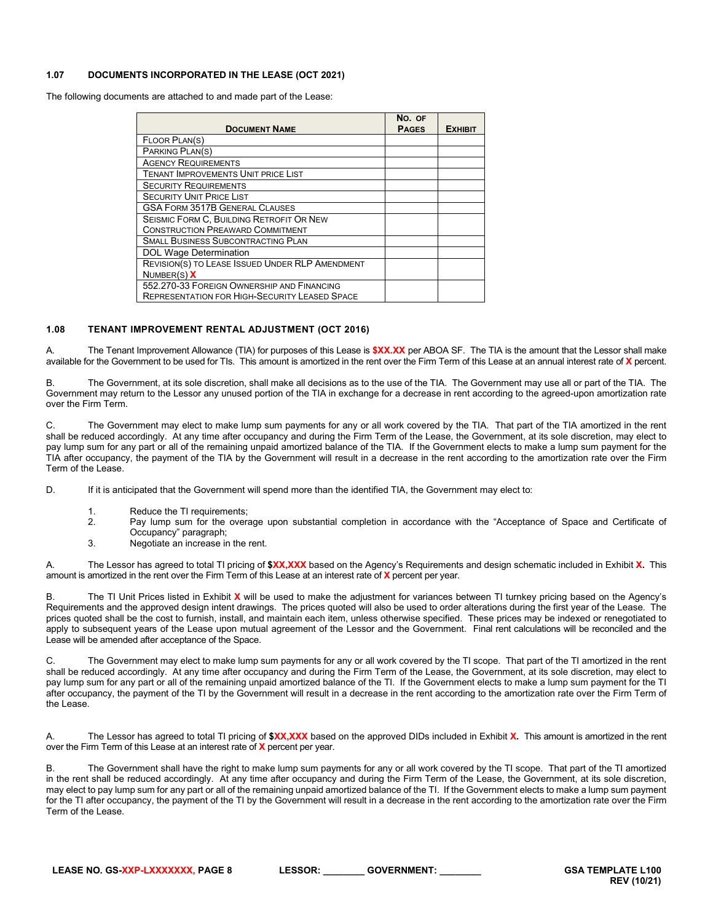### 1.07 DOCUMENTS INCORPORATED IN THE LEASE (OCT 2021)

The following documents are attached to and made part of the Lease:

| Document Name | No. of Pages | Exhibit |
|---|---|---|
| Floor Plan(s) | | |
| Parking Plan(s) | | |
| Agency Requirements | | |
| Tenant Improvements Unit price List | | |
| Security Requirements | | |
| Security Unit Price List | | |
| GSA Form 3517B General Clauses | | |
| Seismic Form C, Building Retrofit Or New Construction Preaward Commitment | | |
| Small Business Subcontracting Plan | | |
| DOL Wage Determination | | |
| Revision(s) to Lease Issued Under RLP Amendment Number(s) X | | |
| 552.270-33 Foreign Ownership and Financing Representation for High-Security Leased Space | | |

### 1.08 TENANT IMPROVEMENT RENTAL ADJUSTMENT (OCT 2016)

A. The Tenant Improvement Allowance (TIA) for purposes of this Lease is **$XX.XX** per ABOA SF. The TIA is the amount that the Lessor shall make available for the Government to be used for TIs. This amount is amortized in the rent over the Firm Term of this Lease at an annual interest rate of **X** percent.

B. The Government, at its sole discretion, shall make all decisions as to the use of the TIA. The Government may use all or part of the TIA. The Government may return to the Lessor any unused portion of the TIA in exchange for a decrease in rent according to the agreed-upon amortization rate over the Firm Term.

C. The Government may elect to make lump sum payments for any or all work covered by the TIA. That part of the TIA amortized in the rent shall be reduced accordingly. At any time after occupancy and during the Firm Term of the Lease, the Government, at its sole discretion, may elect to pay lump sum for any part or all of the remaining unpaid amortized balance of the TIA. If the Government elects to make a lump sum payment for the TIA after occupancy, the payment of the TIA by the Government will result in a decrease in the rent according to the amortization rate over the Firm Term of the Lease.

D. If it is anticipated that the Government will spend more than the identified TIA, the Government may elect to:

1. Reduce the TI requirements;
2. Pay lump sum for the overage upon substantial completion in accordance with the "Acceptance of Space and Certificate of Occupancy" paragraph;
3. Negotiate an increase in the rent.

A. The Lessor has agreed to total TI pricing of **$XX,XXX** based on the Agency's Requirements and design schematic included in Exhibit **X.** This amount is amortized in the rent over the Firm Term of this Lease at an interest rate of **X** percent per year.

B. The TI Unit Prices listed in Exhibit **X** will be used to make the adjustment for variances between TI turnkey pricing based on the Agency's Requirements and the approved design intent drawings. The prices quoted will also be used to order alterations during the first year of the Lease. The prices quoted shall be the cost to furnish, install, and maintain each item, unless otherwise specified. These prices may be indexed or renegotiated to apply to subsequent years of the Lease upon mutual agreement of the Lessor and the Government. Final rent calculations will be reconciled and the Lease will be amended after acceptance of the Space.

C. The Government may elect to make lump sum payments for any or all work covered by the TI scope. That part of the TI amortized in the rent shall be reduced accordingly. At any time after occupancy and during the Firm Term of the Lease, the Government, at its sole discretion, may elect to pay lump sum for any part or all of the remaining unpaid amortized balance of the TI. If the Government elects to make a lump sum payment for the TI after occupancy, the payment of the TI by the Government will result in a decrease in the rent according to the amortization rate over the Firm Term of the Lease.

A. The Lessor has agreed to total TI pricing of **$XX,XXX** based on the approved DIDs included in Exhibit **X.** This amount is amortized in the rent over the Firm Term of this Lease at an interest rate of **X** percent per year.

B. The Government shall have the right to make lump sum payments for any or all work covered by the TI scope. That part of the TI amortized in the rent shall be reduced accordingly. At any time after occupancy and during the Firm Term of the Lease, the Government, at its sole discretion, may elect to pay lump sum for any part or all of the remaining unpaid amortized balance of the TI. If the Government elects to make a lump sum payment for the TI after occupancy, the payment of the TI by the Government will result in a decrease in the rent according to the amortization rate over the Firm Term of the Lease.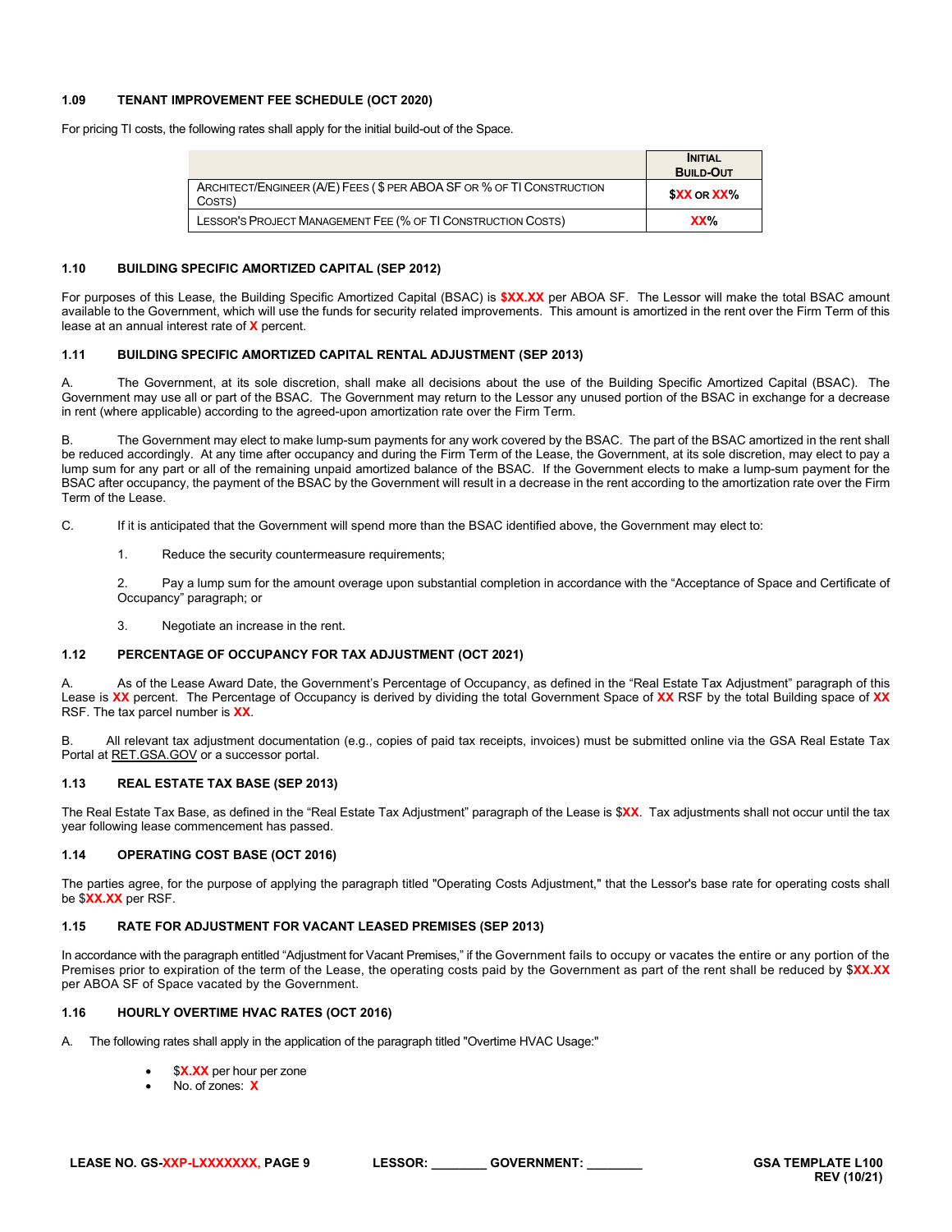### 1.09 TENANT IMPROVEMENT FEE SCHEDULE (OCT 2020)

For pricing TI costs, the following rates shall apply for the initial build-out of the Space.

| | Initial Build-Out |
|---|---|
| Architect/Engineer (A/E) Fees ( $ per ABOA SF or % of TI Construction Costs) | $XX or XX% |
| Lessor's Project Management Fee (% of TI Construction Costs) | XX% |

### 1.10 BUILDING SPECIFIC AMORTIZED CAPITAL (SEP 2012)

For purposes of this Lease, the Building Specific Amortized Capital (BSAC) is **$XX.XX** per ABOA SF. The Lessor will make the total BSAC amount available to the Government, which will use the funds for security related improvements. This amount is amortized in the rent over the Firm Term of this lease at an annual interest rate of **X** percent.

### 1.11 BUILDING SPECIFIC AMORTIZED CAPITAL RENTAL ADJUSTMENT (SEP 2013)

A. The Government, at its sole discretion, shall make all decisions about the use of the Building Specific Amortized Capital (BSAC). The Government may use all or part of the BSAC. The Government may return to the Lessor any unused portion of the BSAC in exchange for a decrease in rent (where applicable) according to the agreed-upon amortization rate over the Firm Term.

B. The Government may elect to make lump-sum payments for any work covered by the BSAC. The part of the BSAC amortized in the rent shall be reduced accordingly. At any time after occupancy and during the Firm Term of the Lease, the Government, at its sole discretion, may elect to pay a lump sum for any part or all of the remaining unpaid amortized balance of the BSAC. If the Government elects to make a lump-sum payment for the BSAC after occupancy, the payment of the BSAC by the Government will result in a decrease in the rent according to the amortization rate over the Firm Term of the Lease.

C. If it is anticipated that the Government will spend more than the BSAC identified above, the Government may elect to:

1. Reduce the security countermeasure requirements;

2. Pay a lump sum for the amount overage upon substantial completion in accordance with the "Acceptance of Space and Certificate of Occupancy" paragraph; or

3. Negotiate an increase in the rent.

### 1.12 PERCENTAGE OF OCCUPANCY FOR TAX ADJUSTMENT (OCT 2021)

A. As of the Lease Award Date, the Government's Percentage of Occupancy, as defined in the "Real Estate Tax Adjustment" paragraph of this Lease is **XX** percent. The Percentage of Occupancy is derived by dividing the total Government Space of **XX** RSF by the total Building space of **XX** RSF. The tax parcel number is **XX**.

B. All relevant tax adjustment documentation (e.g., copies of paid tax receipts, invoices) must be submitted online via the GSA Real Estate Tax Portal at RET.GSA.GOV or a successor portal.

### 1.13 REAL ESTATE TAX BASE (SEP 2013)

The Real Estate Tax Base, as defined in the "Real Estate Tax Adjustment" paragraph of the Lease is $**XX**. Tax adjustments shall not occur until the tax year following lease commencement has passed.

### 1.14 OPERATING COST BASE (OCT 2016)

The parties agree, for the purpose of applying the paragraph titled "Operating Costs Adjustment," that the Lessor's base rate for operating costs shall be $**XX.XX** per RSF.

### 1.15 RATE FOR ADJUSTMENT FOR VACANT LEASED PREMISES (SEP 2013)

In accordance with the paragraph entitled "Adjustment for Vacant Premises," if the Government fails to occupy or vacates the entire or any portion of the Premises prior to expiration of the term of the Lease, the operating costs paid by the Government as part of the rent shall be reduced by $**XX.XX** per ABOA SF of Space vacated by the Government.

### 1.16 HOURLY OVERTIME HVAC RATES (OCT 2016)

A. The following rates shall apply in the application of the paragraph titled "Overtime HVAC Usage:"

- $**X.XX** per hour per zone
- No. of zones: **X**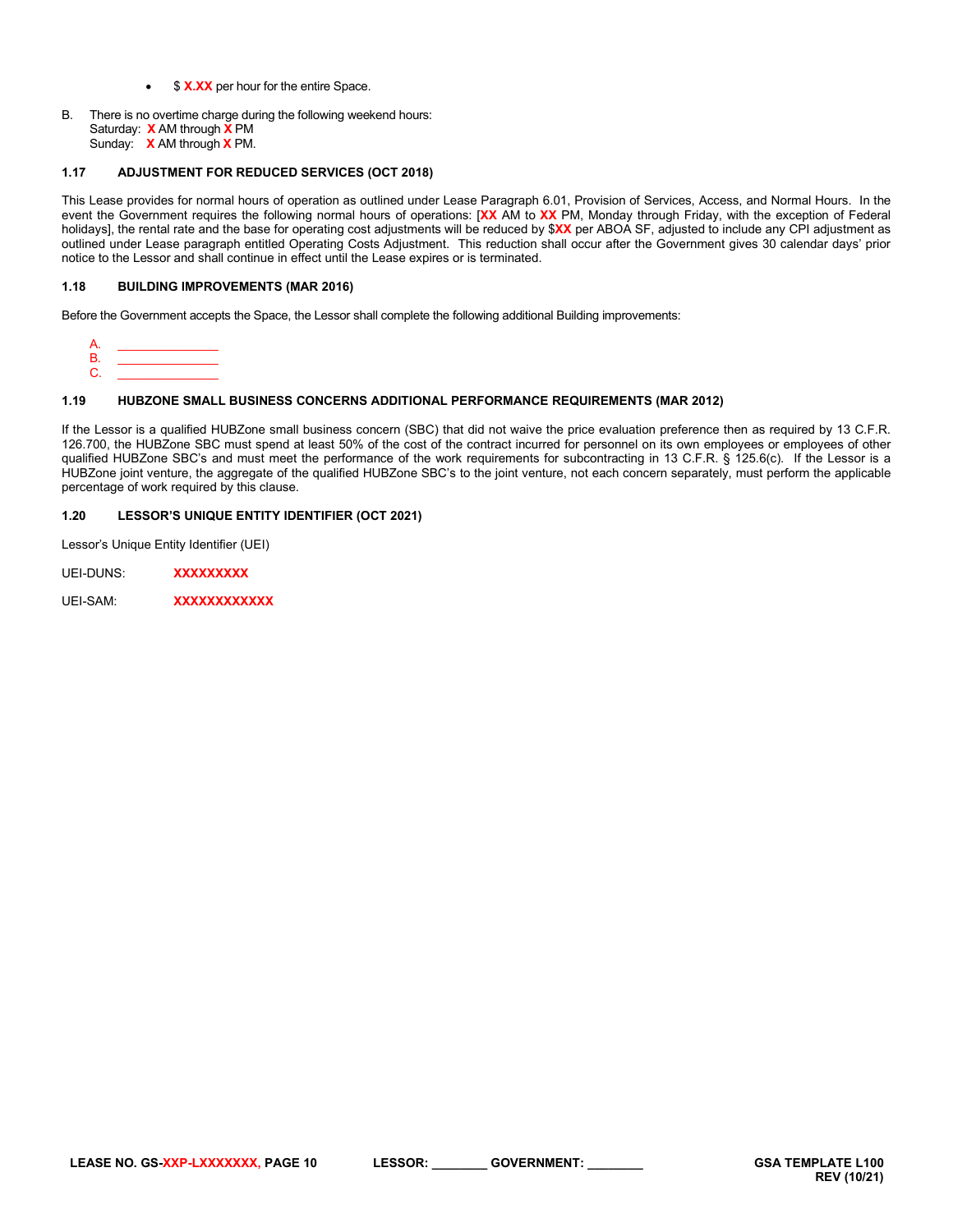- $ **X.XX** per hour for the entire Space.

B. There is no overtime charge during the following weekend hours:
Saturday: **X** AM through **X** PM
Sunday: **X** AM through **X** PM.

### 1.17 ADJUSTMENT FOR REDUCED SERVICES (OCT 2018)

This Lease provides for normal hours of operation as outlined under Lease Paragraph 6.01, Provision of Services, Access, and Normal Hours. In the event the Government requires the following normal hours of operations: [**XX** AM to **XX** PM, Monday through Friday, with the exception of Federal holidays], the rental rate and the base for operating cost adjustments will be reduced by $**XX** per ABOA SF, adjusted to include any CPI adjustment as outlined under Lease paragraph entitled Operating Costs Adjustment. This reduction shall occur after the Government gives 30 calendar days' prior notice to the Lessor and shall continue in effect until the Lease expires or is terminated.

### 1.18 BUILDING IMPROVEMENTS (MAR 2016)

Before the Government accepts the Space, the Lessor shall complete the following additional Building improvements:

A. _______________
B. _______________
C. _______________

### 1.19 HUBZONE SMALL BUSINESS CONCERNS ADDITIONAL PERFORMANCE REQUIREMENTS (MAR 2012)

If the Lessor is a qualified HUBZone small business concern (SBC) that did not waive the price evaluation preference then as required by 13 C.F.R. 126.700, the HUBZone SBC must spend at least 50% of the cost of the contract incurred for personnel on its own employees or employees of other qualified HUBZone SBC's and must meet the performance of the work requirements for subcontracting in 13 C.F.R. § 125.6(c). If the Lessor is a HUBZone joint venture, the aggregate of the qualified HUBZone SBC's to the joint venture, not each concern separately, must perform the applicable percentage of work required by this clause.

### 1.20 LESSOR'S UNIQUE ENTITY IDENTIFIER (OCT 2021)

Lessor's Unique Entity Identifier (UEI)

UEI-DUNS: **XXXXXXXXX**

UEI-SAM: **XXXXXXXXXXXX**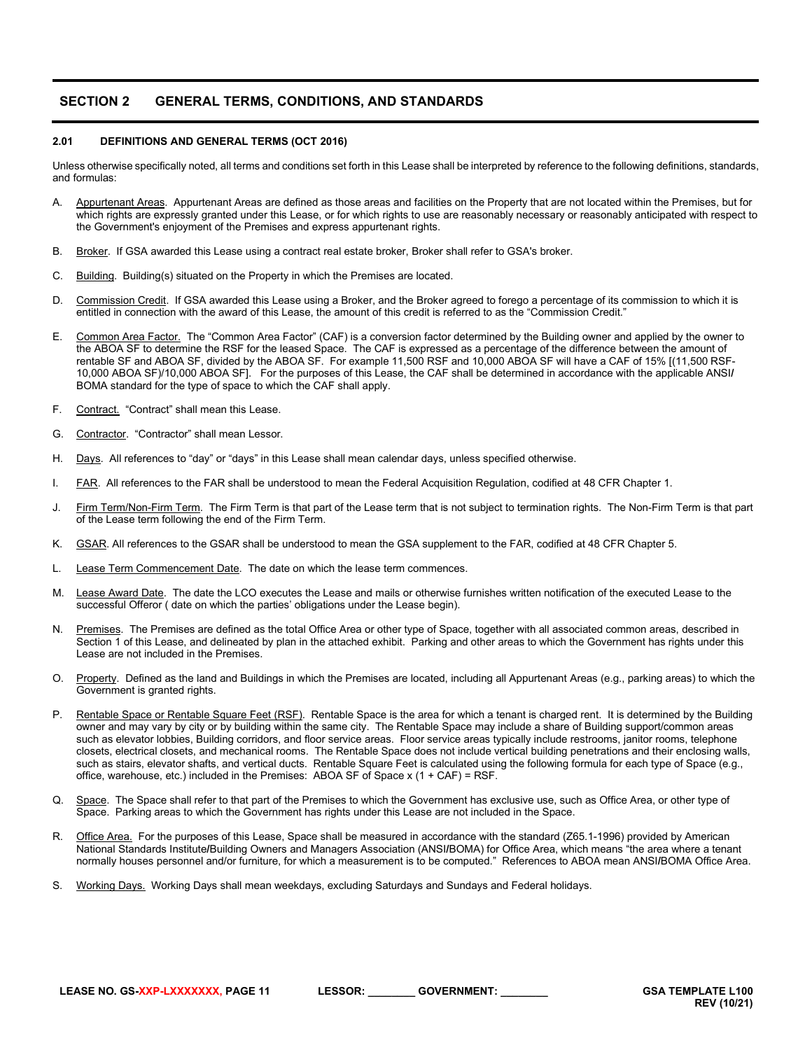## SECTION 2 GENERAL TERMS, CONDITIONS, AND STANDARDS

### 2.01 DEFINITIONS AND GENERAL TERMS (OCT 2016)

Unless otherwise specifically noted, all terms and conditions set forth in this Lease shall be interpreted by reference to the following definitions, standards, and formulas:

A. Appurtenant Areas. Appurtenant Areas are defined as those areas and facilities on the Property that are not located within the Premises, but for which rights are expressly granted under this Lease, or for which rights to use are reasonably necessary or reasonably anticipated with respect to the Government's enjoyment of the Premises and express appurtenant rights.

B. Broker. If GSA awarded this Lease using a contract real estate broker, Broker shall refer to GSA's broker.

C. Building. Building(s) situated on the Property in which the Premises are located.

D. Commission Credit. If GSA awarded this Lease using a Broker, and the Broker agreed to forego a percentage of its commission to which it is entitled in connection with the award of this Lease, the amount of this credit is referred to as the "Commission Credit."

E. Common Area Factor. The "Common Area Factor" (CAF) is a conversion factor determined by the Building owner and applied by the owner to the ABOA SF to determine the RSF for the leased Space. The CAF is expressed as a percentage of the difference between the amount of rentable SF and ABOA SF, divided by the ABOA SF. For example 11,500 RSF and 10,000 ABOA SF will have a CAF of 15% [(11,500 RSF-10,000 ABOA SF)/10,000 ABOA SF]. For the purposes of this Lease, the CAF shall be determined in accordance with the applicable ANSI/BOMA standard for the type of space to which the CAF shall apply.

F. Contract. "Contract" shall mean this Lease.

G. Contractor. "Contractor" shall mean Lessor.

H. Days. All references to "day" or "days" in this Lease shall mean calendar days, unless specified otherwise.

I. FAR. All references to the FAR shall be understood to mean the Federal Acquisition Regulation, codified at 48 CFR Chapter 1.

J. Firm Term/Non-Firm Term. The Firm Term is that part of the Lease term that is not subject to termination rights. The Non-Firm Term is that part of the Lease term following the end of the Firm Term.

K. GSAR. All references to the GSAR shall be understood to mean the GSA supplement to the FAR, codified at 48 CFR Chapter 5.

L. Lease Term Commencement Date. The date on which the lease term commences.

M. Lease Award Date. The date the LCO executes the Lease and mails or otherwise furnishes written notification of the executed Lease to the successful Offeror ( date on which the parties' obligations under the Lease begin).

N. Premises. The Premises are defined as the total Office Area or other type of Space, together with all associated common areas, described in Section 1 of this Lease, and delineated by plan in the attached exhibit. Parking and other areas to which the Government has rights under this Lease are not included in the Premises.

O. Property. Defined as the land and Buildings in which the Premises are located, including all Appurtenant Areas (e.g., parking areas) to which the Government is granted rights.

P. Rentable Space or Rentable Square Feet (RSF). Rentable Space is the area for which a tenant is charged rent. It is determined by the Building owner and may vary by city or by building within the same city. The Rentable Space may include a share of Building support/common areas such as elevator lobbies, Building corridors, and floor service areas. Floor service areas typically include restrooms, janitor rooms, telephone closets, electrical closets, and mechanical rooms. The Rentable Space does not include vertical building penetrations and their enclosing walls, such as stairs, elevator shafts, and vertical ducts. Rentable Square Feet is calculated using the following formula for each type of Space (e.g., office, warehouse, etc.) included in the Premises: ABOA SF of Space x (1 + CAF) = RSF.

Q. Space. The Space shall refer to that part of the Premises to which the Government has exclusive use, such as Office Area, or other type of Space. Parking areas to which the Government has rights under this Lease are not included in the Space.

R. Office Area. For the purposes of this Lease, Space shall be measured in accordance with the standard (Z65.1-1996) provided by American National Standards Institute/Building Owners and Managers Association (ANSI/BOMA) for Office Area, which means "the area where a tenant normally houses personnel and/or furniture, for which a measurement is to be computed." References to ABOA mean ANSI/BOMA Office Area.

S. Working Days. Working Days shall mean weekdays, excluding Saturdays and Sundays and Federal holidays.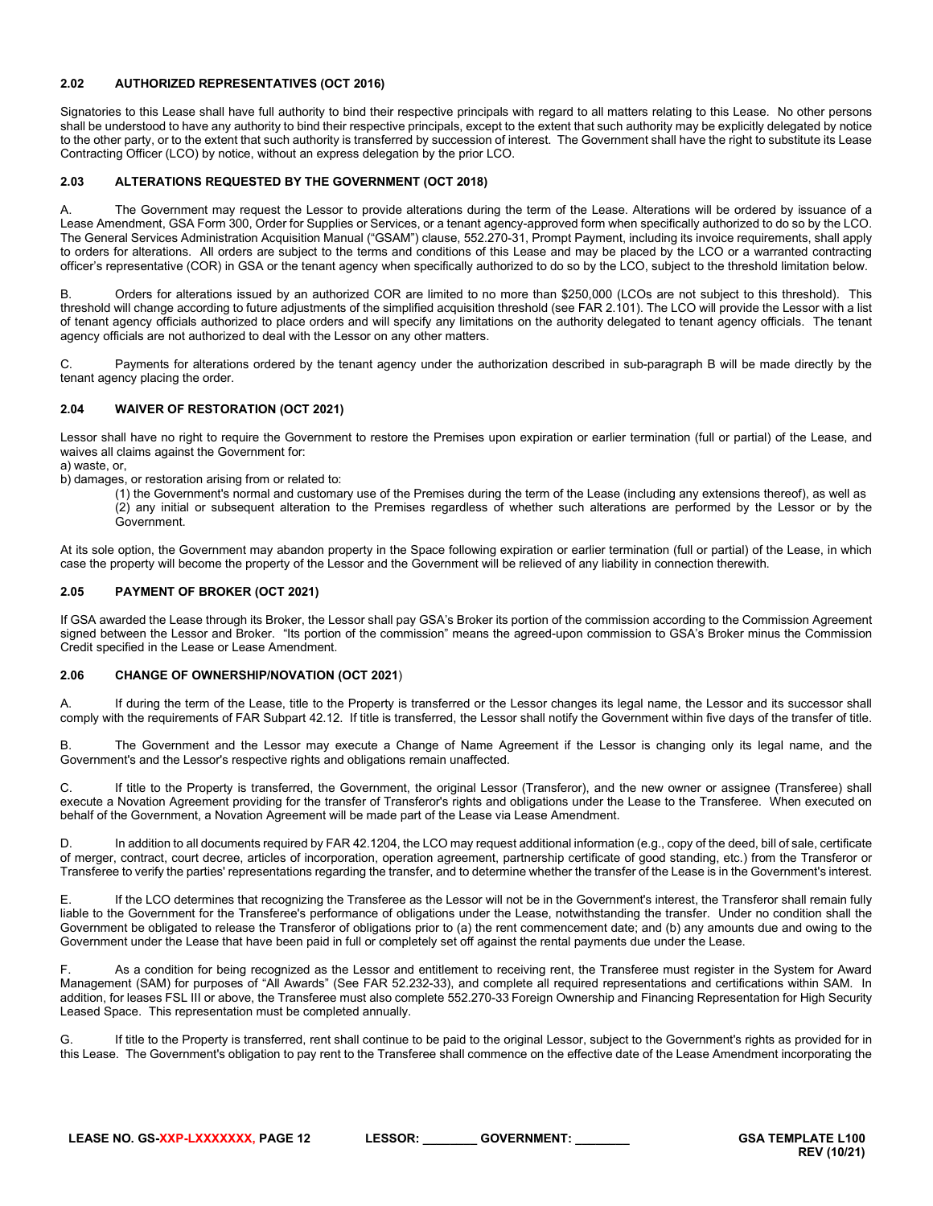### 2.02 AUTHORIZED REPRESENTATIVES (OCT 2016)

Signatories to this Lease shall have full authority to bind their respective principals with regard to all matters relating to this Lease. No other persons shall be understood to have any authority to bind their respective principals, except to the extent that such authority may be explicitly delegated by notice to the other party, or to the extent that such authority is transferred by succession of interest. The Government shall have the right to substitute its Lease Contracting Officer (LCO) by notice, without an express delegation by the prior LCO.

### 2.03 ALTERATIONS REQUESTED BY THE GOVERNMENT (OCT 2018)

A. The Government may request the Lessor to provide alterations during the term of the Lease. Alterations will be ordered by issuance of a Lease Amendment, GSA Form 300, Order for Supplies or Services, or a tenant agency-approved form when specifically authorized to do so by the LCO. The General Services Administration Acquisition Manual ("GSAM") clause, 552.270-31, Prompt Payment, including its invoice requirements, shall apply to orders for alterations. All orders are subject to the terms and conditions of this Lease and may be placed by the LCO or a warranted contracting officer's representative (COR) in GSA or the tenant agency when specifically authorized to do so by the LCO, subject to the threshold limitation below.

B. Orders for alterations issued by an authorized COR are limited to no more than $250,000 (LCOs are not subject to this threshold). This threshold will change according to future adjustments of the simplified acquisition threshold (see FAR 2.101). The LCO will provide the Lessor with a list of tenant agency officials authorized to place orders and will specify any limitations on the authority delegated to tenant agency officials. The tenant agency officials are not authorized to deal with the Lessor on any other matters.

C. Payments for alterations ordered by the tenant agency under the authorization described in sub-paragraph B will be made directly by the tenant agency placing the order.

### 2.04 WAIVER OF RESTORATION (OCT 2021)

Lessor shall have no right to require the Government to restore the Premises upon expiration or earlier termination (full or partial) of the Lease, and waives all claims against the Government for:

a) waste, or,

b) damages, or restoration arising from or related to:

(1) the Government's normal and customary use of the Premises during the term of the Lease (including any extensions thereof), as well as

(2) any initial or subsequent alteration to the Premises regardless of whether such alterations are performed by the Lessor or by the Government.

At its sole option, the Government may abandon property in the Space following expiration or earlier termination (full or partial) of the Lease, in which case the property will become the property of the Lessor and the Government will be relieved of any liability in connection therewith.

### 2.05 PAYMENT OF BROKER (OCT 2021)

If GSA awarded the Lease through its Broker, the Lessor shall pay GSA's Broker its portion of the commission according to the Commission Agreement signed between the Lessor and Broker. "Its portion of the commission" means the agreed-upon commission to GSA's Broker minus the Commission Credit specified in the Lease or Lease Amendment.

### 2.06 CHANGE OF OWNERSHIP/NOVATION (OCT 2021)

A. If during the term of the Lease, title to the Property is transferred or the Lessor changes its legal name, the Lessor and its successor shall comply with the requirements of FAR Subpart 42.12. If title is transferred, the Lessor shall notify the Government within five days of the transfer of title.

B. The Government and the Lessor may execute a Change of Name Agreement if the Lessor is changing only its legal name, and the Government's and the Lessor's respective rights and obligations remain unaffected.

C. If title to the Property is transferred, the Government, the original Lessor (Transferor), and the new owner or assignee (Transferee) shall execute a Novation Agreement providing for the transfer of Transferor's rights and obligations under the Lease to the Transferee. When executed on behalf of the Government, a Novation Agreement will be made part of the Lease via Lease Amendment.

D. In addition to all documents required by FAR 42.1204, the LCO may request additional information (e.g., copy of the deed, bill of sale, certificate of merger, contract, court decree, articles of incorporation, operation agreement, partnership certificate of good standing, etc.) from the Transferor or Transferee to verify the parties' representations regarding the transfer, and to determine whether the transfer of the Lease is in the Government's interest.

E. If the LCO determines that recognizing the Transferee as the Lessor will not be in the Government's interest, the Transferor shall remain fully liable to the Government for the Transferee's performance of obligations under the Lease, notwithstanding the transfer. Under no condition shall the Government be obligated to release the Transferor of obligations prior to (a) the rent commencement date; and (b) any amounts due and owing to the Government under the Lease that have been paid in full or completely set off against the rental payments due under the Lease.

F. As a condition for being recognized as the Lessor and entitlement to receiving rent, the Transferee must register in the System for Award Management (SAM) for purposes of "All Awards" (See FAR 52.232-33), and complete all required representations and certifications within SAM. In addition, for leases FSL III or above, the Transferee must also complete 552.270-33 Foreign Ownership and Financing Representation for High Security Leased Space. This representation must be completed annually.

G. If title to the Property is transferred, rent shall continue to be paid to the original Lessor, subject to the Government's rights as provided for in this Lease. The Government's obligation to pay rent to the Transferee shall commence on the effective date of the Lease Amendment incorporating the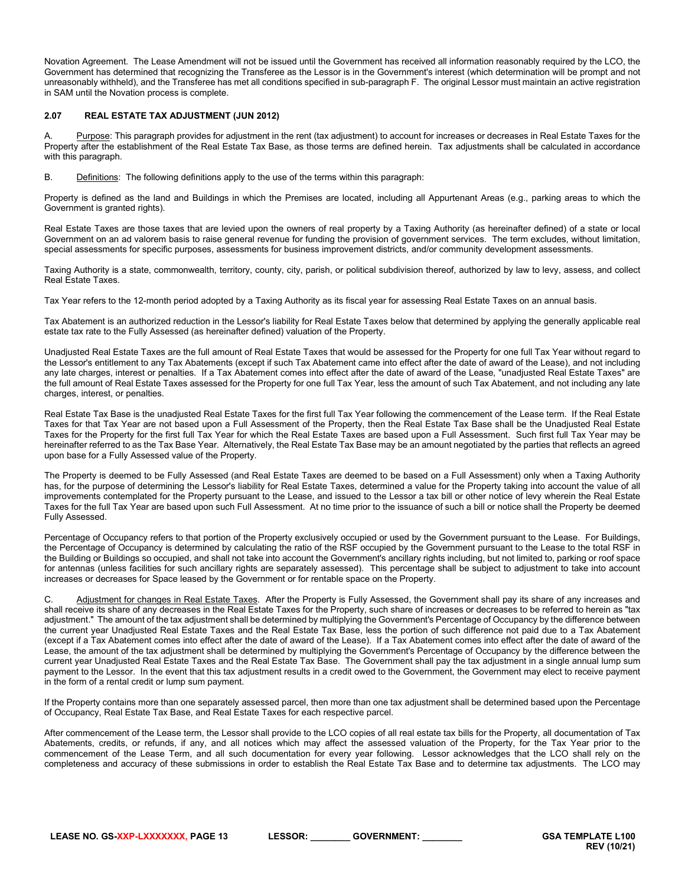Novation Agreement. The Lease Amendment will not be issued until the Government has received all information reasonably required by the LCO, the Government has determined that recognizing the Transferee as the Lessor is in the Government's interest (which determination will be prompt and not unreasonably withheld), and the Transferee has met all conditions specified in sub-paragraph F. The original Lessor must maintain an active registration in SAM until the Novation process is complete.

#### 2.07 REAL ESTATE TAX ADJUSTMENT (JUN 2012)

A. Purpose: This paragraph provides for adjustment in the rent (tax adjustment) to account for increases or decreases in Real Estate Taxes for the Property after the establishment of the Real Estate Tax Base, as those terms are defined herein. Tax adjustments shall be calculated in accordance with this paragraph.

B. Definitions: The following definitions apply to the use of the terms within this paragraph:

Property is defined as the land and Buildings in which the Premises are located, including all Appurtenant Areas (e.g., parking areas to which the Government is granted rights).

Real Estate Taxes are those taxes that are levied upon the owners of real property by a Taxing Authority (as hereinafter defined) of a state or local Government on an ad valorem basis to raise general revenue for funding the provision of government services. The term excludes, without limitation, special assessments for specific purposes, assessments for business improvement districts, and/or community development assessments.

Taxing Authority is a state, commonwealth, territory, county, city, parish, or political subdivision thereof, authorized by law to levy, assess, and collect Real Estate Taxes.

Tax Year refers to the 12-month period adopted by a Taxing Authority as its fiscal year for assessing Real Estate Taxes on an annual basis.

Tax Abatement is an authorized reduction in the Lessor's liability for Real Estate Taxes below that determined by applying the generally applicable real estate tax rate to the Fully Assessed (as hereinafter defined) valuation of the Property.

Unadjusted Real Estate Taxes are the full amount of Real Estate Taxes that would be assessed for the Property for one full Tax Year without regard to the Lessor's entitlement to any Tax Abatements (except if such Tax Abatement came into effect after the date of award of the Lease), and not including any late charges, interest or penalties. If a Tax Abatement comes into effect after the date of award of the Lease, "unadjusted Real Estate Taxes" are the full amount of Real Estate Taxes assessed for the Property for one full Tax Year, less the amount of such Tax Abatement, and not including any late charges, interest, or penalties.

Real Estate Tax Base is the unadjusted Real Estate Taxes for the first full Tax Year following the commencement of the Lease term. If the Real Estate Taxes for that Tax Year are not based upon a Full Assessment of the Property, then the Real Estate Tax Base shall be the Unadjusted Real Estate Taxes for the Property for the first full Tax Year for which the Real Estate Taxes are based upon a Full Assessment. Such first full Tax Year may be hereinafter referred to as the Tax Base Year. Alternatively, the Real Estate Tax Base may be an amount negotiated by the parties that reflects an agreed upon base for a Fully Assessed value of the Property.

The Property is deemed to be Fully Assessed (and Real Estate Taxes are deemed to be based on a Full Assessment) only when a Taxing Authority has, for the purpose of determining the Lessor's liability for Real Estate Taxes, determined a value for the Property taking into account the value of all improvements contemplated for the Property pursuant to the Lease, and issued to the Lessor a tax bill or other notice of levy wherein the Real Estate Taxes for the full Tax Year are based upon such Full Assessment. At no time prior to the issuance of such a bill or notice shall the Property be deemed Fully Assessed.

Percentage of Occupancy refers to that portion of the Property exclusively occupied or used by the Government pursuant to the Lease. For Buildings, the Percentage of Occupancy is determined by calculating the ratio of the RSF occupied by the Government pursuant to the Lease to the total RSF in the Building or Buildings so occupied, and shall not take into account the Government's ancillary rights including, but not limited to, parking or roof space for antennas (unless facilities for such ancillary rights are separately assessed). This percentage shall be subject to adjustment to take into account increases or decreases for Space leased by the Government or for rentable space on the Property.

C. Adjustment for changes in Real Estate Taxes. After the Property is Fully Assessed, the Government shall pay its share of any increases and shall receive its share of any decreases in the Real Estate Taxes for the Property, such share of increases or decreases to be referred to herein as "tax adjustment." The amount of the tax adjustment shall be determined by multiplying the Government's Percentage of Occupancy by the difference between the current year Unadjusted Real Estate Taxes and the Real Estate Tax Base, less the portion of such difference not paid due to a Tax Abatement (except if a Tax Abatement comes into effect after the date of award of the Lease). If a Tax Abatement comes into effect after the date of award of the Lease, the amount of the tax adjustment shall be determined by multiplying the Government's Percentage of Occupancy by the difference between the current year Unadjusted Real Estate Taxes and the Real Estate Tax Base. The Government shall pay the tax adjustment in a single annual lump sum payment to the Lessor. In the event that this tax adjustment results in a credit owed to the Government, the Government may elect to receive payment in the form of a rental credit or lump sum payment.

If the Property contains more than one separately assessed parcel, then more than one tax adjustment shall be determined based upon the Percentage of Occupancy, Real Estate Tax Base, and Real Estate Taxes for each respective parcel.

After commencement of the Lease term, the Lessor shall provide to the LCO copies of all real estate tax bills for the Property, all documentation of Tax Abatements, credits, or refunds, if any, and all notices which may affect the assessed valuation of the Property, for the Tax Year prior to the commencement of the Lease Term, and all such documentation for every year following. Lessor acknowledges that the LCO shall rely on the completeness and accuracy of these submissions in order to establish the Real Estate Tax Base and to determine tax adjustments. The LCO may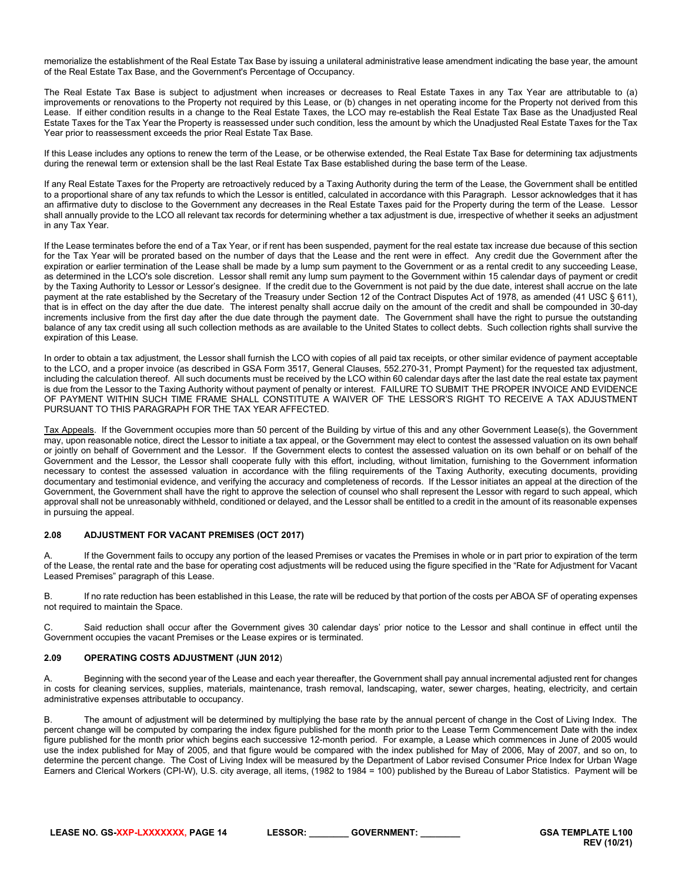memorialize the establishment of the Real Estate Tax Base by issuing a unilateral administrative lease amendment indicating the base year, the amount of the Real Estate Tax Base, and the Government's Percentage of Occupancy.

The Real Estate Tax Base is subject to adjustment when increases or decreases to Real Estate Taxes in any Tax Year are attributable to (a) improvements or renovations to the Property not required by this Lease, or (b) changes in net operating income for the Property not derived from this Lease. If either condition results in a change to the Real Estate Taxes, the LCO may re-establish the Real Estate Tax Base as the Unadjusted Real Estate Taxes for the Tax Year the Property is reassessed under such condition, less the amount by which the Unadjusted Real Estate Taxes for the Tax Year prior to reassessment exceeds the prior Real Estate Tax Base.

If this Lease includes any options to renew the term of the Lease, or be otherwise extended, the Real Estate Tax Base for determining tax adjustments during the renewal term or extension shall be the last Real Estate Tax Base established during the base term of the Lease.

If any Real Estate Taxes for the Property are retroactively reduced by a Taxing Authority during the term of the Lease, the Government shall be entitled to a proportional share of any tax refunds to which the Lessor is entitled, calculated in accordance with this Paragraph. Lessor acknowledges that it has an affirmative duty to disclose to the Government any decreases in the Real Estate Taxes paid for the Property during the term of the Lease. Lessor shall annually provide to the LCO all relevant tax records for determining whether a tax adjustment is due, irrespective of whether it seeks an adjustment in any Tax Year.

If the Lease terminates before the end of a Tax Year, or if rent has been suspended, payment for the real estate tax increase due because of this section for the Tax Year will be prorated based on the number of days that the Lease and the rent were in effect. Any credit due the Government after the expiration or earlier termination of the Lease shall be made by a lump sum payment to the Government or as a rental credit to any succeeding Lease, as determined in the LCO's sole discretion. Lessor shall remit any lump sum payment to the Government within 15 calendar days of payment or credit by the Taxing Authority to Lessor or Lessor's designee. If the credit due to the Government is not paid by the due date, interest shall accrue on the late payment at the rate established by the Secretary of the Treasury under Section 12 of the Contract Disputes Act of 1978, as amended (41 USC § 611), that is in effect on the day after the due date. The interest penalty shall accrue daily on the amount of the credit and shall be compounded in 30-day increments inclusive from the first day after the due date through the payment date. The Government shall have the right to pursue the outstanding balance of any tax credit using all such collection methods as are available to the United States to collect debts. Such collection rights shall survive the expiration of this Lease.

In order to obtain a tax adjustment, the Lessor shall furnish the LCO with copies of all paid tax receipts, or other similar evidence of payment acceptable to the LCO, and a proper invoice (as described in GSA Form 3517, General Clauses, 552.270-31, Prompt Payment) for the requested tax adjustment, including the calculation thereof. All such documents must be received by the LCO within 60 calendar days after the last date the real estate tax payment is due from the Lessor to the Taxing Authority without payment of penalty or interest. FAILURE TO SUBMIT THE PROPER INVOICE AND EVIDENCE OF PAYMENT WITHIN SUCH TIME FRAME SHALL CONSTITUTE A WAIVER OF THE LESSOR'S RIGHT TO RECEIVE A TAX ADJUSTMENT PURSUANT TO THIS PARAGRAPH FOR THE TAX YEAR AFFECTED.

Tax Appeals. If the Government occupies more than 50 percent of the Building by virtue of this and any other Government Lease(s), the Government may, upon reasonable notice, direct the Lessor to initiate a tax appeal, or the Government may elect to contest the assessed valuation on its own behalf or jointly on behalf of Government and the Lessor. If the Government elects to contest the assessed valuation on its own behalf or on behalf of the Government and the Lessor, the Lessor shall cooperate fully with this effort, including, without limitation, furnishing to the Government information necessary to contest the assessed valuation in accordance with the filing requirements of the Taxing Authority, executing documents, providing documentary and testimonial evidence, and verifying the accuracy and completeness of records. If the Lessor initiates an appeal at the direction of the Government, the Government shall have the right to approve the selection of counsel who shall represent the Lessor with regard to such appeal, which approval shall not be unreasonably withheld, conditioned or delayed, and the Lessor shall be entitled to a credit in the amount of its reasonable expenses in pursuing the appeal.

### 2.08 ADJUSTMENT FOR VACANT PREMISES (OCT 2017)

A. If the Government fails to occupy any portion of the leased Premises or vacates the Premises in whole or in part prior to expiration of the term of the Lease, the rental rate and the base for operating cost adjustments will be reduced using the figure specified in the "Rate for Adjustment for Vacant Leased Premises" paragraph of this Lease.

B. If no rate reduction has been established in this Lease, the rate will be reduced by that portion of the costs per ABOA SF of operating expenses not required to maintain the Space.

C. Said reduction shall occur after the Government gives 30 calendar days' prior notice to the Lessor and shall continue in effect until the Government occupies the vacant Premises or the Lease expires or is terminated.

### 2.09 OPERATING COSTS ADJUSTMENT (JUN 2012)

A. Beginning with the second year of the Lease and each year thereafter, the Government shall pay annual incremental adjusted rent for changes in costs for cleaning services, supplies, materials, maintenance, trash removal, landscaping, water, sewer charges, heating, electricity, and certain administrative expenses attributable to occupancy.

B. The amount of adjustment will be determined by multiplying the base rate by the annual percent of change in the Cost of Living Index. The percent change will be computed by comparing the index figure published for the month prior to the Lease Term Commencement Date with the index figure published for the month prior which begins each successive 12-month period. For example, a Lease which commences in June of 2005 would use the index published for May of 2005, and that figure would be compared with the index published for May of 2006, May of 2007, and so on, to determine the percent change. The Cost of Living Index will be measured by the Department of Labor revised Consumer Price Index for Urban Wage Earners and Clerical Workers (CPI-W), U.S. city average, all items, (1982 to 1984 = 100) published by the Bureau of Labor Statistics. Payment will be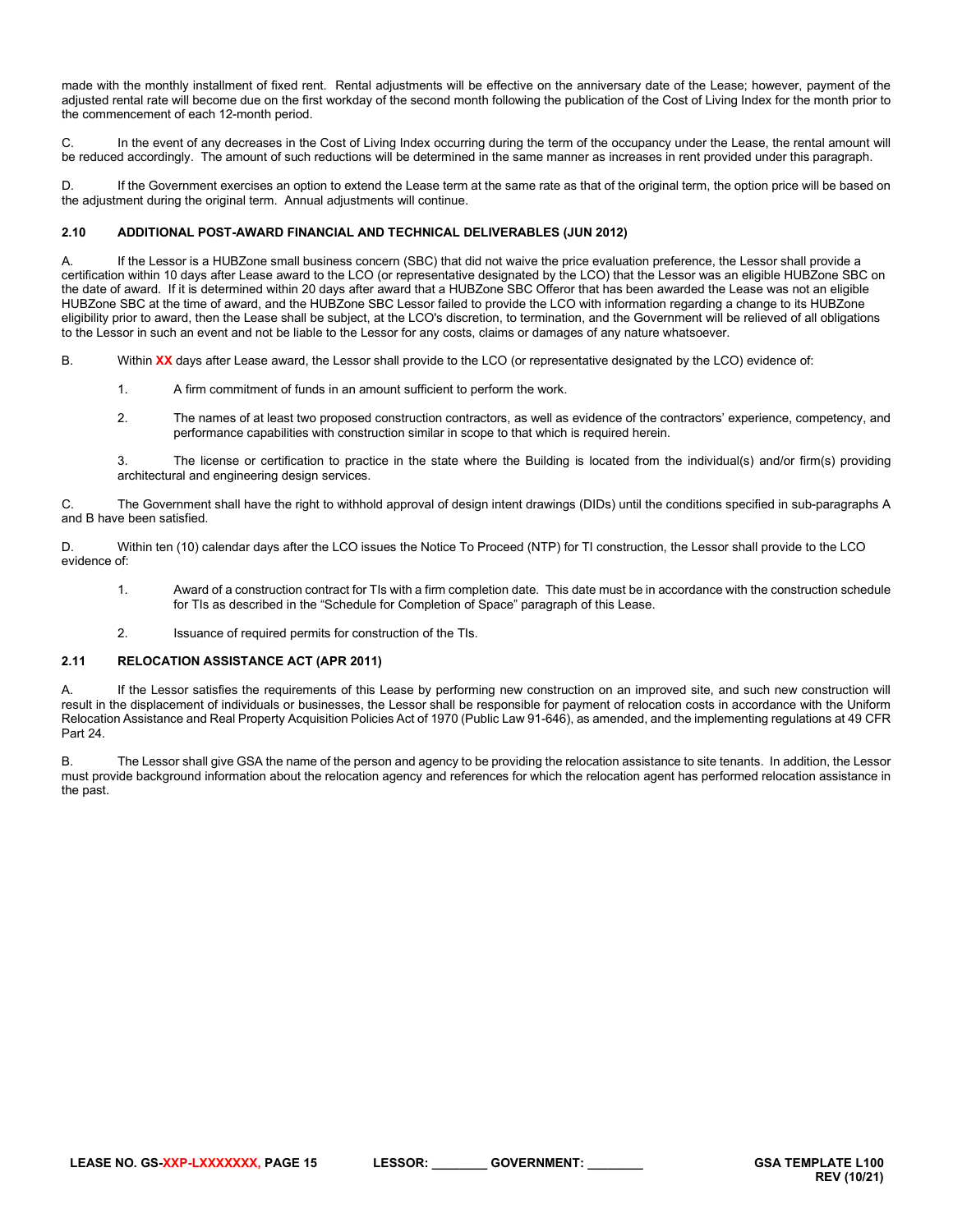made with the monthly installment of fixed rent. Rental adjustments will be effective on the anniversary date of the Lease; however, payment of the adjusted rental rate will become due on the first workday of the second month following the publication of the Cost of Living Index for the month prior to the commencement of each 12-month period.

C. In the event of any decreases in the Cost of Living Index occurring during the term of the occupancy under the Lease, the rental amount will be reduced accordingly. The amount of such reductions will be determined in the same manner as increases in rent provided under this paragraph.

D. If the Government exercises an option to extend the Lease term at the same rate as that of the original term, the option price will be based on the adjustment during the original term. Annual adjustments will continue.

### 2.10 ADDITIONAL POST-AWARD FINANCIAL AND TECHNICAL DELIVERABLES (JUN 2012)

A. If the Lessor is a HUBZone small business concern (SBC) that did not waive the price evaluation preference, the Lessor shall provide a certification within 10 days after Lease award to the LCO (or representative designated by the LCO) that the Lessor was an eligible HUBZone SBC on the date of award. If it is determined within 20 days after award that a HUBZone SBC Offeror that has been awarded the Lease was not an eligible HUBZone SBC at the time of award, and the HUBZone SBC Lessor failed to provide the LCO with information regarding a change to its HUBZone eligibility prior to award, then the Lease shall be subject, at the LCO's discretion, to termination, and the Government will be relieved of all obligations to the Lessor in such an event and not be liable to the Lessor for any costs, claims or damages of any nature whatsoever.

B. Within **XX** days after Lease award, the Lessor shall provide to the LCO (or representative designated by the LCO) evidence of:

1. A firm commitment of funds in an amount sufficient to perform the work.
2. The names of at least two proposed construction contractors, as well as evidence of the contractors' experience, competency, and performance capabilities with construction similar in scope to that which is required herein.
3. The license or certification to practice in the state where the Building is located from the individual(s) and/or firm(s) providing architectural and engineering design services.

C. The Government shall have the right to withhold approval of design intent drawings (DIDs) until the conditions specified in sub-paragraphs A and B have been satisfied.

D. Within ten (10) calendar days after the LCO issues the Notice To Proceed (NTP) for TI construction, the Lessor shall provide to the LCO evidence of:

1. Award of a construction contract for TIs with a firm completion date. This date must be in accordance with the construction schedule for TIs as described in the "Schedule for Completion of Space" paragraph of this Lease.
2. Issuance of required permits for construction of the TIs.

### 2.11 RELOCATION ASSISTANCE ACT (APR 2011)

A. If the Lessor satisfies the requirements of this Lease by performing new construction on an improved site, and such new construction will result in the displacement of individuals or businesses, the Lessor shall be responsible for payment of relocation costs in accordance with the Uniform Relocation Assistance and Real Property Acquisition Policies Act of 1970 (Public Law 91-646), as amended, and the implementing regulations at 49 CFR Part 24.

B. The Lessor shall give GSA the name of the person and agency to be providing the relocation assistance to site tenants. In addition, the Lessor must provide background information about the relocation agency and references for which the relocation agent has performed relocation assistance in the past.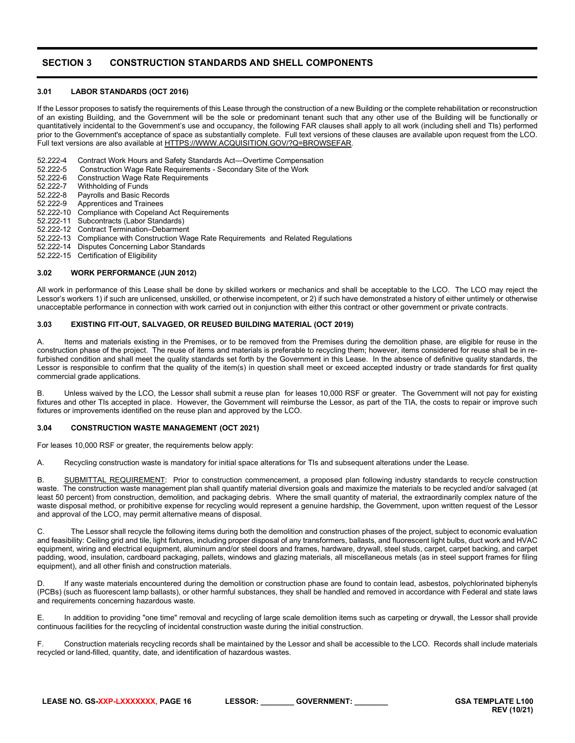## SECTION 3 CONSTRUCTION STANDARDS AND SHELL COMPONENTS

### 3.01 LABOR STANDARDS (OCT 2016)

If the Lessor proposes to satisfy the requirements of this Lease through the construction of a new Building or the complete rehabilitation or reconstruction of an existing Building, and the Government will be the sole or predominant tenant such that any other use of the Building will be functionally or quantitatively incidental to the Government's use and occupancy, the following FAR clauses shall apply to all work (including shell and TIs) performed prior to the Government's acceptance of space as substantially complete. Full text versions of these clauses are available upon request from the LCO. Full text versions are also available at HTTPS://WWW.ACQUISITION.GOV/?Q=BROWSEFAR.

- 52.222-4 Contract Work Hours and Safety Standards Act—Overtime Compensation
- 52.222-5 Construction Wage Rate Requirements - Secondary Site of the Work
- 52.222-6 Construction Wage Rate Requirements
- 52.222-7 Withholding of Funds
- 52.222-8 Payrolls and Basic Records
- 52.222-9 Apprentices and Trainees
- 52.222-10 Compliance with Copeland Act Requirements
- 52.222-11 Subcontracts (Labor Standards)
- 52.222-12 Contract Termination–Debarment
- 52.222-13 Compliance with Construction Wage Rate Requirements and Related Regulations
- 52.222-14 Disputes Concerning Labor Standards
- 52.222-15 Certification of Eligibility

### 3.02 WORK PERFORMANCE (JUN 2012)

All work in performance of this Lease shall be done by skilled workers or mechanics and shall be acceptable to the LCO. The LCO may reject the Lessor's workers 1) if such are unlicensed, unskilled, or otherwise incompetent, or 2) if such have demonstrated a history of either untimely or otherwise unacceptable performance in connection with work carried out in conjunction with either this contract or other government or private contracts.

### 3.03 EXISTING FIT-OUT, SALVAGED, OR REUSED BUILDING MATERIAL (OCT 2019)

A. Items and materials existing in the Premises, or to be removed from the Premises during the demolition phase, are eligible for reuse in the construction phase of the project. The reuse of items and materials is preferable to recycling them; however, items considered for reuse shall be in re-furbished condition and shall meet the quality standards set forth by the Government in this Lease. In the absence of definitive quality standards, the Lessor is responsible to confirm that the quality of the item(s) in question shall meet or exceed accepted industry or trade standards for first quality commercial grade applications.

B. Unless waived by the LCO, the Lessor shall submit a reuse plan for leases 10,000 RSF or greater. The Government will not pay for existing fixtures and other TIs accepted in place. However, the Government will reimburse the Lessor, as part of the TIA, the costs to repair or improve such fixtures or improvements identified on the reuse plan and approved by the LCO.

### 3.04 CONSTRUCTION WASTE MANAGEMENT (OCT 2021)

For leases 10,000 RSF or greater, the requirements below apply:

A. Recycling construction waste is mandatory for initial space alterations for TIs and subsequent alterations under the Lease.

B. SUBMITTAL REQUIREMENT: Prior to construction commencement, a proposed plan following industry standards to recycle construction waste. The construction waste management plan shall quantify material diversion goals and maximize the materials to be recycled and/or salvaged (at least 50 percent) from construction, demolition, and packaging debris. Where the small quantity of material, the extraordinarily complex nature of the waste disposal method, or prohibitive expense for recycling would represent a genuine hardship, the Government, upon written request of the Lessor and approval of the LCO, may permit alternative means of disposal.

C. The Lessor shall recycle the following items during both the demolition and construction phases of the project, subject to economic evaluation and feasibility: Ceiling grid and tile, light fixtures, including proper disposal of any transformers, ballasts, and fluorescent light bulbs, duct work and HVAC equipment, wiring and electrical equipment, aluminum and/or steel doors and frames, hardware, drywall, steel studs, carpet, carpet backing, and carpet padding, wood, insulation, cardboard packaging, pallets, windows and glazing materials, all miscellaneous metals (as in steel support frames for filing equipment), and all other finish and construction materials.

D. If any waste materials encountered during the demolition or construction phase are found to contain lead, asbestos, polychlorinated biphenyls (PCBs) (such as fluorescent lamp ballasts), or other harmful substances, they shall be handled and removed in accordance with Federal and state laws and requirements concerning hazardous waste.

E. In addition to providing "one time" removal and recycling of large scale demolition items such as carpeting or drywall, the Lessor shall provide continuous facilities for the recycling of incidental construction waste during the initial construction.

F. Construction materials recycling records shall be maintained by the Lessor and shall be accessible to the LCO. Records shall include materials recycled or land-filled, quantity, date, and identification of hazardous wastes.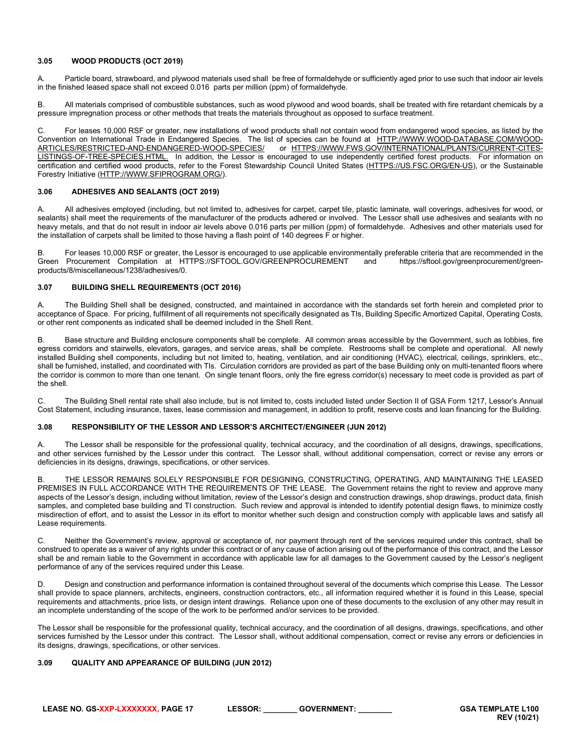### 3.05 WOOD PRODUCTS (OCT 2019)

A. Particle board, strawboard, and plywood materials used shall be free of formaldehyde or sufficiently aged prior to use such that indoor air levels in the finished leased space shall not exceed 0.016 parts per million (ppm) of formaldehyde.

B. All materials comprised of combustible substances, such as wood plywood and wood boards, shall be treated with fire retardant chemicals by a pressure impregnation process or other methods that treats the materials throughout as opposed to surface treatment.

C. For leases 10,000 RSF or greater, new installations of wood products shall not contain wood from endangered wood species, as listed by the Convention on International Trade in Endangered Species. The list of species can be found at HTTP://WWW.WOOD-DATABASE.COM/WOOD-ARTICLES/RESTRICTED-AND-ENDANGERED-WOOD-SPECIES/ or HTTPS://WWW.FWS.GOV/INTERNATIONAL/PLANTS/CURRENT-CITES-LISTINGS-OF-TREE-SPECIES.HTML. In addition, the Lessor is encouraged to use independently certified forest products. For information on certification and certified wood products, refer to the Forest Stewardship Council United States (HTTPS://US.FSC.ORG/EN-US), or the Sustainable Forestry Initiative (HTTP://WWW.SFIPROGRAM.ORG/).

### 3.06 ADHESIVES AND SEALANTS (OCT 2019)

A. All adhesives employed (including, but not limited to, adhesives for carpet, carpet tile, plastic laminate, wall coverings, adhesives for wood, or sealants) shall meet the requirements of the manufacturer of the products adhered or involved. The Lessor shall use adhesives and sealants with no heavy metals, and that do not result in indoor air levels above 0.016 parts per million (ppm) of formaldehyde. Adhesives and other materials used for the installation of carpets shall be limited to those having a flash point of 140 degrees F or higher.

B. For leases 10,000 RSF or greater, the Lessor is encouraged to use applicable environmentally preferable criteria that are recommended in the Green Procurement Compilation at HTTPS://SFTOOL.GOV/GREENPROCUREMENT and https://sftool.gov/greenprocurement/green-products/8/miscellaneous/1238/adhesives/0.

### 3.07 BUILDING SHELL REQUIREMENTS (OCT 2016)

A. The Building Shell shall be designed, constructed, and maintained in accordance with the standards set forth herein and completed prior to acceptance of Space. For pricing, fulfillment of all requirements not specifically designated as TIs, Building Specific Amortized Capital, Operating Costs, or other rent components as indicated shall be deemed included in the Shell Rent.

B. Base structure and Building enclosure components shall be complete. All common areas accessible by the Government, such as lobbies, fire egress corridors and stairwells, elevators, garages, and service areas, shall be complete. Restrooms shall be complete and operational. All newly installed Building shell components, including but not limited to, heating, ventilation, and air conditioning (HVAC), electrical, ceilings, sprinklers, etc., shall be furnished, installed, and coordinated with TIs. Circulation corridors are provided as part of the base Building only on multi-tenanted floors where the corridor is common to more than one tenant. On single tenant floors, only the fire egress corridor(s) necessary to meet code is provided as part of the shell.

C. The Building Shell rental rate shall also include, but is not limited to, costs included listed under Section II of GSA Form 1217, Lessor's Annual Cost Statement, including insurance, taxes, lease commission and management, in addition to profit, reserve costs and loan financing for the Building.

### 3.08 RESPONSIBILITY OF THE LESSOR AND LESSOR'S ARCHITECT/ENGINEER (JUN 2012)

A. The Lessor shall be responsible for the professional quality, technical accuracy, and the coordination of all designs, drawings, specifications, and other services furnished by the Lessor under this contract. The Lessor shall, without additional compensation, correct or revise any errors or deficiencies in its designs, drawings, specifications, or other services.

B. THE LESSOR REMAINS SOLELY RESPONSIBLE FOR DESIGNING, CONSTRUCTING, OPERATING, AND MAINTAINING THE LEASED PREMISES IN FULL ACCORDANCE WITH THE REQUIREMENTS OF THE LEASE. The Government retains the right to review and approve many aspects of the Lessor's design, including without limitation, review of the Lessor's design and construction drawings, shop drawings, product data, finish samples, and completed base building and TI construction. Such review and approval is intended to identify potential design flaws, to minimize costly misdirection of effort, and to assist the Lessor in its effort to monitor whether such design and construction comply with applicable laws and satisfy all Lease requirements.

C. Neither the Government's review, approval or acceptance of, nor payment through rent of the services required under this contract, shall be construed to operate as a waiver of any rights under this contract or of any cause of action arising out of the performance of this contract, and the Lessor shall be and remain liable to the Government in accordance with applicable law for all damages to the Government caused by the Lessor's negligent performance of any of the services required under this Lease.

D. Design and construction and performance information is contained throughout several of the documents which comprise this Lease. The Lessor shall provide to space planners, architects, engineers, construction contractors, etc., all information required whether it is found in this Lease, special requirements and attachments, price lists, or design intent drawings. Reliance upon one of these documents to the exclusion of any other may result in an incomplete understanding of the scope of the work to be performed and/or services to be provided.

The Lessor shall be responsible for the professional quality, technical accuracy, and the coordination of all designs, drawings, specifications, and other services furnished by the Lessor under this contract. The Lessor shall, without additional compensation, correct or revise any errors or deficiencies in its designs, drawings, specifications, or other services.

### 3.09 QUALITY AND APPEARANCE OF BUILDING (JUN 2012)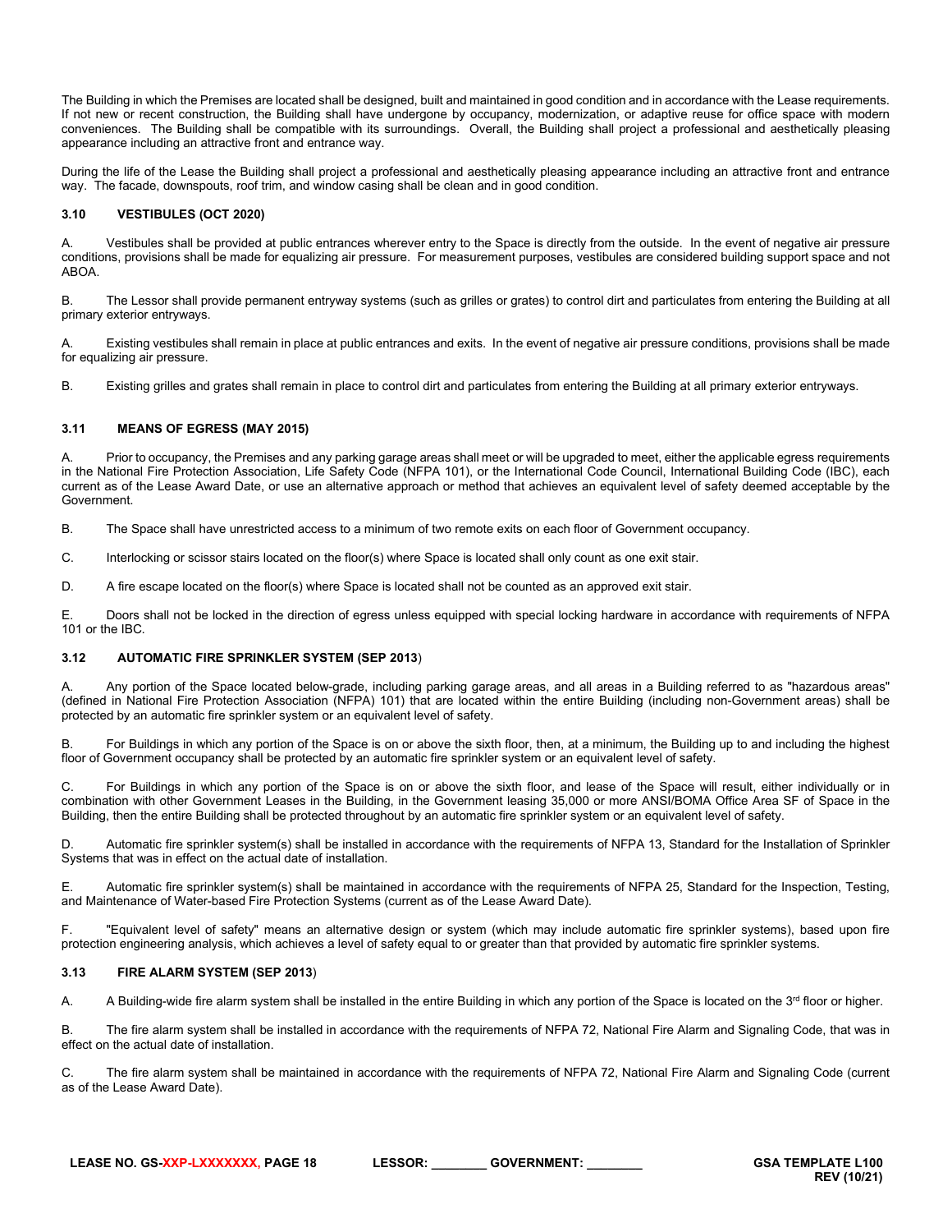The Building in which the Premises are located shall be designed, built and maintained in good condition and in accordance with the Lease requirements. If not new or recent construction, the Building shall have undergone by occupancy, modernization, or adaptive reuse for office space with modern conveniences. The Building shall be compatible with its surroundings. Overall, the Building shall project a professional and aesthetically pleasing appearance including an attractive front and entrance way.

During the life of the Lease the Building shall project a professional and aesthetically pleasing appearance including an attractive front and entrance way. The facade, downspouts, roof trim, and window casing shall be clean and in good condition.

### 3.10 VESTIBULES (OCT 2020)

A. Vestibules shall be provided at public entrances wherever entry to the Space is directly from the outside. In the event of negative air pressure conditions, provisions shall be made for equalizing air pressure. For measurement purposes, vestibules are considered building support space and not ABOA.

B. The Lessor shall provide permanent entryway systems (such as grilles or grates) to control dirt and particulates from entering the Building at all primary exterior entryways.

A. Existing vestibules shall remain in place at public entrances and exits. In the event of negative air pressure conditions, provisions shall be made for equalizing air pressure.

B. Existing grilles and grates shall remain in place to control dirt and particulates from entering the Building at all primary exterior entryways.

### 3.11 MEANS OF EGRESS (MAY 2015)

A. Prior to occupancy, the Premises and any parking garage areas shall meet or will be upgraded to meet, either the applicable egress requirements in the National Fire Protection Association, Life Safety Code (NFPA 101), or the International Code Council, International Building Code (IBC), each current as of the Lease Award Date, or use an alternative approach or method that achieves an equivalent level of safety deemed acceptable by the Government.

B. The Space shall have unrestricted access to a minimum of two remote exits on each floor of Government occupancy.

C. Interlocking or scissor stairs located on the floor(s) where Space is located shall only count as one exit stair.

D. A fire escape located on the floor(s) where Space is located shall not be counted as an approved exit stair.

E. Doors shall not be locked in the direction of egress unless equipped with special locking hardware in accordance with requirements of NFPA 101 or the IBC.

### 3.12 AUTOMATIC FIRE SPRINKLER SYSTEM (SEP 2013)

A. Any portion of the Space located below-grade, including parking garage areas, and all areas in a Building referred to as "hazardous areas" (defined in National Fire Protection Association (NFPA) 101) that are located within the entire Building (including non-Government areas) shall be protected by an automatic fire sprinkler system or an equivalent level of safety.

B. For Buildings in which any portion of the Space is on or above the sixth floor, then, at a minimum, the Building up to and including the highest floor of Government occupancy shall be protected by an automatic fire sprinkler system or an equivalent level of safety.

C. For Buildings in which any portion of the Space is on or above the sixth floor, and lease of the Space will result, either individually or in combination with other Government Leases in the Building, in the Government leasing 35,000 or more ANSI/BOMA Office Area SF of Space in the Building, then the entire Building shall be protected throughout by an automatic fire sprinkler system or an equivalent level of safety.

D. Automatic fire sprinkler system(s) shall be installed in accordance with the requirements of NFPA 13, Standard for the Installation of Sprinkler Systems that was in effect on the actual date of installation.

E. Automatic fire sprinkler system(s) shall be maintained in accordance with the requirements of NFPA 25, Standard for the Inspection, Testing, and Maintenance of Water-based Fire Protection Systems (current as of the Lease Award Date).

F. "Equivalent level of safety" means an alternative design or system (which may include automatic fire sprinkler systems), based upon fire protection engineering analysis, which achieves a level of safety equal to or greater than that provided by automatic fire sprinkler systems.

### 3.13 FIRE ALARM SYSTEM (SEP 2013)

A. A Building-wide fire alarm system shall be installed in the entire Building in which any portion of the Space is located on the 3rd floor or higher.

B. The fire alarm system shall be installed in accordance with the requirements of NFPA 72, National Fire Alarm and Signaling Code, that was in effect on the actual date of installation.

C. The fire alarm system shall be maintained in accordance with the requirements of NFPA 72, National Fire Alarm and Signaling Code (current as of the Lease Award Date).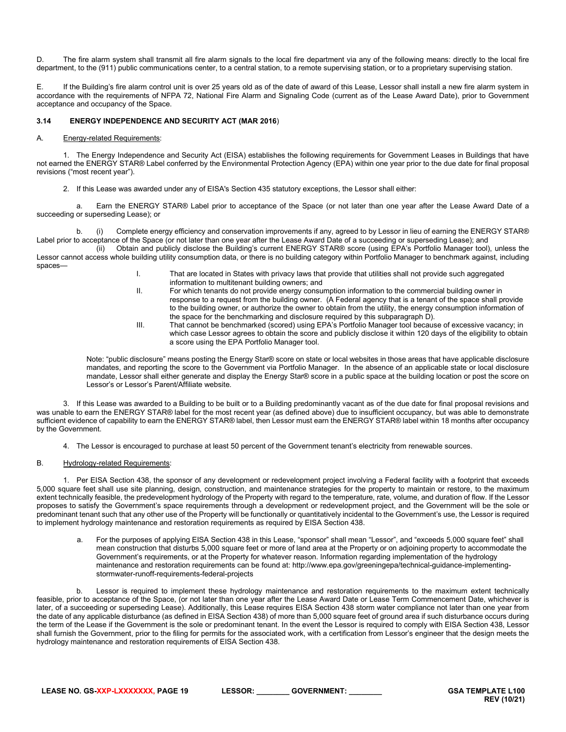D. The fire alarm system shall transmit all fire alarm signals to the local fire department via any of the following means: directly to the local fire department, to the (911) public communications center, to a central station, to a remote supervising station, or to a proprietary supervising station.

E. If the Building's fire alarm control unit is over 25 years old as of the date of award of this Lease, Lessor shall install a new fire alarm system in accordance with the requirements of NFPA 72, National Fire Alarm and Signaling Code (current as of the Lease Award Date), prior to Government acceptance and occupancy of the Space.

### 3.14 ENERGY INDEPENDENCE AND SECURITY ACT (MAR 2016)

A. Energy-related Requirements:

1. The Energy Independence and Security Act (EISA) establishes the following requirements for Government Leases in Buildings that have not earned the ENERGY STAR® Label conferred by the Environmental Protection Agency (EPA) within one year prior to the due date for final proposal revisions ("most recent year").

2. If this Lease was awarded under any of EISA's Section 435 statutory exceptions, the Lessor shall either:

a. Earn the ENERGY STAR® Label prior to acceptance of the Space (or not later than one year after the Lease Award Date of a succeeding or superseding Lease); or

b. (i) Complete energy efficiency and conservation improvements if any, agreed to by Lessor in lieu of earning the ENERGY STAR® Label prior to acceptance of the Space (or not later than one year after the Lease Award Date of a succeeding or superseding Lease); and

(ii) Obtain and publicly disclose the Building's current ENERGY STAR® score (using EPA's Portfolio Manager tool), unless the Lessor cannot access whole building utility consumption data, or there is no building category within Portfolio Manager to benchmark against, including spaces—

I. That are located in States with privacy laws that provide that utilities shall not provide such aggregated information to multitenant building owners; and

II. For which tenants do not provide energy consumption information to the commercial building owner in response to a request from the building owner. (A Federal agency that is a tenant of the space shall provide to the building owner, or authorize the owner to obtain from the utility, the energy consumption information of the space for the benchmarking and disclosure required by this subparagraph D).

III. That cannot be benchmarked (scored) using EPA's Portfolio Manager tool because of excessive vacancy; in which case Lessor agrees to obtain the score and publicly disclose it within 120 days of the eligibility to obtain a score using the EPA Portfolio Manager tool.

Note: "public disclosure" means posting the Energy Star® score on state or local websites in those areas that have applicable disclosure mandates, and reporting the score to the Government via Portfolio Manager. In the absence of an applicable state or local disclosure mandate, Lessor shall either generate and display the Energy Star® score in a public space at the building location or post the score on Lessor's or Lessor's Parent/Affiliate website.

3. If this Lease was awarded to a Building to be built or to a Building predominantly vacant as of the due date for final proposal revisions and was unable to earn the ENERGY STAR® label for the most recent year (as defined above) due to insufficient occupancy, but was able to demonstrate sufficient evidence of capability to earn the ENERGY STAR® label, then Lessor must earn the ENERGY STAR® label within 18 months after occupancy by the Government.

4. The Lessor is encouraged to purchase at least 50 percent of the Government tenant's electricity from renewable sources.

B. Hydrology-related Requirements:

1. Per EISA Section 438, the sponsor of any development or redevelopment project involving a Federal facility with a footprint that exceeds 5,000 square feet shall use site planning, design, construction, and maintenance strategies for the property to maintain or restore, to the maximum extent technically feasible, the predevelopment hydrology of the Property with regard to the temperature, rate, volume, and duration of flow. If the Lessor proposes to satisfy the Government's space requirements through a development or redevelopment project, and the Government will be the sole or predominant tenant such that any other use of the Property will be functionally or quantitatively incidental to the Government's use, the Lessor is required to implement hydrology maintenance and restoration requirements as required by EISA Section 438.

a. For the purposes of applying EISA Section 438 in this Lease, "sponsor" shall mean "Lessor", and "exceeds 5,000 square feet" shall mean construction that disturbs 5,000 square feet or more of land area at the Property or on adjoining property to accommodate the Government's requirements, or at the Property for whatever reason. Information regarding implementation of the hydrology maintenance and restoration requirements can be found at: http://www.epa.gov/greeningepa/technical-guidance-implementing-stormwater-runoff-requirements-federal-projects

b. Lessor is required to implement these hydrology maintenance and restoration requirements to the maximum extent technically feasible, prior to acceptance of the Space, (or not later than one year after the Lease Award Date or Lease Term Commencement Date, whichever is later, of a succeeding or superseding Lease). Additionally, this Lease requires EISA Section 438 storm water compliance not later than one year from the date of any applicable disturbance (as defined in EISA Section 438) of more than 5,000 square feet of ground area if such disturbance occurs during the term of the Lease if the Government is the sole or predominant tenant. In the event the Lessor is required to comply with EISA Section 438, Lessor shall furnish the Government, prior to the filing for permits for the associated work, with a certification from Lessor's engineer that the design meets the hydrology maintenance and restoration requirements of EISA Section 438.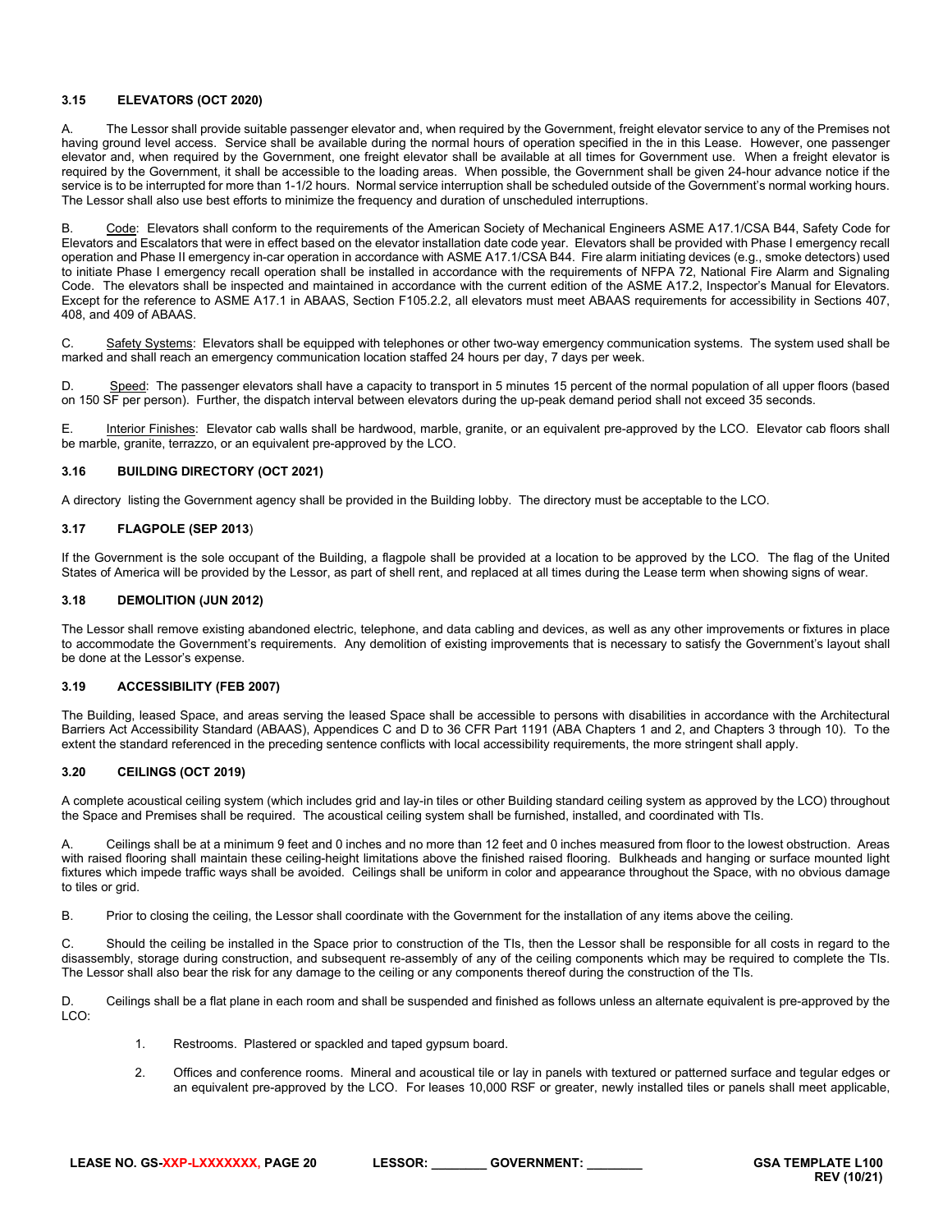### 3.15 ELEVATORS (OCT 2020)

A. The Lessor shall provide suitable passenger elevator and, when required by the Government, freight elevator service to any of the Premises not having ground level access. Service shall be available during the normal hours of operation specified in the in this Lease. However, one passenger elevator and, when required by the Government, one freight elevator shall be available at all times for Government use. When a freight elevator is required by the Government, it shall be accessible to the loading areas. When possible, the Government shall be given 24-hour advance notice if the service is to be interrupted for more than 1-1/2 hours. Normal service interruption shall be scheduled outside of the Government's normal working hours. The Lessor shall also use best efforts to minimize the frequency and duration of unscheduled interruptions.

B. Code: Elevators shall conform to the requirements of the American Society of Mechanical Engineers ASME A17.1/CSA B44, Safety Code for Elevators and Escalators that were in effect based on the elevator installation date code year. Elevators shall be provided with Phase I emergency recall operation and Phase II emergency in-car operation in accordance with ASME A17.1/CSA B44. Fire alarm initiating devices (e.g., smoke detectors) used to initiate Phase I emergency recall operation shall be installed in accordance with the requirements of NFPA 72, National Fire Alarm and Signaling Code. The elevators shall be inspected and maintained in accordance with the current edition of the ASME A17.2, Inspector's Manual for Elevators. Except for the reference to ASME A17.1 in ABAAS, Section F105.2.2, all elevators must meet ABAAS requirements for accessibility in Sections 407, 408, and 409 of ABAAS.

C. Safety Systems: Elevators shall be equipped with telephones or other two-way emergency communication systems. The system used shall be marked and shall reach an emergency communication location staffed 24 hours per day, 7 days per week.

D. Speed: The passenger elevators shall have a capacity to transport in 5 minutes 15 percent of the normal population of all upper floors (based on 150 SF per person). Further, the dispatch interval between elevators during the up-peak demand period shall not exceed 35 seconds.

E. Interior Finishes: Elevator cab walls shall be hardwood, marble, granite, or an equivalent pre-approved by the LCO. Elevator cab floors shall be marble, granite, terrazzo, or an equivalent pre-approved by the LCO.

### 3.16 BUILDING DIRECTORY (OCT 2021)

A directory listing the Government agency shall be provided in the Building lobby. The directory must be acceptable to the LCO.

### 3.17 FLAGPOLE (SEP 2013)

If the Government is the sole occupant of the Building, a flagpole shall be provided at a location to be approved by the LCO. The flag of the United States of America will be provided by the Lessor, as part of shell rent, and replaced at all times during the Lease term when showing signs of wear.

### 3.18 DEMOLITION (JUN 2012)

The Lessor shall remove existing abandoned electric, telephone, and data cabling and devices, as well as any other improvements or fixtures in place to accommodate the Government's requirements. Any demolition of existing improvements that is necessary to satisfy the Government's layout shall be done at the Lessor's expense.

### 3.19 ACCESSIBILITY (FEB 2007)

The Building, leased Space, and areas serving the leased Space shall be accessible to persons with disabilities in accordance with the Architectural Barriers Act Accessibility Standard (ABAAS), Appendices C and D to 36 CFR Part 1191 (ABA Chapters 1 and 2, and Chapters 3 through 10). To the extent the standard referenced in the preceding sentence conflicts with local accessibility requirements, the more stringent shall apply.

### 3.20 CEILINGS (OCT 2019)

A complete acoustical ceiling system (which includes grid and lay-in tiles or other Building standard ceiling system as approved by the LCO) throughout the Space and Premises shall be required. The acoustical ceiling system shall be furnished, installed, and coordinated with TIs.

A. Ceilings shall be at a minimum 9 feet and 0 inches and no more than 12 feet and 0 inches measured from floor to the lowest obstruction. Areas with raised flooring shall maintain these ceiling-height limitations above the finished raised flooring. Bulkheads and hanging or surface mounted light fixtures which impede traffic ways shall be avoided. Ceilings shall be uniform in color and appearance throughout the Space, with no obvious damage to tiles or grid.

B. Prior to closing the ceiling, the Lessor shall coordinate with the Government for the installation of any items above the ceiling.

C. Should the ceiling be installed in the Space prior to construction of the TIs, then the Lessor shall be responsible for all costs in regard to the disassembly, storage during construction, and subsequent re-assembly of any of the ceiling components which may be required to complete the TIs. The Lessor shall also bear the risk for any damage to the ceiling or any components thereof during the construction of the TIs.

D. Ceilings shall be a flat plane in each room and shall be suspended and finished as follows unless an alternate equivalent is pre-approved by the LCO:

1. Restrooms. Plastered or spackled and taped gypsum board.

2. Offices and conference rooms. Mineral and acoustical tile or lay in panels with textured or patterned surface and tegular edges or an equivalent pre-approved by the LCO. For leases 10,000 RSF or greater, newly installed tiles or panels shall meet applicable,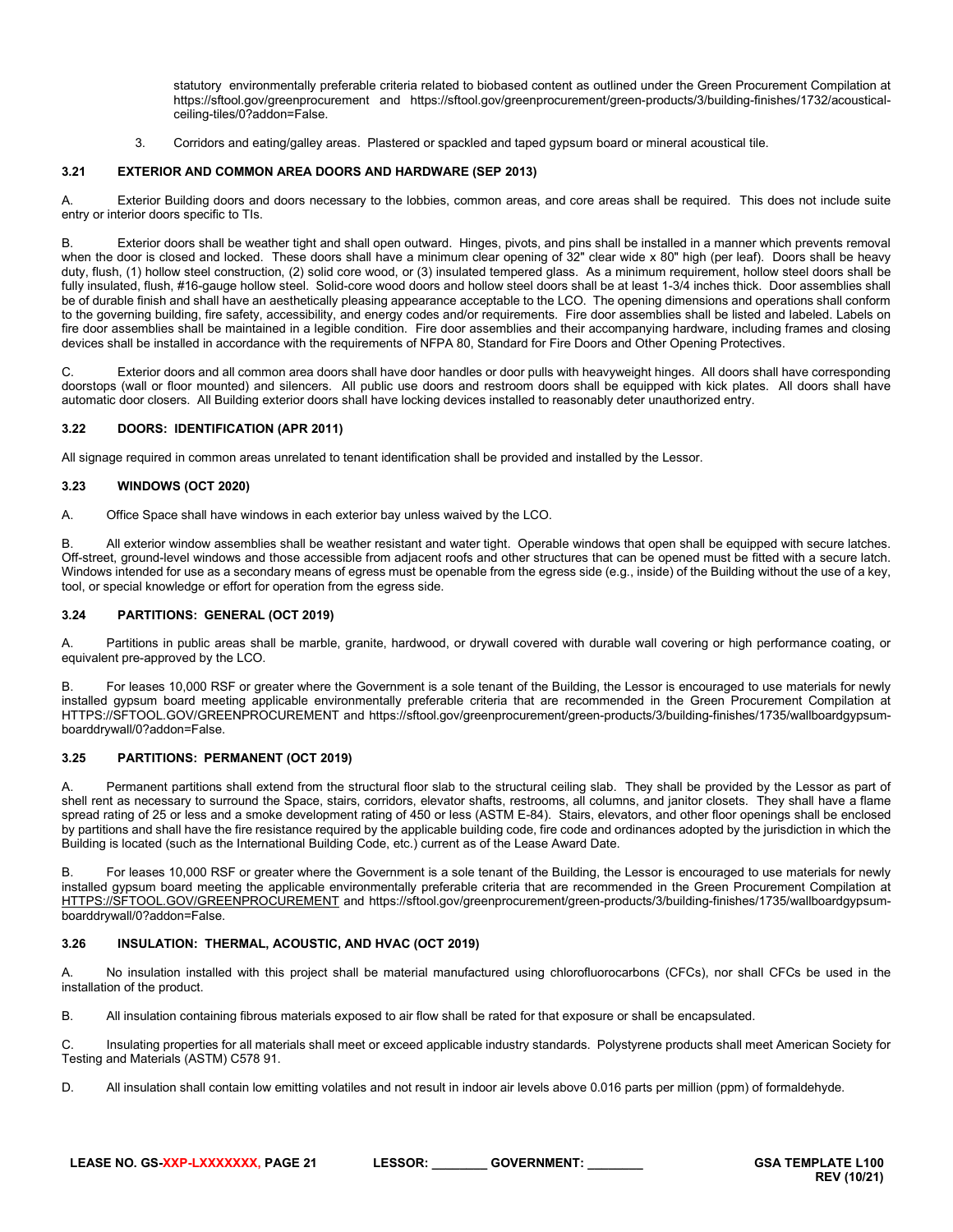statutory environmentally preferable criteria related to biobased content as outlined under the Green Procurement Compilation at https://sftool.gov/greenprocurement and https://sftool.gov/greenprocurement/green-products/3/building-finishes/1732/acoustical-ceiling-tiles/0?addon=False.

3. Corridors and eating/galley areas. Plastered or spackled and taped gypsum board or mineral acoustical tile.

### 3.21 EXTERIOR AND COMMON AREA DOORS AND HARDWARE (SEP 2013)

A. Exterior Building doors and doors necessary to the lobbies, common areas, and core areas shall be required. This does not include suite entry or interior doors specific to TIs.

B. Exterior doors shall be weather tight and shall open outward. Hinges, pivots, and pins shall be installed in a manner which prevents removal when the door is closed and locked. These doors shall have a minimum clear opening of 32" clear wide x 80" high (per leaf). Doors shall be heavy duty, flush, (1) hollow steel construction, (2) solid core wood, or (3) insulated tempered glass. As a minimum requirement, hollow steel doors shall be fully insulated, flush, #16-gauge hollow steel. Solid-core wood doors and hollow steel doors shall be at least 1-3/4 inches thick. Door assemblies shall be of durable finish and shall have an aesthetically pleasing appearance acceptable to the LCO. The opening dimensions and operations shall conform to the governing building, fire safety, accessibility, and energy codes and/or requirements. Fire door assemblies shall be listed and labeled. Labels on fire door assemblies shall be maintained in a legible condition. Fire door assemblies and their accompanying hardware, including frames and closing devices shall be installed in accordance with the requirements of NFPA 80, Standard for Fire Doors and Other Opening Protectives.

C. Exterior doors and all common area doors shall have door handles or door pulls with heavyweight hinges. All doors shall have corresponding doorstops (wall or floor mounted) and silencers. All public use doors and restroom doors shall be equipped with kick plates. All doors shall have automatic door closers. All Building exterior doors shall have locking devices installed to reasonably deter unauthorized entry.

### 3.22 DOORS: IDENTIFICATION (APR 2011)

All signage required in common areas unrelated to tenant identification shall be provided and installed by the Lessor.

### 3.23 WINDOWS (OCT 2020)

A. Office Space shall have windows in each exterior bay unless waived by the LCO.

B. All exterior window assemblies shall be weather resistant and water tight. Operable windows that open shall be equipped with secure latches. Off-street, ground-level windows and those accessible from adjacent roofs and other structures that can be opened must be fitted with a secure latch. Windows intended for use as a secondary means of egress must be openable from the egress side (e.g., inside) of the Building without the use of a key, tool, or special knowledge or effort for operation from the egress side.

### 3.24 PARTITIONS: GENERAL (OCT 2019)

A. Partitions in public areas shall be marble, granite, hardwood, or drywall covered with durable wall covering or high performance coating, or equivalent pre-approved by the LCO.

B. For leases 10,000 RSF or greater where the Government is a sole tenant of the Building, the Lessor is encouraged to use materials for newly installed gypsum board meeting applicable environmentally preferable criteria that are recommended in the Green Procurement Compilation at HTTPS://SFTOOL.GOV/GREENPROCUREMENT and https://sftool.gov/greenprocurement/green-products/3/building-finishes/1735/wallboardgypsum-boarddrywall/0?addon=False.

### 3.25 PARTITIONS: PERMANENT (OCT 2019)

A. Permanent partitions shall extend from the structural floor slab to the structural ceiling slab. They shall be provided by the Lessor as part of shell rent as necessary to surround the Space, stairs, corridors, elevator shafts, restrooms, all columns, and janitor closets. They shall have a flame spread rating of 25 or less and a smoke development rating of 450 or less (ASTM E-84). Stairs, elevators, and other floor openings shall be enclosed by partitions and shall have the fire resistance required by the applicable building code, fire code and ordinances adopted by the jurisdiction in which the Building is located (such as the International Building Code, etc.) current as of the Lease Award Date.

B. For leases 10,000 RSF or greater where the Government is a sole tenant of the Building, the Lessor is encouraged to use materials for newly installed gypsum board meeting the applicable environmentally preferable criteria that are recommended in the Green Procurement Compilation at HTTPS://SFTOOL.GOV/GREENPROCUREMENT and https://sftool.gov/greenprocurement/green-products/3/building-finishes/1735/wallboardgypsum-boarddrywall/0?addon=False.

### 3.26 INSULATION: THERMAL, ACOUSTIC, AND HVAC (OCT 2019)

A. No insulation installed with this project shall be material manufactured using chlorofluorocarbons (CFCs), nor shall CFCs be used in the installation of the product.

B. All insulation containing fibrous materials exposed to air flow shall be rated for that exposure or shall be encapsulated.

C. Insulating properties for all materials shall meet or exceed applicable industry standards. Polystyrene products shall meet American Society for Testing and Materials (ASTM) C578 91.

D. All insulation shall contain low emitting volatiles and not result in indoor air levels above 0.016 parts per million (ppm) of formaldehyde.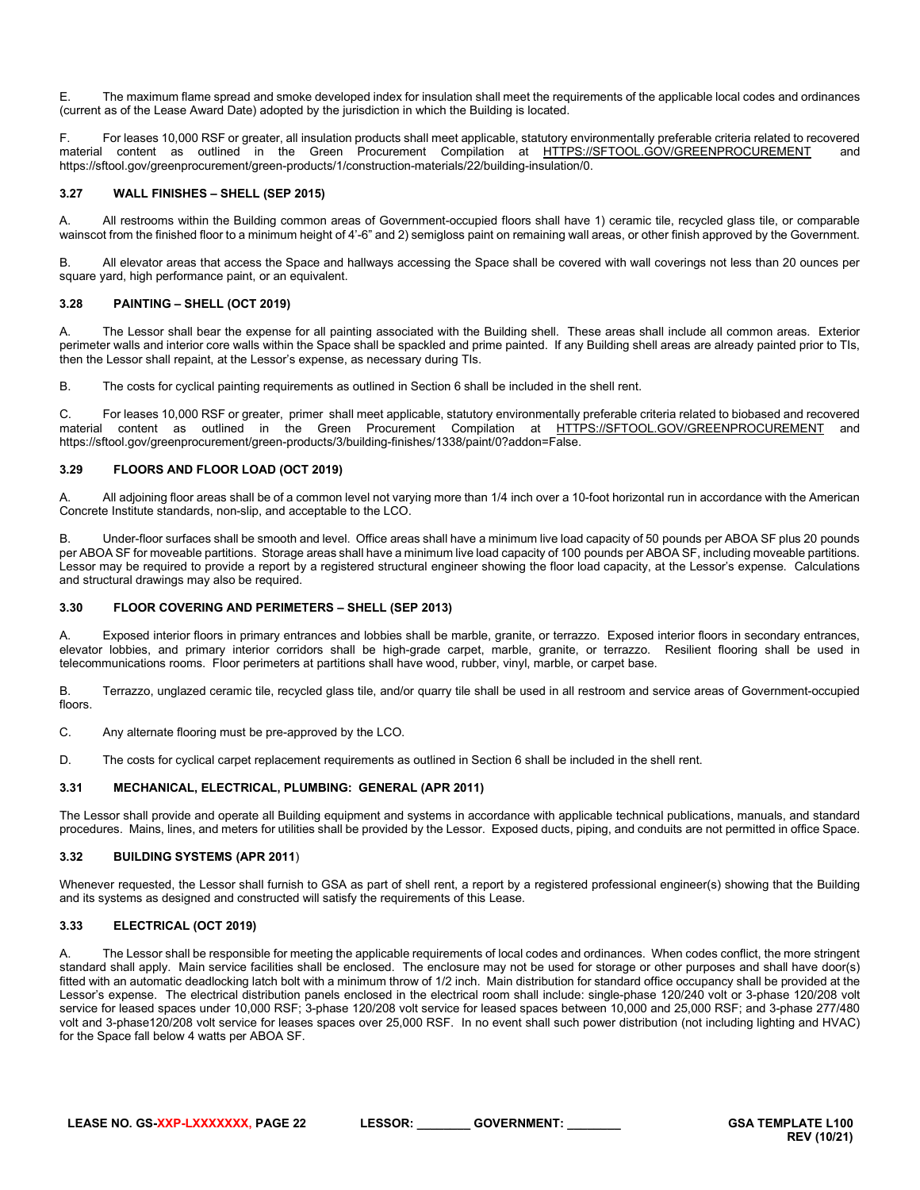E. The maximum flame spread and smoke developed index for insulation shall meet the requirements of the applicable local codes and ordinances (current as of the Lease Award Date) adopted by the jurisdiction in which the Building is located.

F. For leases 10,000 RSF or greater, all insulation products shall meet applicable, statutory environmentally preferable criteria related to recovered material content as outlined in the Green Procurement Compilation at HTTPS://SFTOOL.GOV/GREENPROCUREMENT and https://sftool.gov/greenprocurement/green-products/1/construction-materials/22/building-insulation/0.

### 3.27 WALL FINISHES – SHELL (SEP 2015)

A. All restrooms within the Building common areas of Government-occupied floors shall have 1) ceramic tile, recycled glass tile, or comparable wainscot from the finished floor to a minimum height of 4'-6" and 2) semigloss paint on remaining wall areas, or other finish approved by the Government.

B. All elevator areas that access the Space and hallways accessing the Space shall be covered with wall coverings not less than 20 ounces per square yard, high performance paint, or an equivalent.

### 3.28 PAINTING – SHELL (OCT 2019)

A. The Lessor shall bear the expense for all painting associated with the Building shell. These areas shall include all common areas. Exterior perimeter walls and interior core walls within the Space shall be spackled and prime painted. If any Building shell areas are already painted prior to TIs, then the Lessor shall repaint, at the Lessor's expense, as necessary during TIs.

B. The costs for cyclical painting requirements as outlined in Section 6 shall be included in the shell rent.

C. For leases 10,000 RSF or greater, primer shall meet applicable, statutory environmentally preferable criteria related to biobased and recovered material content as outlined in the Green Procurement Compilation at HTTPS://SFTOOL.GOV/GREENPROCUREMENT and https://sftool.gov/greenprocurement/green-products/3/building-finishes/1338/paint/0?addon=False.

### 3.29 FLOORS AND FLOOR LOAD (OCT 2019)

A. All adjoining floor areas shall be of a common level not varying more than 1/4 inch over a 10-foot horizontal run in accordance with the American Concrete Institute standards, non-slip, and acceptable to the LCO.

B. Under-floor surfaces shall be smooth and level. Office areas shall have a minimum live load capacity of 50 pounds per ABOA SF plus 20 pounds per ABOA SF for moveable partitions. Storage areas shall have a minimum live load capacity of 100 pounds per ABOA SF, including moveable partitions. Lessor may be required to provide a report by a registered structural engineer showing the floor load capacity, at the Lessor's expense. Calculations and structural drawings may also be required.

### 3.30 FLOOR COVERING AND PERIMETERS – SHELL (SEP 2013)

A. Exposed interior floors in primary entrances and lobbies shall be marble, granite, or terrazzo. Exposed interior floors in secondary entrances, elevator lobbies, and primary interior corridors shall be high-grade carpet, marble, granite, or terrazzo. Resilient flooring shall be used in telecommunications rooms. Floor perimeters at partitions shall have wood, rubber, vinyl, marble, or carpet base.

B. Terrazzo, unglazed ceramic tile, recycled glass tile, and/or quarry tile shall be used in all restroom and service areas of Government-occupied floors.

C. Any alternate flooring must be pre-approved by the LCO.

D. The costs for cyclical carpet replacement requirements as outlined in Section 6 shall be included in the shell rent.

### 3.31 MECHANICAL, ELECTRICAL, PLUMBING: GENERAL (APR 2011)

The Lessor shall provide and operate all Building equipment and systems in accordance with applicable technical publications, manuals, and standard procedures. Mains, lines, and meters for utilities shall be provided by the Lessor. Exposed ducts, piping, and conduits are not permitted in office Space.

### 3.32 BUILDING SYSTEMS (APR 2011)

Whenever requested, the Lessor shall furnish to GSA as part of shell rent, a report by a registered professional engineer(s) showing that the Building and its systems as designed and constructed will satisfy the requirements of this Lease.

### 3.33 ELECTRICAL (OCT 2019)

A. The Lessor shall be responsible for meeting the applicable requirements of local codes and ordinances. When codes conflict, the more stringent standard shall apply. Main service facilities shall be enclosed. The enclosure may not be used for storage or other purposes and shall have door(s) fitted with an automatic deadlocking latch bolt with a minimum throw of 1/2 inch. Main distribution for standard office occupancy shall be provided at the Lessor's expense. The electrical distribution panels enclosed in the electrical room shall include: single-phase 120/240 volt or 3-phase 120/208 volt service for leased spaces under 10,000 RSF; 3-phase 120/208 volt service for leased spaces between 10,000 and 25,000 RSF; and 3-phase 277/480 volt and 3-phase120/208 volt service for leases spaces over 25,000 RSF. In no event shall such power distribution (not including lighting and HVAC) for the Space fall below 4 watts per ABOA SF.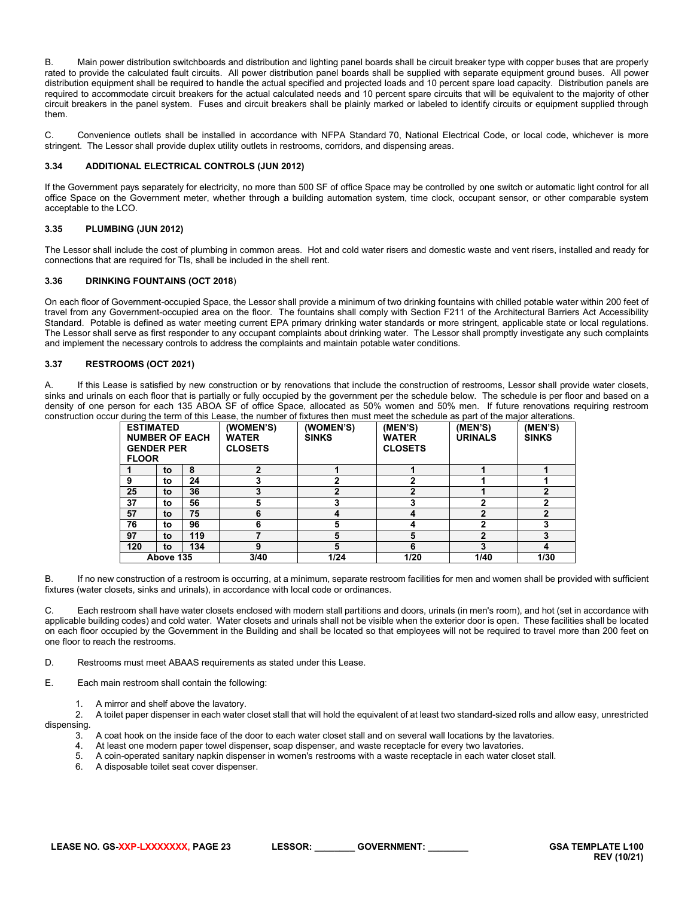B. Main power distribution switchboards and distribution and lighting panel boards shall be circuit breaker type with copper buses that are properly rated to provide the calculated fault circuits. All power distribution panel boards shall be supplied with separate equipment ground buses. All power distribution equipment shall be required to handle the actual specified and projected loads and 10 percent spare load capacity. Distribution panels are required to accommodate circuit breakers for the actual calculated needs and 10 percent spare circuits that will be equivalent to the majority of other circuit breakers in the panel system. Fuses and circuit breakers shall be plainly marked or labeled to identify circuits or equipment supplied through them.

C. Convenience outlets shall be installed in accordance with NFPA Standard 70, National Electrical Code, or local code, whichever is more stringent. The Lessor shall provide duplex utility outlets in restrooms, corridors, and dispensing areas.

### 3.34 ADDITIONAL ELECTRICAL CONTROLS (JUN 2012)

If the Government pays separately for electricity, no more than 500 SF of office Space may be controlled by one switch or automatic light control for all office Space on the Government meter, whether through a building automation system, time clock, occupant sensor, or other comparable system acceptable to the LCO.

### 3.35 PLUMBING (JUN 2012)

The Lessor shall include the cost of plumbing in common areas. Hot and cold water risers and domestic waste and vent risers, installed and ready for connections that are required for TIs, shall be included in the shell rent.

### 3.36 DRINKING FOUNTAINS (OCT 2018)

On each floor of Government-occupied Space, the Lessor shall provide a minimum of two drinking fountains with chilled potable water within 200 feet of travel from any Government-occupied area on the floor. The fountains shall comply with Section F211 of the Architectural Barriers Act Accessibility Standard. Potable is defined as water meeting current EPA primary drinking water standards or more stringent, applicable state or local regulations. The Lessor shall serve as first responder to any occupant complaints about drinking water. The Lessor shall promptly investigate any such complaints and implement the necessary controls to address the complaints and maintain potable water conditions.

### 3.37 RESTROOMS (OCT 2021)

A. If this Lease is satisfied by new construction or by renovations that include the construction of restrooms, Lessor shall provide water closets, sinks and urinals on each floor that is partially or fully occupied by the government per the schedule below. The schedule is per floor and based on a density of one person for each 135 ABOA SF of office Space, allocated as 50% women and 50% men. If future renovations requiring restroom construction occur during the term of this Lease, the number of fixtures then must meet the schedule as part of the major alterations.

| ESTIMATED NUMBER OF EACH GENDER PER FLOOR | | | (WOMEN'S) WATER CLOSETS | (WOMEN'S) SINKS | (MEN'S) WATER CLOSETS | (MEN'S) URINALS | (MEN'S) SINKS |
|---|---|---|---|---|---|---|---|
| 1 | to | 8 | 2 | 1 | 1 | 1 | 1 |
| 9 | to | 24 | 3 | 2 | 2 | 1 | 1 |
| 25 | to | 36 | 3 | 2 | 2 | 1 | 2 |
| 37 | to | 56 | 5 | 3 | 3 | 2 | 2 |
| 57 | to | 75 | 6 | 4 | 4 | 2 | 2 |
| 76 | to | 96 | 6 | 5 | 4 | 2 | 3 |
| 97 | to | 119 | 7 | 5 | 5 | 2 | 3 |
| 120 | to | 134 | 9 | 5 | 6 | 3 | 4 |
| Above 135 | | | 3/40 | 1/24 | 1/20 | 1/40 | 1/30 |

B. If no new construction of a restroom is occurring, at a minimum, separate restroom facilities for men and women shall be provided with sufficient fixtures (water closets, sinks and urinals), in accordance with local code or ordinances.

C. Each restroom shall have water closets enclosed with modern stall partitions and doors, urinals (in men's room), and hot (set in accordance with applicable building codes) and cold water. Water closets and urinals shall not be visible when the exterior door is open. These facilities shall be located on each floor occupied by the Government in the Building and shall be located so that employees will not be required to travel more than 200 feet on one floor to reach the restrooms.

D. Restrooms must meet ABAAS requirements as stated under this Lease.

E. Each main restroom shall contain the following:

1. A mirror and shelf above the lavatory.
2. A toilet paper dispenser in each water closet stall that will hold the equivalent of at least two standard-sized rolls and allow easy, unrestricted dispensing.
3. A coat hook on the inside face of the door to each water closet stall and on several wall locations by the lavatories.
4. At least one modern paper towel dispenser, soap dispenser, and waste receptacle for every two lavatories.
5. A coin-operated sanitary napkin dispenser in women's restrooms with a waste receptacle in each water closet stall.
6. A disposable toilet seat cover dispenser.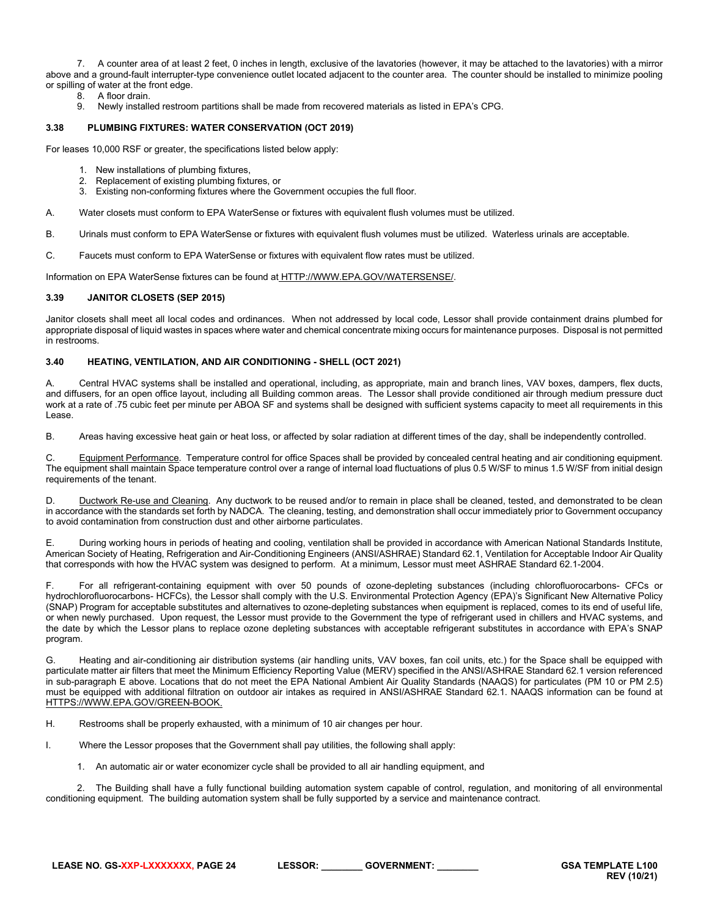7. A counter area of at least 2 feet, 0 inches in length, exclusive of the lavatories (however, it may be attached to the lavatories) with a mirror above and a ground-fault interrupter-type convenience outlet located adjacent to the counter area. The counter should be installed to minimize pooling or spilling of water at the front edge.

8. A floor drain.

9. Newly installed restroom partitions shall be made from recovered materials as listed in EPA's CPG.

### 3.38 PLUMBING FIXTURES: WATER CONSERVATION (OCT 2019)

For leases 10,000 RSF or greater, the specifications listed below apply:

1. New installations of plumbing fixtures,
2. Replacement of existing plumbing fixtures, or
3. Existing non-conforming fixtures where the Government occupies the full floor.

A. Water closets must conform to EPA WaterSense or fixtures with equivalent flush volumes must be utilized.

B. Urinals must conform to EPA WaterSense or fixtures with equivalent flush volumes must be utilized. Waterless urinals are acceptable.

C. Faucets must conform to EPA WaterSense or fixtures with equivalent flow rates must be utilized.

Information on EPA WaterSense fixtures can be found at HTTP://WWW.EPA.GOV/WATERSENSE/.

### 3.39 JANITOR CLOSETS (SEP 2015)

Janitor closets shall meet all local codes and ordinances. When not addressed by local code, Lessor shall provide containment drains plumbed for appropriate disposal of liquid wastes in spaces where water and chemical concentrate mixing occurs for maintenance purposes. Disposal is not permitted in restrooms.

### 3.40 HEATING, VENTILATION, AND AIR CONDITIONING - SHELL (OCT 2021)

A. Central HVAC systems shall be installed and operational, including, as appropriate, main and branch lines, VAV boxes, dampers, flex ducts, and diffusers, for an open office layout, including all Building common areas. The Lessor shall provide conditioned air through medium pressure duct work at a rate of .75 cubic feet per minute per ABOA SF and systems shall be designed with sufficient systems capacity to meet all requirements in this Lease.

B. Areas having excessive heat gain or heat loss, or affected by solar radiation at different times of the day, shall be independently controlled.

C. Equipment Performance. Temperature control for office Spaces shall be provided by concealed central heating and air conditioning equipment. The equipment shall maintain Space temperature control over a range of internal load fluctuations of plus 0.5 W/SF to minus 1.5 W/SF from initial design requirements of the tenant.

D. Ductwork Re-use and Cleaning. Any ductwork to be reused and/or to remain in place shall be cleaned, tested, and demonstrated to be clean in accordance with the standards set forth by NADCA. The cleaning, testing, and demonstration shall occur immediately prior to Government occupancy to avoid contamination from construction dust and other airborne particulates.

E. During working hours in periods of heating and cooling, ventilation shall be provided in accordance with American National Standards Institute, American Society of Heating, Refrigeration and Air-Conditioning Engineers (ANSI/ASHRAE) Standard 62.1, Ventilation for Acceptable Indoor Air Quality that corresponds with how the HVAC system was designed to perform. At a minimum, Lessor must meet ASHRAE Standard 62.1-2004.

F. For all refrigerant-containing equipment with over 50 pounds of ozone-depleting substances (including chlorofluorocarbons- CFCs or hydrochlorofluorocarbons- HCFCs), the Lessor shall comply with the U.S. Environmental Protection Agency (EPA)'s Significant New Alternative Policy (SNAP) Program for acceptable substitutes and alternatives to ozone-depleting substances when equipment is replaced, comes to its end of useful life, or when newly purchased. Upon request, the Lessor must provide to the Government the type of refrigerant used in chillers and HVAC systems, and the date by which the Lessor plans to replace ozone depleting substances with acceptable refrigerant substitutes in accordance with EPA's SNAP program.

G. Heating and air-conditioning air distribution systems (air handling units, VAV boxes, fan coil units, etc.) for the Space shall be equipped with particulate matter air filters that meet the Minimum Efficiency Reporting Value (MERV) specified in the ANSI/ASHRAE Standard 62.1 version referenced in sub-paragraph E above. Locations that do not meet the EPA National Ambient Air Quality Standards (NAAQS) for particulates (PM 10 or PM 2.5) must be equipped with additional filtration on outdoor air intakes as required in ANSI/ASHRAE Standard 62.1. NAAQS information can be found at HTTPS://WWW.EPA.GOV/GREEN-BOOK.

H. Restrooms shall be properly exhausted, with a minimum of 10 air changes per hour.

I. Where the Lessor proposes that the Government shall pay utilities, the following shall apply:

1. An automatic air or water economizer cycle shall be provided to all air handling equipment, and

2. The Building shall have a fully functional building automation system capable of control, regulation, and monitoring of all environmental conditioning equipment. The building automation system shall be fully supported by a service and maintenance contract.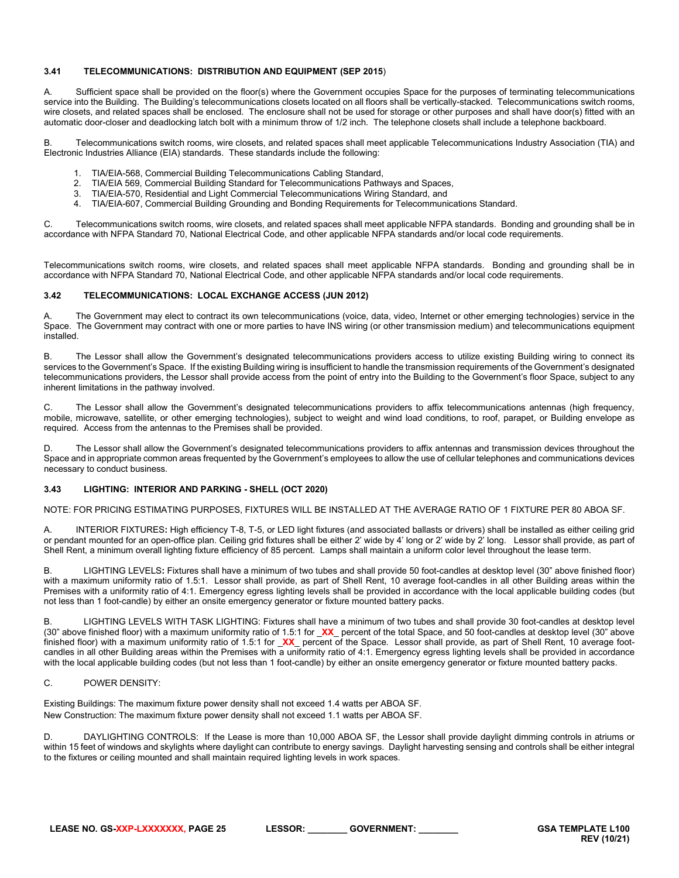### 3.41 TELECOMMUNICATIONS: DISTRIBUTION AND EQUIPMENT (SEP 2015)

A. Sufficient space shall be provided on the floor(s) where the Government occupies Space for the purposes of terminating telecommunications service into the Building. The Building's telecommunications closets located on all floors shall be vertically-stacked. Telecommunications switch rooms, wire closets, and related spaces shall be enclosed. The enclosure shall not be used for storage or other purposes and shall have door(s) fitted with an automatic door-closer and deadlocking latch bolt with a minimum throw of 1/2 inch. The telephone closets shall include a telephone backboard.

B. Telecommunications switch rooms, wire closets, and related spaces shall meet applicable Telecommunications Industry Association (TIA) and Electronic Industries Alliance (EIA) standards. These standards include the following:

1. TIA/EIA-568, Commercial Building Telecommunications Cabling Standard,
2. TIA/EIA 569, Commercial Building Standard for Telecommunications Pathways and Spaces,
3. TIA/EIA-570, Residential and Light Commercial Telecommunications Wiring Standard, and
4. TIA/EIA-607, Commercial Building Grounding and Bonding Requirements for Telecommunications Standard.

C. Telecommunications switch rooms, wire closets, and related spaces shall meet applicable NFPA standards. Bonding and grounding shall be in accordance with NFPA Standard 70, National Electrical Code, and other applicable NFPA standards and/or local code requirements.

Telecommunications switch rooms, wire closets, and related spaces shall meet applicable NFPA standards. Bonding and grounding shall be in accordance with NFPA Standard 70, National Electrical Code, and other applicable NFPA standards and/or local code requirements.

### 3.42 TELECOMMUNICATIONS: LOCAL EXCHANGE ACCESS (JUN 2012)

A. The Government may elect to contract its own telecommunications (voice, data, video, Internet or other emerging technologies) service in the Space. The Government may contract with one or more parties to have INS wiring (or other transmission medium) and telecommunications equipment installed.

B. The Lessor shall allow the Government's designated telecommunications providers access to utilize existing Building wiring to connect its services to the Government's Space. If the existing Building wiring is insufficient to handle the transmission requirements of the Government's designated telecommunications providers, the Lessor shall provide access from the point of entry into the Building to the Government's floor Space, subject to any inherent limitations in the pathway involved.

C. The Lessor shall allow the Government's designated telecommunications providers to affix telecommunications antennas (high frequency, mobile, microwave, satellite, or other emerging technologies), subject to weight and wind load conditions, to roof, parapet, or Building envelope as required. Access from the antennas to the Premises shall be provided.

D. The Lessor shall allow the Government's designated telecommunications providers to affix antennas and transmission devices throughout the Space and in appropriate common areas frequented by the Government's employees to allow the use of cellular telephones and communications devices necessary to conduct business.

### 3.43 LIGHTING: INTERIOR AND PARKING - SHELL (OCT 2020)

NOTE: FOR PRICING ESTIMATING PURPOSES, FIXTURES WILL BE INSTALLED AT THE AVERAGE RATIO OF 1 FIXTURE PER 80 ABOA SF.

A. INTERIOR FIXTURES**:** High efficiency T-8, T-5, or LED light fixtures (and associated ballasts or drivers) shall be installed as either ceiling grid or pendant mounted for an open-office plan. Ceiling grid fixtures shall be either 2' wide by 4' long or 2' wide by 2' long. Lessor shall provide, as part of Shell Rent, a minimum overall lighting fixture efficiency of 85 percent. Lamps shall maintain a uniform color level throughout the lease term.

B. LIGHTING LEVELS**:** Fixtures shall have a minimum of two tubes and shall provide 50 foot-candles at desktop level (30" above finished floor) with a maximum uniformity ratio of 1.5:1. Lessor shall provide, as part of Shell Rent, 10 average foot-candles in all other Building areas within the Premises with a uniformity ratio of 4:1. Emergency egress lighting levels shall be provided in accordance with the local applicable building codes (but not less than 1 foot-candle) by either an onsite emergency generator or fixture mounted battery packs.

B. LIGHTING LEVELS WITH TASK LIGHTING: Fixtures shall have a minimum of two tubes and shall provide 30 foot-candles at desktop level (30" above finished floor) with a maximum uniformity ratio of 1.5:1 for _**XX**_ percent of the total Space, and 50 foot-candles at desktop level (30" above finished floor) with a maximum uniformity ratio of 1.5:1 for _**XX**_ percent of the Space. Lessor shall provide, as part of Shell Rent, 10 average foot-candles in all other Building areas within the Premises with a uniformity ratio of 4:1. Emergency egress lighting levels shall be provided in accordance with the local applicable building codes (but not less than 1 foot-candle) by either an onsite emergency generator or fixture mounted battery packs.

C. POWER DENSITY:

Existing Buildings: The maximum fixture power density shall not exceed 1.4 watts per ABOA SF.
New Construction: The maximum fixture power density shall not exceed 1.1 watts per ABOA SF.

D. DAYLIGHTING CONTROLS: If the Lease is more than 10,000 ABOA SF, the Lessor shall provide daylight dimming controls in atriums or within 15 feet of windows and skylights where daylight can contribute to energy savings. Daylight harvesting sensing and controls shall be either integral to the fixtures or ceiling mounted and shall maintain required lighting levels in work spaces.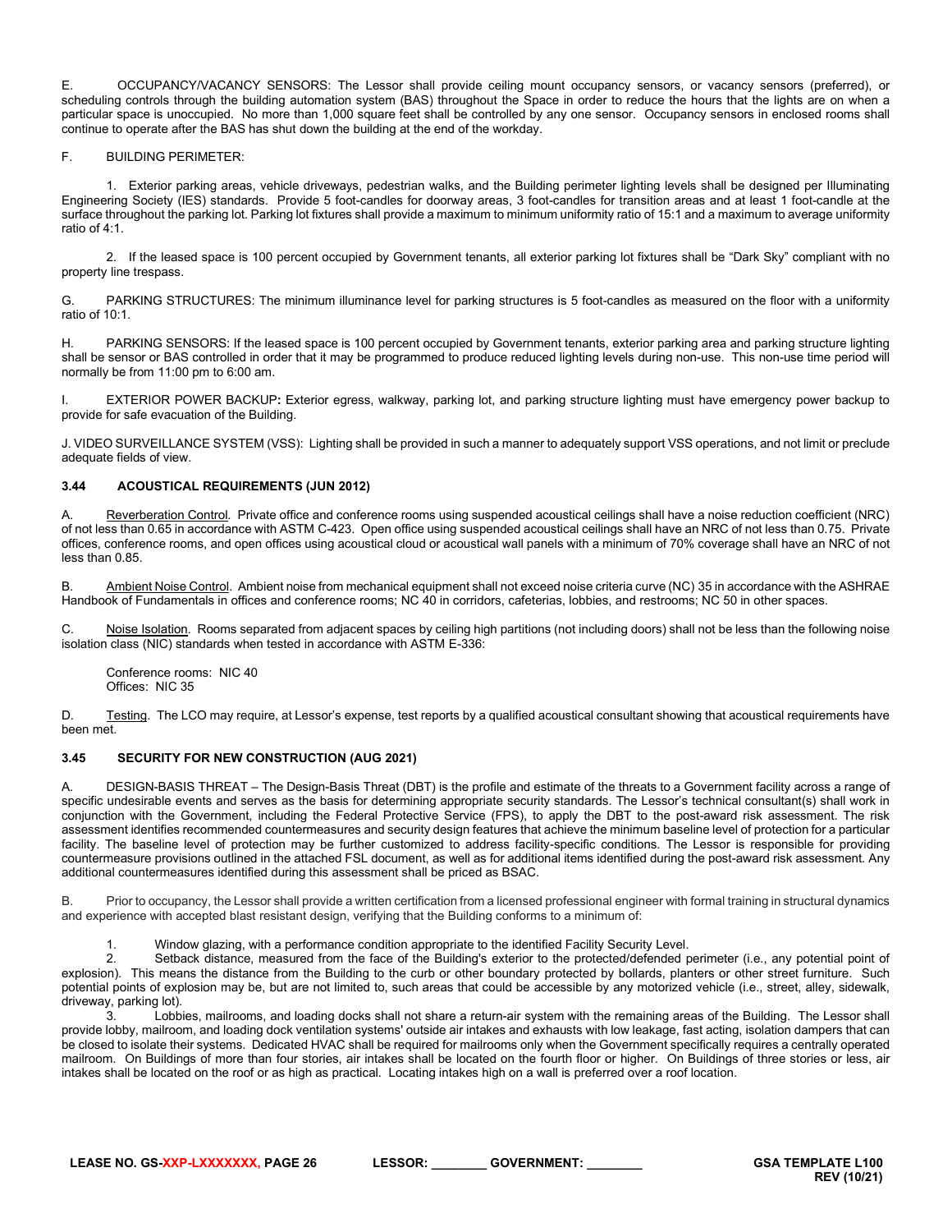E. OCCUPANCY/VACANCY SENSORS: The Lessor shall provide ceiling mount occupancy sensors, or vacancy sensors (preferred), or scheduling controls through the building automation system (BAS) throughout the Space in order to reduce the hours that the lights are on when a particular space is unoccupied. No more than 1,000 square feet shall be controlled by any one sensor. Occupancy sensors in enclosed rooms shall continue to operate after the BAS has shut down the building at the end of the workday.

F. BUILDING PERIMETER:

1. Exterior parking areas, vehicle driveways, pedestrian walks, and the Building perimeter lighting levels shall be designed per Illuminating Engineering Society (IES) standards. Provide 5 foot-candles for doorway areas, 3 foot-candles for transition areas and at least 1 foot-candle at the surface throughout the parking lot. Parking lot fixtures shall provide a maximum to minimum uniformity ratio of 15:1 and a maximum to average uniformity ratio of 4:1.

2. If the leased space is 100 percent occupied by Government tenants, all exterior parking lot fixtures shall be "Dark Sky" compliant with no property line trespass.

G. PARKING STRUCTURES: The minimum illuminance level for parking structures is 5 foot-candles as measured on the floor with a uniformity ratio of 10:1.

H. PARKING SENSORS: If the leased space is 100 percent occupied by Government tenants, exterior parking area and parking structure lighting shall be sensor or BAS controlled in order that it may be programmed to produce reduced lighting levels during non-use. This non-use time period will normally be from 11:00 pm to 6:00 am.

I. EXTERIOR POWER BACKUP**:** Exterior egress, walkway, parking lot, and parking structure lighting must have emergency power backup to provide for safe evacuation of the Building.

J. VIDEO SURVEILLANCE SYSTEM (VSS): Lighting shall be provided in such a manner to adequately support VSS operations, and not limit or preclude adequate fields of view.

### 3.44 ACOUSTICAL REQUIREMENTS (JUN 2012)

A. Reverberation Control. Private office and conference rooms using suspended acoustical ceilings shall have a noise reduction coefficient (NRC) of not less than 0.65 in accordance with ASTM C-423. Open office using suspended acoustical ceilings shall have an NRC of not less than 0.75. Private offices, conference rooms, and open offices using acoustical cloud or acoustical wall panels with a minimum of 70% coverage shall have an NRC of not less than 0.85.

B. Ambient Noise Control. Ambient noise from mechanical equipment shall not exceed noise criteria curve (NC) 35 in accordance with the ASHRAE Handbook of Fundamentals in offices and conference rooms; NC 40 in corridors, cafeterias, lobbies, and restrooms; NC 50 in other spaces.

C. Noise Isolation. Rooms separated from adjacent spaces by ceiling high partitions (not including doors) shall not be less than the following noise isolation class (NIC) standards when tested in accordance with ASTM E-336:

Conference rooms: NIC 40
Offices: NIC 35

D. Testing. The LCO may require, at Lessor's expense, test reports by a qualified acoustical consultant showing that acoustical requirements have been met.

### 3.45 SECURITY FOR NEW CONSTRUCTION (AUG 2021)

A. DESIGN-BASIS THREAT – The Design-Basis Threat (DBT) is the profile and estimate of the threats to a Government facility across a range of specific undesirable events and serves as the basis for determining appropriate security standards. The Lessor's technical consultant(s) shall work in conjunction with the Government, including the Federal Protective Service (FPS), to apply the DBT to the post-award risk assessment. The risk assessment identifies recommended countermeasures and security design features that achieve the minimum baseline level of protection for a particular facility. The baseline level of protection may be further customized to address facility-specific conditions. The Lessor is responsible for providing countermeasure provisions outlined in the attached FSL document, as well as for additional items identified during the post-award risk assessment. Any additional countermeasures identified during this assessment shall be priced as BSAC.

B. Prior to occupancy, the Lessor shall provide a written certification from a licensed professional engineer with formal training in structural dynamics and experience with accepted blast resistant design, verifying that the Building conforms to a minimum of:

1. Window glazing, with a performance condition appropriate to the identified Facility Security Level.
2. Setback distance, measured from the face of the Building's exterior to the protected/defended perimeter (i.e., any potential point of explosion). This means the distance from the Building to the curb or other boundary protected by bollards, planters or other street furniture. Such potential points of explosion may be, but are not limited to, such areas that could be accessible by any motorized vehicle (i.e., street, alley, sidewalk, driveway, parking lot).
3. Lobbies, mailrooms, and loading docks shall not share a return-air system with the remaining areas of the Building. The Lessor shall provide lobby, mailroom, and loading dock ventilation systems' outside air intakes and exhausts with low leakage, fast acting, isolation dampers that can be closed to isolate their systems. Dedicated HVAC shall be required for mailrooms only when the Government specifically requires a centrally operated mailroom. On Buildings of more than four stories, air intakes shall be located on the fourth floor or higher. On Buildings of three stories or less, air intakes shall be located on the roof or as high as practical. Locating intakes high on a wall is preferred over a roof location.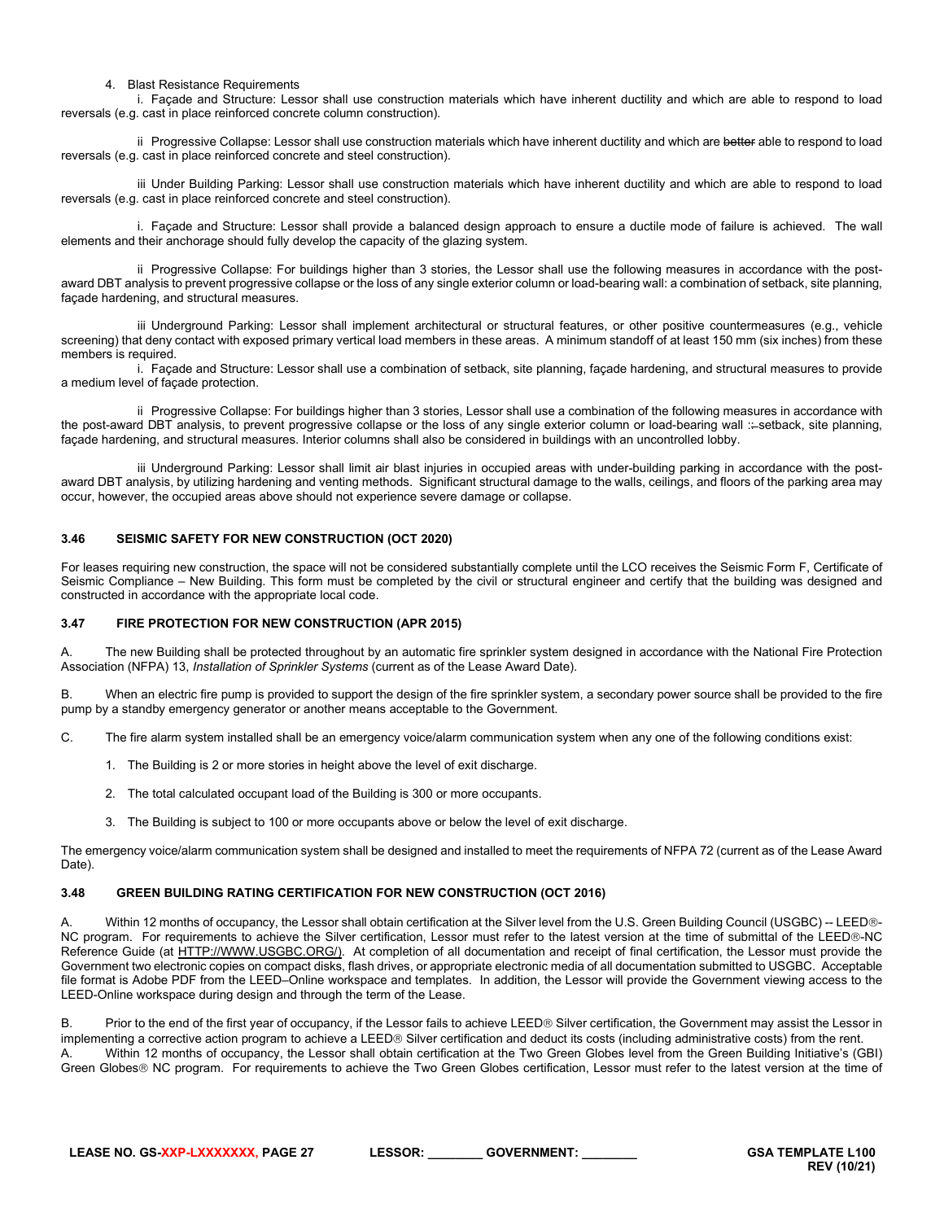4. Blast Resistance Requirements

i. Façade and Structure: Lessor shall use construction materials which have inherent ductility and which are able to respond to load reversals (e.g. cast in place reinforced concrete column construction).

ii Progressive Collapse: Lessor shall use construction materials which have inherent ductility and which are ~~better~~ able to respond to load reversals (e.g. cast in place reinforced concrete and steel construction).

iii Under Building Parking: Lessor shall use construction materials which have inherent ductility and which are able to respond to load reversals (e.g. cast in place reinforced concrete and steel construction).

i. Façade and Structure: Lessor shall provide a balanced design approach to ensure a ductile mode of failure is achieved. The wall elements and their anchorage should fully develop the capacity of the glazing system.

ii Progressive Collapse: For buildings higher than 3 stories, the Lessor shall use the following measures in accordance with the post-award DBT analysis to prevent progressive collapse or the loss of any single exterior column or load-bearing wall: a combination of setback, site planning, façade hardening, and structural measures.

iii Underground Parking: Lessor shall implement architectural or structural features, or other positive countermeasures (e.g., vehicle screening) that deny contact with exposed primary vertical load members in these areas. A minimum standoff of at least 150 mm (six inches) from these members is required.

i. Façade and Structure: Lessor shall use a combination of setback, site planning, façade hardening, and structural measures to provide a medium level of façade protection.

ii Progressive Collapse: For buildings higher than 3 stories, Lessor shall use a combination of the following measures in accordance with the post-award DBT analysis, to prevent progressive collapse or the loss of any single exterior column or load-bearing wall :~~-~~setback, site planning, façade hardening, and structural measures. Interior columns shall also be considered in buildings with an uncontrolled lobby.

iii Underground Parking: Lessor shall limit air blast injuries in occupied areas with under-building parking in accordance with the post-award DBT analysis, by utilizing hardening and venting methods. Significant structural damage to the walls, ceilings, and floors of the parking area may occur, however, the occupied areas above should not experience severe damage or collapse.

### 3.46 SEISMIC SAFETY FOR NEW CONSTRUCTION (OCT 2020)

For leases requiring new construction, the space will not be considered substantially complete until the LCO receives the Seismic Form F, Certificate of Seismic Compliance – New Building. This form must be completed by the civil or structural engineer and certify that the building was designed and constructed in accordance with the appropriate local code.

### 3.47 FIRE PROTECTION FOR NEW CONSTRUCTION (APR 2015)

A. The new Building shall be protected throughout by an automatic fire sprinkler system designed in accordance with the National Fire Protection Association (NFPA) 13, *Installation of Sprinkler Systems* (current as of the Lease Award Date).

B. When an electric fire pump is provided to support the design of the fire sprinkler system, a secondary power source shall be provided to the fire pump by a standby emergency generator or another means acceptable to the Government.

C. The fire alarm system installed shall be an emergency voice/alarm communication system when any one of the following conditions exist:

1. The Building is 2 or more stories in height above the level of exit discharge.
2. The total calculated occupant load of the Building is 300 or more occupants.
3. The Building is subject to 100 or more occupants above or below the level of exit discharge.

The emergency voice/alarm communication system shall be designed and installed to meet the requirements of NFPA 72 (current as of the Lease Award Date).

### 3.48 GREEN BUILDING RATING CERTIFICATION FOR NEW CONSTRUCTION (OCT 2016)

A. Within 12 months of occupancy, the Lessor shall obtain certification at the Silver level from the U.S. Green Building Council (USGBC) -- LEED®-NC program. For requirements to achieve the Silver certification, Lessor must refer to the latest version at the time of submittal of the LEED®-NC Reference Guide (at HTTP://WWW.USGBC.ORG/). At completion of all documentation and receipt of final certification, the Lessor must provide the Government two electronic copies on compact disks, flash drives, or appropriate electronic media of all documentation submitted to USGBC. Acceptable file format is Adobe PDF from the LEED–Online workspace and templates. In addition, the Lessor will provide the Government viewing access to the LEED-Online workspace during design and through the term of the Lease.

B. Prior to the end of the first year of occupancy, if the Lessor fails to achieve LEED® Silver certification, the Government may assist the Lessor in implementing a corrective action program to achieve a LEED® Silver certification and deduct its costs (including administrative costs) from the rent.

A. Within 12 months of occupancy, the Lessor shall obtain certification at the Two Green Globes level from the Green Building Initiative's (GBI) Green Globes® NC program. For requirements to achieve the Two Green Globes certification, Lessor must refer to the latest version at the time of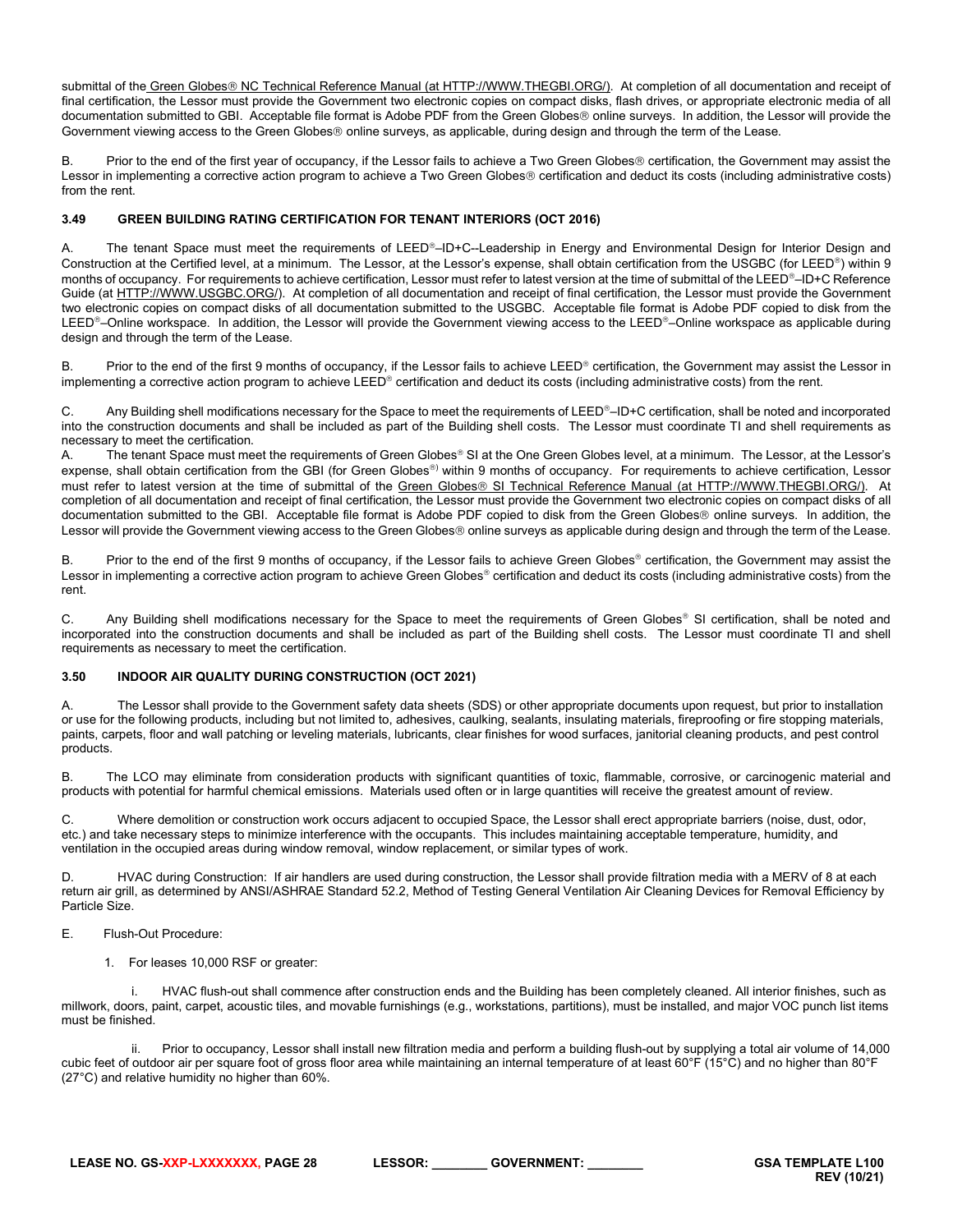submittal of the Green Globes® NC Technical Reference Manual (at HTTP://WWW.THEGBI.ORG/). At completion of all documentation and receipt of final certification, the Lessor must provide the Government two electronic copies on compact disks, flash drives, or appropriate electronic media of all documentation submitted to GBI. Acceptable file format is Adobe PDF from the Green Globes® online surveys. In addition, the Lessor will provide the Government viewing access to the Green Globes® online surveys, as applicable, during design and through the term of the Lease.

B. Prior to the end of the first year of occupancy, if the Lessor fails to achieve a Two Green Globes® certification, the Government may assist the Lessor in implementing a corrective action program to achieve a Two Green Globes® certification and deduct its costs (including administrative costs) from the rent.

### 3.49 GREEN BUILDING RATING CERTIFICATION FOR TENANT INTERIORS (OCT 2016)

A. The tenant Space must meet the requirements of LEED®–ID+C--Leadership in Energy and Environmental Design for Interior Design and Construction at the Certified level, at a minimum. The Lessor, at the Lessor's expense, shall obtain certification from the USGBC (for LEED®) within 9 months of occupancy. For requirements to achieve certification, Lessor must refer to latest version at the time of submittal of the LEED®–ID+C Reference Guide (at HTTP://WWW.USGBC.ORG/). At completion of all documentation and receipt of final certification, the Lessor must provide the Government two electronic copies on compact disks of all documentation submitted to the USGBC. Acceptable file format is Adobe PDF copied to disk from the LEED®–Online workspace. In addition, the Lessor will provide the Government viewing access to the LEED®–Online workspace as applicable during design and through the term of the Lease.

B. Prior to the end of the first 9 months of occupancy, if the Lessor fails to achieve LEED® certification, the Government may assist the Lessor in implementing a corrective action program to achieve LEED® certification and deduct its costs (including administrative costs) from the rent.

C. Any Building shell modifications necessary for the Space to meet the requirements of LEED®–ID+C certification, shall be noted and incorporated into the construction documents and shall be included as part of the Building shell costs. The Lessor must coordinate TI and shell requirements as necessary to meet the certification.

A. The tenant Space must meet the requirements of Green Globes® SI at the One Green Globes level, at a minimum. The Lessor, at the Lessor's expense, shall obtain certification from the GBI (for Green Globes®) within 9 months of occupancy. For requirements to achieve certification, Lessor must refer to latest version at the time of submittal of the Green Globes® SI Technical Reference Manual (at HTTP://WWW.THEGBI.ORG/). At completion of all documentation and receipt of final certification, the Lessor must provide the Government two electronic copies on compact disks of all documentation submitted to the GBI. Acceptable file format is Adobe PDF copied to disk from the Green Globes® online surveys. In addition, the Lessor will provide the Government viewing access to the Green Globes® online surveys as applicable during design and through the term of the Lease.

B. Prior to the end of the first 9 months of occupancy, if the Lessor fails to achieve Green Globes® certification, the Government may assist the Lessor in implementing a corrective action program to achieve Green Globes® certification and deduct its costs (including administrative costs) from the rent.

C. Any Building shell modifications necessary for the Space to meet the requirements of Green Globes® SI certification, shall be noted and incorporated into the construction documents and shall be included as part of the Building shell costs. The Lessor must coordinate TI and shell requirements as necessary to meet the certification.

### 3.50 INDOOR AIR QUALITY DURING CONSTRUCTION (OCT 2021)

A. The Lessor shall provide to the Government safety data sheets (SDS) or other appropriate documents upon request, but prior to installation or use for the following products, including but not limited to, adhesives, caulking, sealants, insulating materials, fireproofing or fire stopping materials, paints, carpets, floor and wall patching or leveling materials, lubricants, clear finishes for wood surfaces, janitorial cleaning products, and pest control products.

B. The LCO may eliminate from consideration products with significant quantities of toxic, flammable, corrosive, or carcinogenic material and products with potential for harmful chemical emissions. Materials used often or in large quantities will receive the greatest amount of review.

C. Where demolition or construction work occurs adjacent to occupied Space, the Lessor shall erect appropriate barriers (noise, dust, odor, etc.) and take necessary steps to minimize interference with the occupants. This includes maintaining acceptable temperature, humidity, and ventilation in the occupied areas during window removal, window replacement, or similar types of work.

D. HVAC during Construction: If air handlers are used during construction, the Lessor shall provide filtration media with a MERV of 8 at each return air grill, as determined by ANSI/ASHRAE Standard 52.2, Method of Testing General Ventilation Air Cleaning Devices for Removal Efficiency by Particle Size.

E. Flush-Out Procedure:

1. For leases 10,000 RSF or greater:

i. HVAC flush-out shall commence after construction ends and the Building has been completely cleaned. All interior finishes, such as millwork, doors, paint, carpet, acoustic tiles, and movable furnishings (e.g., workstations, partitions), must be installed, and major VOC punch list items must be finished.

ii. Prior to occupancy, Lessor shall install new filtration media and perform a building flush-out by supplying a total air volume of 14,000 cubic feet of outdoor air per square foot of gross floor area while maintaining an internal temperature of at least 60°F (15°C) and no higher than 80°F (27°C) and relative humidity no higher than 60%.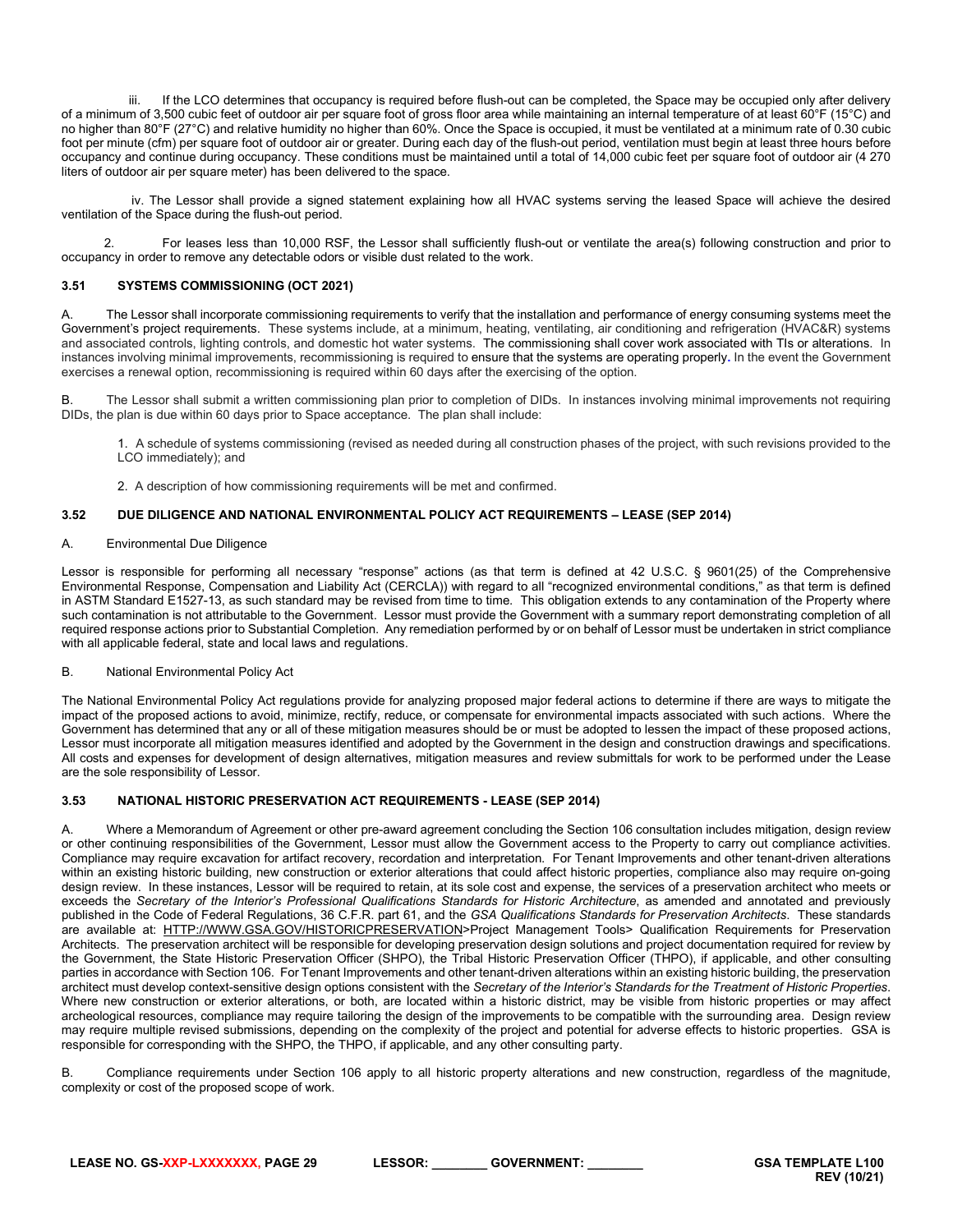iii. If the LCO determines that occupancy is required before flush-out can be completed, the Space may be occupied only after delivery of a minimum of 3,500 cubic feet of outdoor air per square foot of gross floor area while maintaining an internal temperature of at least 60°F (15°C) and no higher than 80°F (27°C) and relative humidity no higher than 60%. Once the Space is occupied, it must be ventilated at a minimum rate of 0.30 cubic foot per minute (cfm) per square foot of outdoor air or greater. During each day of the flush-out period, ventilation must begin at least three hours before occupancy and continue during occupancy. These conditions must be maintained until a total of 14,000 cubic feet per square foot of outdoor air (4 270 liters of outdoor air per square meter) has been delivered to the space.

iv. The Lessor shall provide a signed statement explaining how all HVAC systems serving the leased Space will achieve the desired ventilation of the Space during the flush-out period.

2. For leases less than 10,000 RSF, the Lessor shall sufficiently flush-out or ventilate the area(s) following construction and prior to occupancy in order to remove any detectable odors or visible dust related to the work.

### 3.51 SYSTEMS COMMISSIONING (OCT 2021)

A. The Lessor shall incorporate commissioning requirements to verify that the installation and performance of energy consuming systems meet the Government's project requirements. These systems include, at a minimum, heating, ventilating, air conditioning and refrigeration (HVAC&R) systems and associated controls, lighting controls, and domestic hot water systems. The commissioning shall cover work associated with TIs or alterations. In instances involving minimal improvements, recommissioning is required to ensure that the systems are operating properly. In the event the Government exercises a renewal option, recommissioning is required within 60 days after the exercising of the option.

B. The Lessor shall submit a written commissioning plan prior to completion of DIDs. In instances involving minimal improvements not requiring DIDs, the plan is due within 60 days prior to Space acceptance. The plan shall include:

1. A schedule of systems commissioning (revised as needed during all construction phases of the project, with such revisions provided to the LCO immediately); and

2. A description of how commissioning requirements will be met and confirmed.

### 3.52 DUE DILIGENCE AND NATIONAL ENVIRONMENTAL POLICY ACT REQUIREMENTS – LEASE (SEP 2014)

A. Environmental Due Diligence

Lessor is responsible for performing all necessary "response" actions (as that term is defined at 42 U.S.C. § 9601(25) of the Comprehensive Environmental Response, Compensation and Liability Act (CERCLA)) with regard to all "recognized environmental conditions," as that term is defined in ASTM Standard E1527-13, as such standard may be revised from time to time. This obligation extends to any contamination of the Property where such contamination is not attributable to the Government. Lessor must provide the Government with a summary report demonstrating completion of all required response actions prior to Substantial Completion. Any remediation performed by or on behalf of Lessor must be undertaken in strict compliance with all applicable federal, state and local laws and regulations.

B. National Environmental Policy Act

The National Environmental Policy Act regulations provide for analyzing proposed major federal actions to determine if there are ways to mitigate the impact of the proposed actions to avoid, minimize, rectify, reduce, or compensate for environmental impacts associated with such actions. Where the Government has determined that any or all of these mitigation measures should be or must be adopted to lessen the impact of these proposed actions, Lessor must incorporate all mitigation measures identified and adopted by the Government in the design and construction drawings and specifications. All costs and expenses for development of design alternatives, mitigation measures and review submittals for work to be performed under the Lease are the sole responsibility of Lessor.

### 3.53 NATIONAL HISTORIC PRESERVATION ACT REQUIREMENTS - LEASE (SEP 2014)

A. Where a Memorandum of Agreement or other pre-award agreement concluding the Section 106 consultation includes mitigation, design review or other continuing responsibilities of the Government, Lessor must allow the Government access to the Property to carry out compliance activities. Compliance may require excavation for artifact recovery, recordation and interpretation. For Tenant Improvements and other tenant-driven alterations within an existing historic building, new construction or exterior alterations that could affect historic properties, compliance also may require on-going design review. In these instances, Lessor will be required to retain, at its sole cost and expense, the services of a preservation architect who meets or exceeds the *Secretary of the Interior's Professional Qualifications Standards for Historic Architecture*, as amended and annotated and previously published in the Code of Federal Regulations, 36 C.F.R. part 61, and the *GSA Qualifications Standards for Preservation Architects*. These standards are available at: HTTP://WWW.GSA.GOV/HISTORICPRESERVATION>Project Management Tools> Qualification Requirements for Preservation Architects. The preservation architect will be responsible for developing preservation design solutions and project documentation required for review by the Government, the State Historic Preservation Officer (SHPO), the Tribal Historic Preservation Officer (THPO), if applicable, and other consulting parties in accordance with Section 106. For Tenant Improvements and other tenant-driven alterations within an existing historic building, the preservation architect must develop context-sensitive design options consistent with the *Secretary of the Interior's Standards for the Treatment of Historic Properties*. Where new construction or exterior alterations, or both, are located within a historic district, may be visible from historic properties or may affect archeological resources, compliance may require tailoring the design of the improvements to be compatible with the surrounding area. Design review may require multiple revised submissions, depending on the complexity of the project and potential for adverse effects to historic properties. GSA is responsible for corresponding with the SHPO, the THPO, if applicable, and any other consulting party.

B. Compliance requirements under Section 106 apply to all historic property alterations and new construction, regardless of the magnitude, complexity or cost of the proposed scope of work.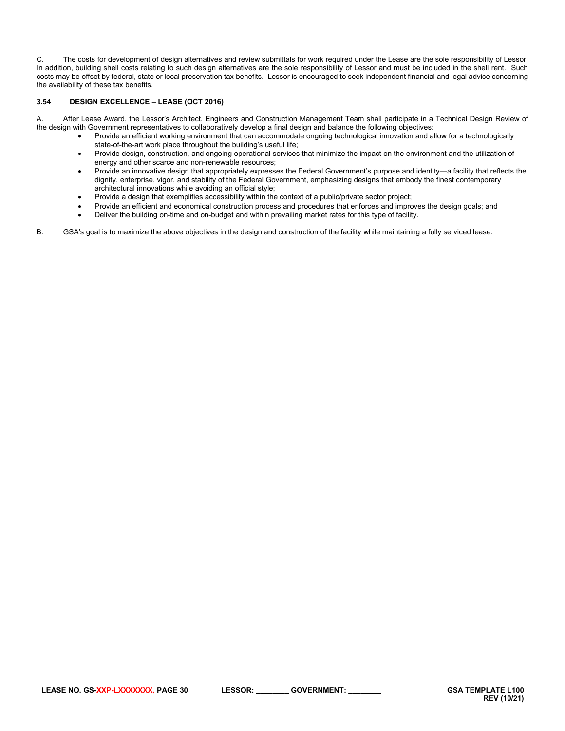C. The costs for development of design alternatives and review submittals for work required under the Lease are the sole responsibility of Lessor. In addition, building shell costs relating to such design alternatives are the sole responsibility of Lessor and must be included in the shell rent. Such costs may be offset by federal, state or local preservation tax benefits. Lessor is encouraged to seek independent financial and legal advice concerning the availability of these tax benefits.

### 3.54 DESIGN EXCELLENCE – LEASE (OCT 2016)

A. After Lease Award, the Lessor's Architect, Engineers and Construction Management Team shall participate in a Technical Design Review of the design with Government representatives to collaboratively develop a final design and balance the following objectives:

- Provide an efficient working environment that can accommodate ongoing technological innovation and allow for a technologically state-of-the-art work place throughout the building's useful life;
- Provide design, construction, and ongoing operational services that minimize the impact on the environment and the utilization of energy and other scarce and non-renewable resources;
- Provide an innovative design that appropriately expresses the Federal Government's purpose and identity—a facility that reflects the dignity, enterprise, vigor, and stability of the Federal Government, emphasizing designs that embody the finest contemporary architectural innovations while avoiding an official style;
- Provide a design that exemplifies accessibility within the context of a public/private sector project;
- Provide an efficient and economical construction process and procedures that enforces and improves the design goals; and
- Deliver the building on-time and on-budget and within prevailing market rates for this type of facility.

B. GSA's goal is to maximize the above objectives in the design and construction of the facility while maintaining a fully serviced lease.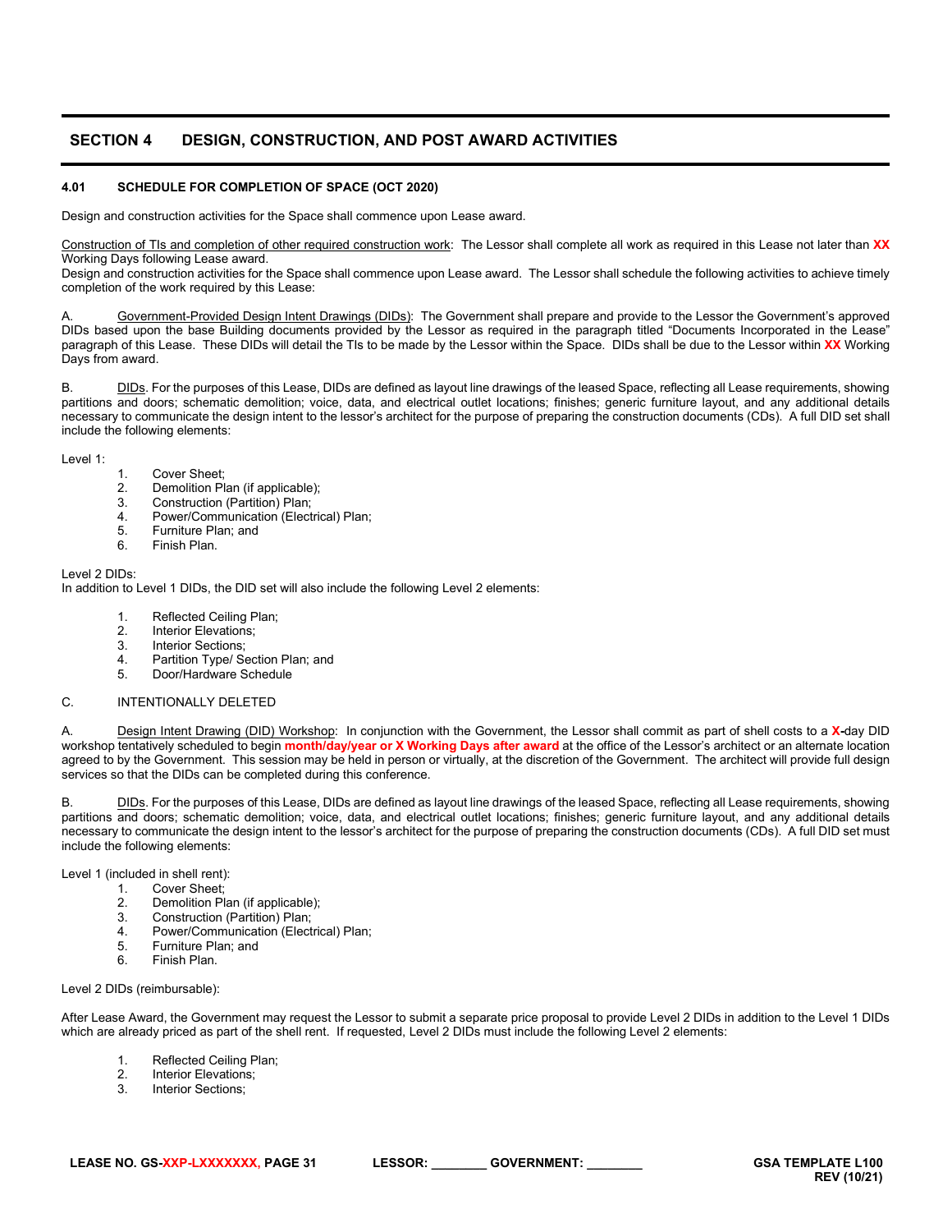## SECTION 4 DESIGN, CONSTRUCTION, AND POST AWARD ACTIVITIES

### 4.01 SCHEDULE FOR COMPLETION OF SPACE (OCT 2020)

Design and construction activities for the Space shall commence upon Lease award.

Construction of TIs and completion of other required construction work: The Lessor shall complete all work as required in this Lease not later than **XX** Working Days following Lease award.
Design and construction activities for the Space shall commence upon Lease award. The Lessor shall schedule the following activities to achieve timely completion of the work required by this Lease:

A. Government-Provided Design Intent Drawings (DIDs): The Government shall prepare and provide to the Lessor the Government's approved DIDs based upon the base Building documents provided by the Lessor as required in the paragraph titled "Documents Incorporated in the Lease" paragraph of this Lease. These DIDs will detail the TIs to be made by the Lessor within the Space. DIDs shall be due to the Lessor within **XX** Working Days from award.

B. DIDs. For the purposes of this Lease, DIDs are defined as layout line drawings of the leased Space, reflecting all Lease requirements, showing partitions and doors; schematic demolition; voice, data, and electrical outlet locations; finishes; generic furniture layout, and any additional details necessary to communicate the design intent to the lessor's architect for the purpose of preparing the construction documents (CDs). A full DID set shall include the following elements:

Level 1:

1. Cover Sheet;
2. Demolition Plan (if applicable);
3. Construction (Partition) Plan;
4. Power/Communication (Electrical) Plan;
5. Furniture Plan; and
6. Finish Plan.

Level 2 DIDs:
In addition to Level 1 DIDs, the DID set will also include the following Level 2 elements:

1. Reflected Ceiling Plan;
2. Interior Elevations;
3. Interior Sections;
4. Partition Type/ Section Plan; and
5. Door/Hardware Schedule

C. INTENTIONALLY DELETED

A. Design Intent Drawing (DID) Workshop: In conjunction with the Government, the Lessor shall commit as part of shell costs to a **X**-day DID workshop tentatively scheduled to begin **month/day/year or X Working Days after award** at the office of the Lessor's architect or an alternate location agreed to by the Government. This session may be held in person or virtually, at the discretion of the Government. The architect will provide full design services so that the DIDs can be completed during this conference.

B. DIDs. For the purposes of this Lease, DIDs are defined as layout line drawings of the leased Space, reflecting all Lease requirements, showing partitions and doors; schematic demolition; voice, data, and electrical outlet locations; finishes; generic furniture layout, and any additional details necessary to communicate the design intent to the lessor's architect for the purpose of preparing the construction documents (CDs). A full DID set must include the following elements:

Level 1 (included in shell rent):

1. Cover Sheet;
2. Demolition Plan (if applicable);
3. Construction (Partition) Plan;
4. Power/Communication (Electrical) Plan;
5. Furniture Plan; and
6. Finish Plan.

Level 2 DIDs (reimbursable):

After Lease Award, the Government may request the Lessor to submit a separate price proposal to provide Level 2 DIDs in addition to the Level 1 DIDs which are already priced as part of the shell rent. If requested, Level 2 DIDs must include the following Level 2 elements:

1. Reflected Ceiling Plan;
2. Interior Elevations;
3. Interior Sections;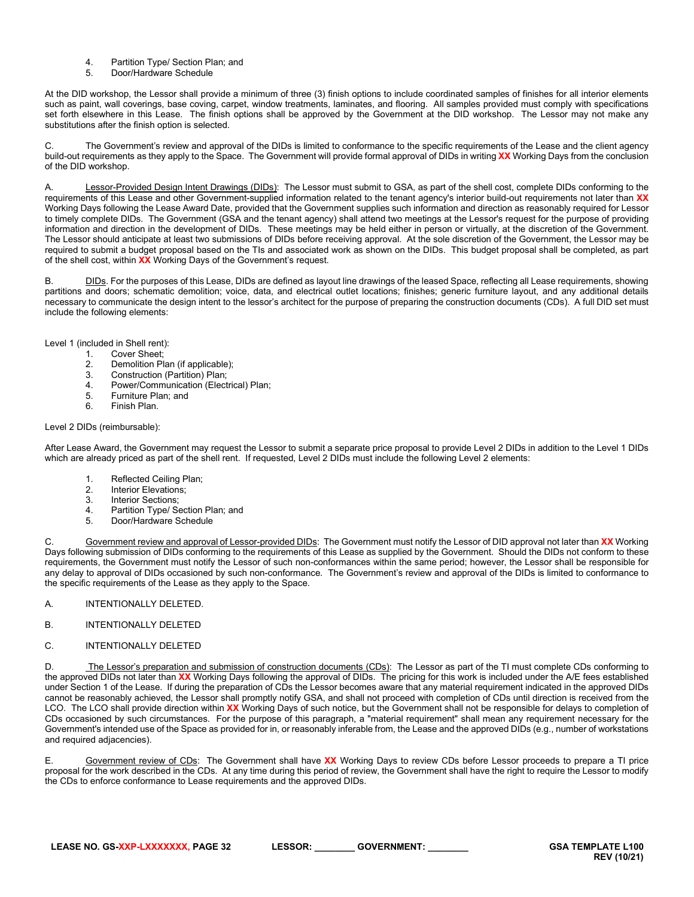4. Partition Type/ Section Plan; and
5. Door/Hardware Schedule

At the DID workshop, the Lessor shall provide a minimum of three (3) finish options to include coordinated samples of finishes for all interior elements such as paint, wall coverings, base coving, carpet, window treatments, laminates, and flooring. All samples provided must comply with specifications set forth elsewhere in this Lease. The finish options shall be approved by the Government at the DID workshop. The Lessor may not make any substitutions after the finish option is selected.

C. The Government's review and approval of the DIDs is limited to conformance to the specific requirements of the Lease and the client agency build-out requirements as they apply to the Space. The Government will provide formal approval of DIDs in writing **XX** Working Days from the conclusion of the DID workshop.

A. Lessor-Provided Design Intent Drawings (DIDs): The Lessor must submit to GSA, as part of the shell cost, complete DIDs conforming to the requirements of this Lease and other Government-supplied information related to the tenant agency's interior build-out requirements not later than **XX** Working Days following the Lease Award Date, provided that the Government supplies such information and direction as reasonably required for Lessor to timely complete DIDs. The Government (GSA and the tenant agency) shall attend two meetings at the Lessor's request for the purpose of providing information and direction in the development of DIDs. These meetings may be held either in person or virtually, at the discretion of the Government. The Lessor should anticipate at least two submissions of DIDs before receiving approval. At the sole discretion of the Government, the Lessor may be required to submit a budget proposal based on the TIs and associated work as shown on the DIDs. This budget proposal shall be completed, as part of the shell cost, within **XX** Working Days of the Government's request.

B. DIDs. For the purposes of this Lease, DIDs are defined as layout line drawings of the leased Space, reflecting all Lease requirements, showing partitions and doors; schematic demolition; voice, data, and electrical outlet locations; finishes; generic furniture layout, and any additional details necessary to communicate the design intent to the lessor's architect for the purpose of preparing the construction documents (CDs). A full DID set must include the following elements:

Level 1 (included in Shell rent):

1. Cover Sheet;
2. Demolition Plan (if applicable);
3. Construction (Partition) Plan;
4. Power/Communication (Electrical) Plan;
5. Furniture Plan; and
6. Finish Plan.

Level 2 DIDs (reimbursable):

After Lease Award, the Government may request the Lessor to submit a separate price proposal to provide Level 2 DIDs in addition to the Level 1 DIDs which are already priced as part of the shell rent. If requested, Level 2 DIDs must include the following Level 2 elements:

1. Reflected Ceiling Plan;
2. Interior Elevations;
3. Interior Sections;
4. Partition Type/ Section Plan; and
5. Door/Hardware Schedule

C. Government review and approval of Lessor-provided DIDs: The Government must notify the Lessor of DID approval not later than **XX** Working Days following submission of DIDs conforming to the requirements of this Lease as supplied by the Government. Should the DIDs not conform to these requirements, the Government must notify the Lessor of such non-conformances within the same period; however, the Lessor shall be responsible for any delay to approval of DIDs occasioned by such non-conformance. The Government's review and approval of the DIDs is limited to conformance to the specific requirements of the Lease as they apply to the Space.

A. INTENTIONALLY DELETED.

B. INTENTIONALLY DELETED

C. INTENTIONALLY DELETED

D. The Lessor's preparation and submission of construction documents (CDs): The Lessor as part of the TI must complete CDs conforming to the approved DIDs not later than **XX** Working Days following the approval of DIDs. The pricing for this work is included under the A/E fees established under Section 1 of the Lease. If during the preparation of CDs the Lessor becomes aware that any material requirement indicated in the approved DIDs cannot be reasonably achieved, the Lessor shall promptly notify GSA, and shall not proceed with completion of CDs until direction is received from the LCO. The LCO shall provide direction within **XX** Working Days of such notice, but the Government shall not be responsible for delays to completion of CDs occasioned by such circumstances. For the purpose of this paragraph, a "material requirement" shall mean any requirement necessary for the Government's intended use of the Space as provided for in, or reasonably inferable from, the Lease and the approved DIDs (e.g., number of workstations and required adjacencies).

E. Government review of CDs: The Government shall have **XX** Working Days to review CDs before Lessor proceeds to prepare a TI price proposal for the work described in the CDs. At any time during this period of review, the Government shall have the right to require the Lessor to modify the CDs to enforce conformance to Lease requirements and the approved DIDs.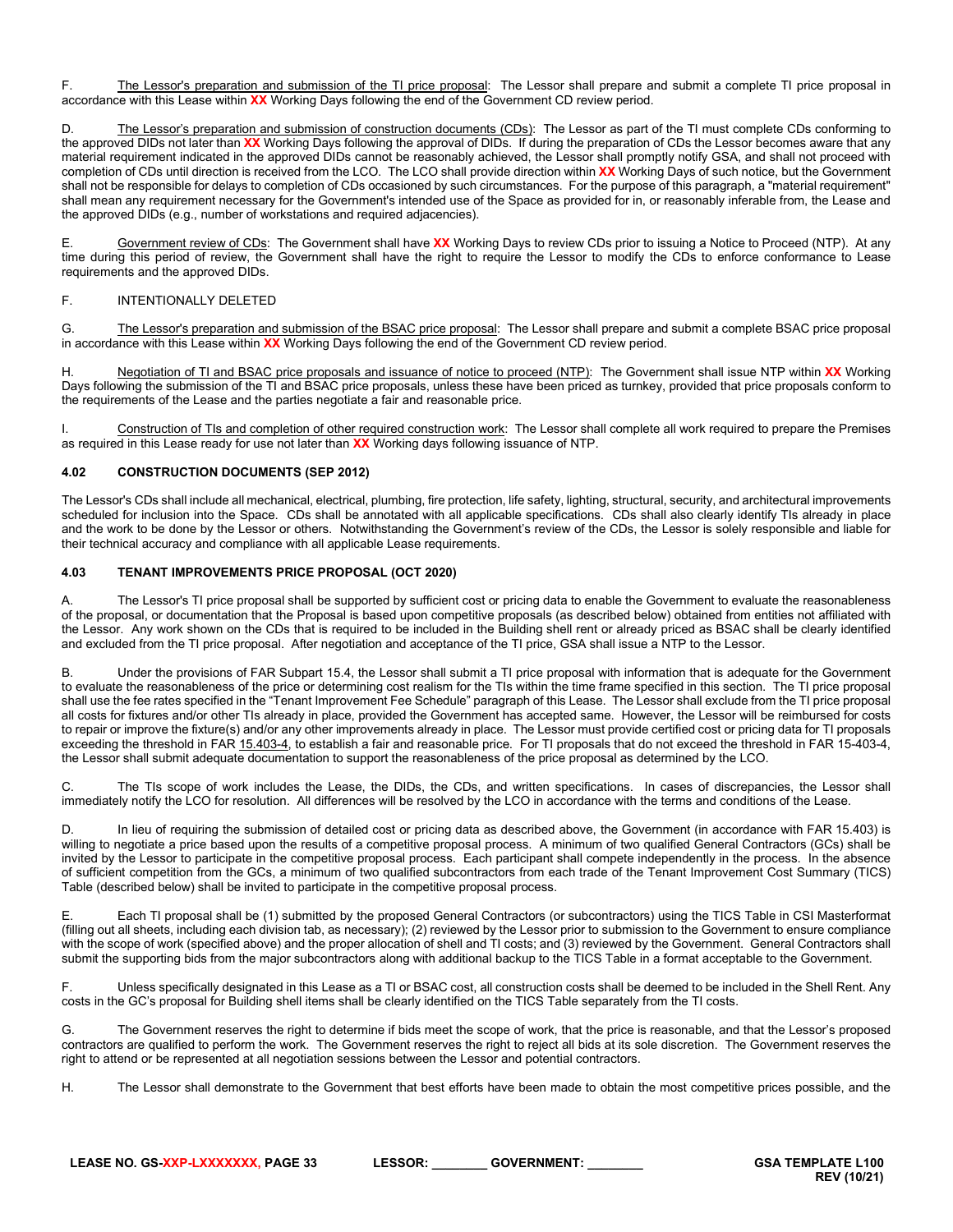F. The Lessor's preparation and submission of the TI price proposal: The Lessor shall prepare and submit a complete TI price proposal in accordance with this Lease within **XX** Working Days following the end of the Government CD review period.

D. The Lessor's preparation and submission of construction documents (CDs): The Lessor as part of the TI must complete CDs conforming to the approved DIDs not later than **XX** Working Days following the approval of DIDs. If during the preparation of CDs the Lessor becomes aware that any material requirement indicated in the approved DIDs cannot be reasonably achieved, the Lessor shall promptly notify GSA, and shall not proceed with completion of CDs until direction is received from the LCO. The LCO shall provide direction within **XX** Working Days of such notice, but the Government shall not be responsible for delays to completion of CDs occasioned by such circumstances. For the purpose of this paragraph, a "material requirement" shall mean any requirement necessary for the Government's intended use of the Space as provided for in, or reasonably inferable from, the Lease and the approved DIDs (e.g., number of workstations and required adjacencies).

E. Government review of CDs: The Government shall have **XX** Working Days to review CDs prior to issuing a Notice to Proceed (NTP). At any time during this period of review, the Government shall have the right to require the Lessor to modify the CDs to enforce conformance to Lease requirements and the approved DIDs.

F. INTENTIONALLY DELETED

G. The Lessor's preparation and submission of the BSAC price proposal: The Lessor shall prepare and submit a complete BSAC price proposal in accordance with this Lease within **XX** Working Days following the end of the Government CD review period.

H. Negotiation of TI and BSAC price proposals and issuance of notice to proceed (NTP): The Government shall issue NTP within **XX** Working Days following the submission of the TI and BSAC price proposals, unless these have been priced as turnkey, provided that price proposals conform to the requirements of the Lease and the parties negotiate a fair and reasonable price.

I. Construction of TIs and completion of other required construction work: The Lessor shall complete all work required to prepare the Premises as required in this Lease ready for use not later than **XX** Working days following issuance of NTP.

### 4.02 CONSTRUCTION DOCUMENTS (SEP 2012)

The Lessor's CDs shall include all mechanical, electrical, plumbing, fire protection, life safety, lighting, structural, security, and architectural improvements scheduled for inclusion into the Space. CDs shall be annotated with all applicable specifications. CDs shall also clearly identify TIs already in place and the work to be done by the Lessor or others. Notwithstanding the Government's review of the CDs, the Lessor is solely responsible and liable for their technical accuracy and compliance with all applicable Lease requirements.

### 4.03 TENANT IMPROVEMENTS PRICE PROPOSAL (OCT 2020)

A. The Lessor's TI price proposal shall be supported by sufficient cost or pricing data to enable the Government to evaluate the reasonableness of the proposal, or documentation that the Proposal is based upon competitive proposals (as described below) obtained from entities not affiliated with the Lessor. Any work shown on the CDs that is required to be included in the Building shell rent or already priced as BSAC shall be clearly identified and excluded from the TI price proposal. After negotiation and acceptance of the TI price, GSA shall issue a NTP to the Lessor.

B. Under the provisions of FAR Subpart 15.4, the Lessor shall submit a TI price proposal with information that is adequate for the Government to evaluate the reasonableness of the price or determining cost realism for the TIs within the time frame specified in this section. The TI price proposal shall use the fee rates specified in the "Tenant Improvement Fee Schedule" paragraph of this Lease. The Lessor shall exclude from the TI price proposal all costs for fixtures and/or other TIs already in place, provided the Government has accepted same. However, the Lessor will be reimbursed for costs to repair or improve the fixture(s) and/or any other improvements already in place. The Lessor must provide certified cost or pricing data for TI proposals exceeding the threshold in FAR 15.403-4, to establish a fair and reasonable price. For TI proposals that do not exceed the threshold in FAR 15-403-4, the Lessor shall submit adequate documentation to support the reasonableness of the price proposal as determined by the LCO.

C. The TIs scope of work includes the Lease, the DIDs, the CDs, and written specifications. In cases of discrepancies, the Lessor shall immediately notify the LCO for resolution. All differences will be resolved by the LCO in accordance with the terms and conditions of the Lease.

D. In lieu of requiring the submission of detailed cost or pricing data as described above, the Government (in accordance with FAR 15.403) is willing to negotiate a price based upon the results of a competitive proposal process. A minimum of two qualified General Contractors (GCs) shall be invited by the Lessor to participate in the competitive proposal process. Each participant shall compete independently in the process. In the absence of sufficient competition from the GCs, a minimum of two qualified subcontractors from each trade of the Tenant Improvement Cost Summary (TICS) Table (described below) shall be invited to participate in the competitive proposal process.

E. Each TI proposal shall be (1) submitted by the proposed General Contractors (or subcontractors) using the TICS Table in CSI Masterformat (filling out all sheets, including each division tab, as necessary); (2) reviewed by the Lessor prior to submission to the Government to ensure compliance with the scope of work (specified above) and the proper allocation of shell and TI costs; and (3) reviewed by the Government. General Contractors shall submit the supporting bids from the major subcontractors along with additional backup to the TICS Table in a format acceptable to the Government.

F. Unless specifically designated in this Lease as a TI or BSAC cost, all construction costs shall be deemed to be included in the Shell Rent. Any costs in the GC's proposal for Building shell items shall be clearly identified on the TICS Table separately from the TI costs.

G. The Government reserves the right to determine if bids meet the scope of work, that the price is reasonable, and that the Lessor's proposed contractors are qualified to perform the work. The Government reserves the right to reject all bids at its sole discretion. The Government reserves the right to attend or be represented at all negotiation sessions between the Lessor and potential contractors.

H. The Lessor shall demonstrate to the Government that best efforts have been made to obtain the most competitive prices possible, and the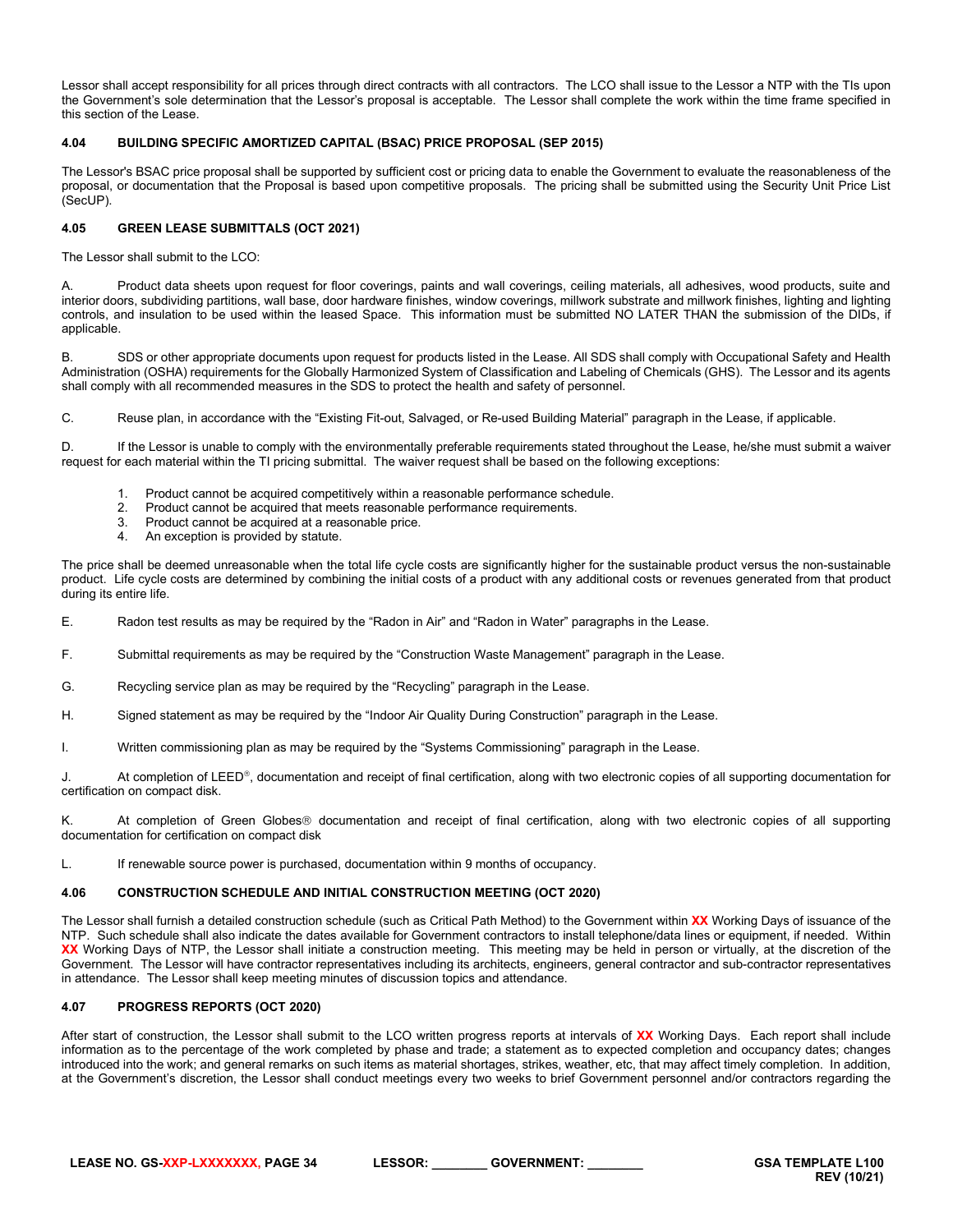Lessor shall accept responsibility for all prices through direct contracts with all contractors. The LCO shall issue to the Lessor a NTP with the TIs upon the Government's sole determination that the Lessor's proposal is acceptable. The Lessor shall complete the work within the time frame specified in this section of the Lease.

### 4.04 BUILDING SPECIFIC AMORTIZED CAPITAL (BSAC) PRICE PROPOSAL (SEP 2015)

The Lessor's BSAC price proposal shall be supported by sufficient cost or pricing data to enable the Government to evaluate the reasonableness of the proposal, or documentation that the Proposal is based upon competitive proposals. The pricing shall be submitted using the Security Unit Price List (SecUP).

### 4.05 GREEN LEASE SUBMITTALS (OCT 2021)

The Lessor shall submit to the LCO:

A. Product data sheets upon request for floor coverings, paints and wall coverings, ceiling materials, all adhesives, wood products, suite and interior doors, subdividing partitions, wall base, door hardware finishes, window coverings, millwork substrate and millwork finishes, lighting and lighting controls, and insulation to be used within the leased Space. This information must be submitted NO LATER THAN the submission of the DIDs, if applicable.

B. SDS or other appropriate documents upon request for products listed in the Lease. All SDS shall comply with Occupational Safety and Health Administration (OSHA) requirements for the Globally Harmonized System of Classification and Labeling of Chemicals (GHS). The Lessor and its agents shall comply with all recommended measures in the SDS to protect the health and safety of personnel.

C. Reuse plan, in accordance with the "Existing Fit-out, Salvaged, or Re-used Building Material" paragraph in the Lease, if applicable.

D. If the Lessor is unable to comply with the environmentally preferable requirements stated throughout the Lease, he/she must submit a waiver request for each material within the TI pricing submittal. The waiver request shall be based on the following exceptions:

1. Product cannot be acquired competitively within a reasonable performance schedule.
2. Product cannot be acquired that meets reasonable performance requirements.
3. Product cannot be acquired at a reasonable price.
4. An exception is provided by statute.

The price shall be deemed unreasonable when the total life cycle costs are significantly higher for the sustainable product versus the non-sustainable product. Life cycle costs are determined by combining the initial costs of a product with any additional costs or revenues generated from that product during its entire life.

E. Radon test results as may be required by the "Radon in Air" and "Radon in Water" paragraphs in the Lease.

F. Submittal requirements as may be required by the "Construction Waste Management" paragraph in the Lease.

G. Recycling service plan as may be required by the "Recycling" paragraph in the Lease.

H. Signed statement as may be required by the "Indoor Air Quality During Construction" paragraph in the Lease.

I. Written commissioning plan as may be required by the "Systems Commissioning" paragraph in the Lease.

J. At completion of LEED®, documentation and receipt of final certification, along with two electronic copies of all supporting documentation for certification on compact disk.

K. At completion of Green Globes® documentation and receipt of final certification, along with two electronic copies of all supporting documentation for certification on compact disk

L. If renewable source power is purchased, documentation within 9 months of occupancy.

### 4.06 CONSTRUCTION SCHEDULE AND INITIAL CONSTRUCTION MEETING (OCT 2020)

The Lessor shall furnish a detailed construction schedule (such as Critical Path Method) to the Government within **XX** Working Days of issuance of the NTP. Such schedule shall also indicate the dates available for Government contractors to install telephone/data lines or equipment, if needed. Within **XX** Working Days of NTP, the Lessor shall initiate a construction meeting. This meeting may be held in person or virtually, at the discretion of the Government. The Lessor will have contractor representatives including its architects, engineers, general contractor and sub-contractor representatives in attendance. The Lessor shall keep meeting minutes of discussion topics and attendance.

### 4.07 PROGRESS REPORTS (OCT 2020)

After start of construction, the Lessor shall submit to the LCO written progress reports at intervals of **XX** Working Days. Each report shall include information as to the percentage of the work completed by phase and trade; a statement as to expected completion and occupancy dates; changes introduced into the work; and general remarks on such items as material shortages, strikes, weather, etc, that may affect timely completion. In addition, at the Government's discretion, the Lessor shall conduct meetings every two weeks to brief Government personnel and/or contractors regarding the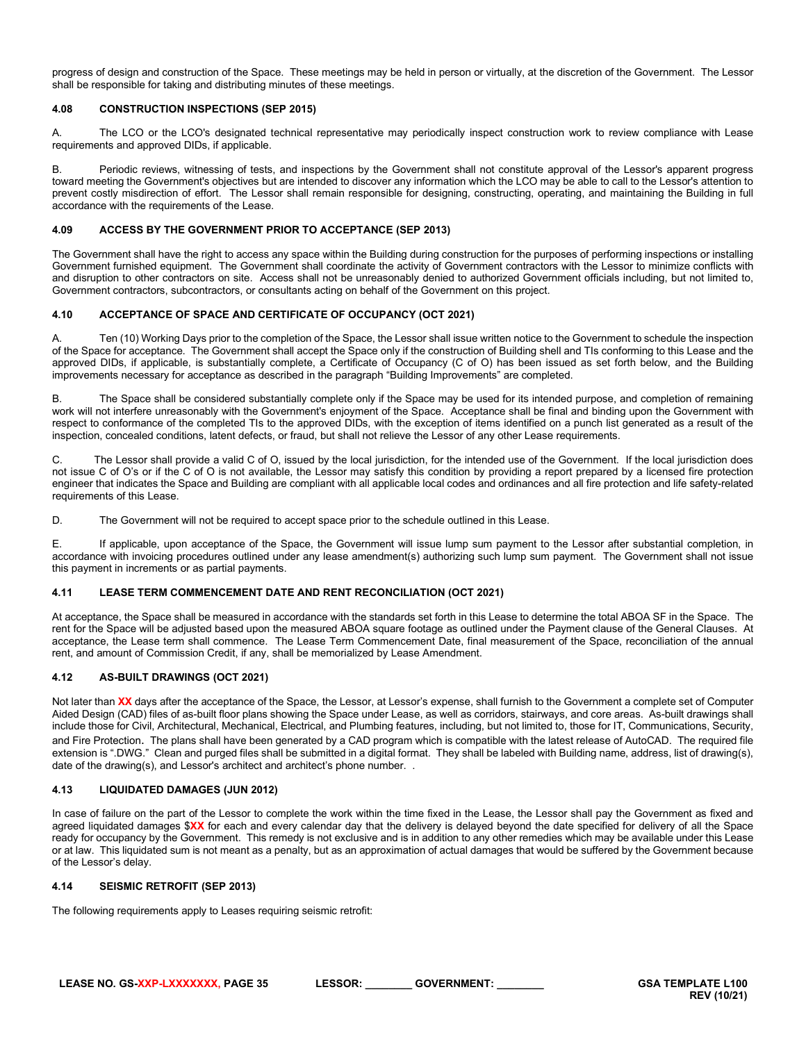progress of design and construction of the Space. These meetings may be held in person or virtually, at the discretion of the Government. The Lessor shall be responsible for taking and distributing minutes of these meetings.

#### 4.08 CONSTRUCTION INSPECTIONS (SEP 2015)

A. The LCO or the LCO's designated technical representative may periodically inspect construction work to review compliance with Lease requirements and approved DIDs, if applicable.

B. Periodic reviews, witnessing of tests, and inspections by the Government shall not constitute approval of the Lessor's apparent progress toward meeting the Government's objectives but are intended to discover any information which the LCO may be able to call to the Lessor's attention to prevent costly misdirection of effort. The Lessor shall remain responsible for designing, constructing, operating, and maintaining the Building in full accordance with the requirements of the Lease.

#### 4.09 ACCESS BY THE GOVERNMENT PRIOR TO ACCEPTANCE (SEP 2013)

The Government shall have the right to access any space within the Building during construction for the purposes of performing inspections or installing Government furnished equipment. The Government shall coordinate the activity of Government contractors with the Lessor to minimize conflicts with and disruption to other contractors on site. Access shall not be unreasonably denied to authorized Government officials including, but not limited to, Government contractors, subcontractors, or consultants acting on behalf of the Government on this project.

#### 4.10 ACCEPTANCE OF SPACE AND CERTIFICATE OF OCCUPANCY (OCT 2021)

A. Ten (10) Working Days prior to the completion of the Space, the Lessor shall issue written notice to the Government to schedule the inspection of the Space for acceptance. The Government shall accept the Space only if the construction of Building shell and TIs conforming to this Lease and the approved DIDs, if applicable, is substantially complete, a Certificate of Occupancy (C of O) has been issued as set forth below, and the Building improvements necessary for acceptance as described in the paragraph "Building Improvements" are completed.

B. The Space shall be considered substantially complete only if the Space may be used for its intended purpose, and completion of remaining work will not interfere unreasonably with the Government's enjoyment of the Space. Acceptance shall be final and binding upon the Government with respect to conformance of the completed TIs to the approved DIDs, with the exception of items identified on a punch list generated as a result of the inspection, concealed conditions, latent defects, or fraud, but shall not relieve the Lessor of any other Lease requirements.

C. The Lessor shall provide a valid C of O, issued by the local jurisdiction, for the intended use of the Government. If the local jurisdiction does not issue C of O's or if the C of O is not available, the Lessor may satisfy this condition by providing a report prepared by a licensed fire protection engineer that indicates the Space and Building are compliant with all applicable local codes and ordinances and all fire protection and life safety-related requirements of this Lease.

D. The Government will not be required to accept space prior to the schedule outlined in this Lease.

E. If applicable, upon acceptance of the Space, the Government will issue lump sum payment to the Lessor after substantial completion, in accordance with invoicing procedures outlined under any lease amendment(s) authorizing such lump sum payment. The Government shall not issue this payment in increments or as partial payments.

#### 4.11 LEASE TERM COMMENCEMENT DATE AND RENT RECONCILIATION (OCT 2021)

At acceptance, the Space shall be measured in accordance with the standards set forth in this Lease to determine the total ABOA SF in the Space. The rent for the Space will be adjusted based upon the measured ABOA square footage as outlined under the Payment clause of the General Clauses. At acceptance, the Lease term shall commence. The Lease Term Commencement Date, final measurement of the Space, reconciliation of the annual rent, and amount of Commission Credit, if any, shall be memorialized by Lease Amendment.

#### 4.12 AS-BUILT DRAWINGS (OCT 2021)

Not later than **XX** days after the acceptance of the Space, the Lessor, at Lessor's expense, shall furnish to the Government a complete set of Computer Aided Design (CAD) files of as-built floor plans showing the Space under Lease, as well as corridors, stairways, and core areas. As-built drawings shall include those for Civil, Architectural, Mechanical, Electrical, and Plumbing features, including, but not limited to, those for IT, Communications, Security, and Fire Protection. The plans shall have been generated by a CAD program which is compatible with the latest release of AutoCAD. The required file extension is ".DWG." Clean and purged files shall be submitted in a digital format. They shall be labeled with Building name, address, list of drawing(s), date of the drawing(s), and Lessor's architect and architect's phone number. .

#### 4.13 LIQUIDATED DAMAGES (JUN 2012)

In case of failure on the part of the Lessor to complete the work within the time fixed in the Lease, the Lessor shall pay the Government as fixed and agreed liquidated damages $**XX** for each and every calendar day that the delivery is delayed beyond the date specified for delivery of all the Space ready for occupancy by the Government. This remedy is not exclusive and is in addition to any other remedies which may be available under this Lease or at law. This liquidated sum is not meant as a penalty, but as an approximation of actual damages that would be suffered by the Government because of the Lessor's delay.

#### 4.14 SEISMIC RETROFIT (SEP 2013)

The following requirements apply to Leases requiring seismic retrofit: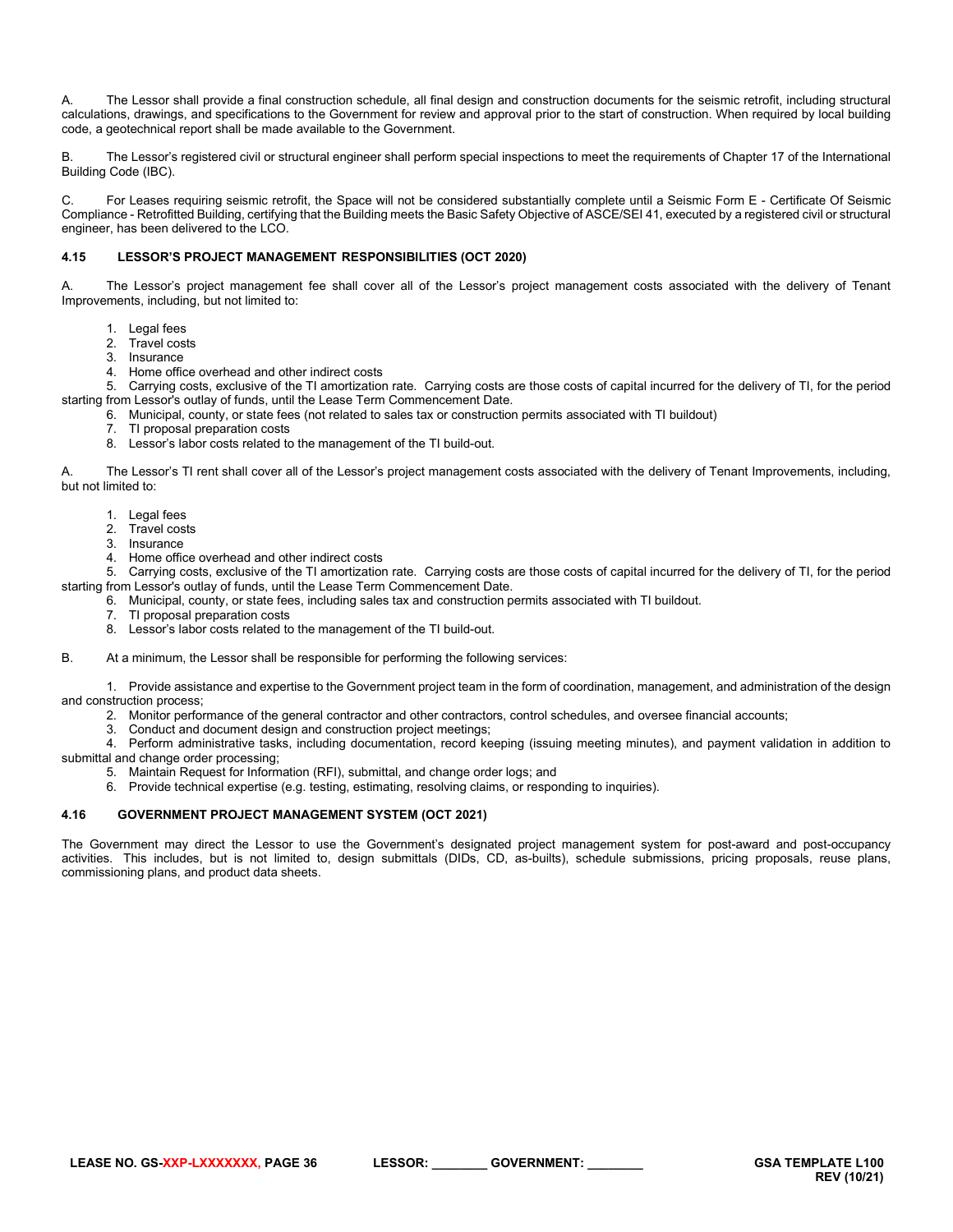A. The Lessor shall provide a final construction schedule, all final design and construction documents for the seismic retrofit, including structural calculations, drawings, and specifications to the Government for review and approval prior to the start of construction. When required by local building code, a geotechnical report shall be made available to the Government.

B. The Lessor's registered civil or structural engineer shall perform special inspections to meet the requirements of Chapter 17 of the International Building Code (IBC).

C. For Leases requiring seismic retrofit, the Space will not be considered substantially complete until a Seismic Form E - Certificate Of Seismic Compliance - Retrofitted Building, certifying that the Building meets the Basic Safety Objective of ASCE/SEI 41, executed by a registered civil or structural engineer, has been delivered to the LCO.

### 4.15 LESSOR'S PROJECT MANAGEMENT RESPONSIBILITIES (OCT 2020)

A. The Lessor's project management fee shall cover all of the Lessor's project management costs associated with the delivery of Tenant Improvements, including, but not limited to:

1. Legal fees
2. Travel costs
3. Insurance
4. Home office overhead and other indirect costs
5. Carrying costs, exclusive of the TI amortization rate. Carrying costs are those costs of capital incurred for the delivery of TI, for the period starting from Lessor's outlay of funds, until the Lease Term Commencement Date.
6. Municipal, county, or state fees (not related to sales tax or construction permits associated with TI buildout)
7. TI proposal preparation costs
8. Lessor's labor costs related to the management of the TI build-out.

A. The Lessor's TI rent shall cover all of the Lessor's project management costs associated with the delivery of Tenant Improvements, including, but not limited to:

1. Legal fees
2. Travel costs
3. Insurance
4. Home office overhead and other indirect costs
5. Carrying costs, exclusive of the TI amortization rate. Carrying costs are those costs of capital incurred for the delivery of TI, for the period starting from Lessor's outlay of funds, until the Lease Term Commencement Date.
6. Municipal, county, or state fees, including sales tax and construction permits associated with TI buildout.
7. TI proposal preparation costs
8. Lessor's labor costs related to the management of the TI build-out.

B. At a minimum, the Lessor shall be responsible for performing the following services:

1. Provide assistance and expertise to the Government project team in the form of coordination, management, and administration of the design and construction process;
2. Monitor performance of the general contractor and other contractors, control schedules, and oversee financial accounts;
3. Conduct and document design and construction project meetings;
4. Perform administrative tasks, including documentation, record keeping (issuing meeting minutes), and payment validation in addition to submittal and change order processing;
5. Maintain Request for Information (RFI), submittal, and change order logs; and
6. Provide technical expertise (e.g. testing, estimating, resolving claims, or responding to inquiries).

### 4.16 GOVERNMENT PROJECT MANAGEMENT SYSTEM (OCT 2021)

The Government may direct the Lessor to use the Government's designated project management system for post-award and post-occupancy activities. This includes, but is not limited to, design submittals (DIDs, CD, as-builts), schedule submissions, pricing proposals, reuse plans, commissioning plans, and product data sheets.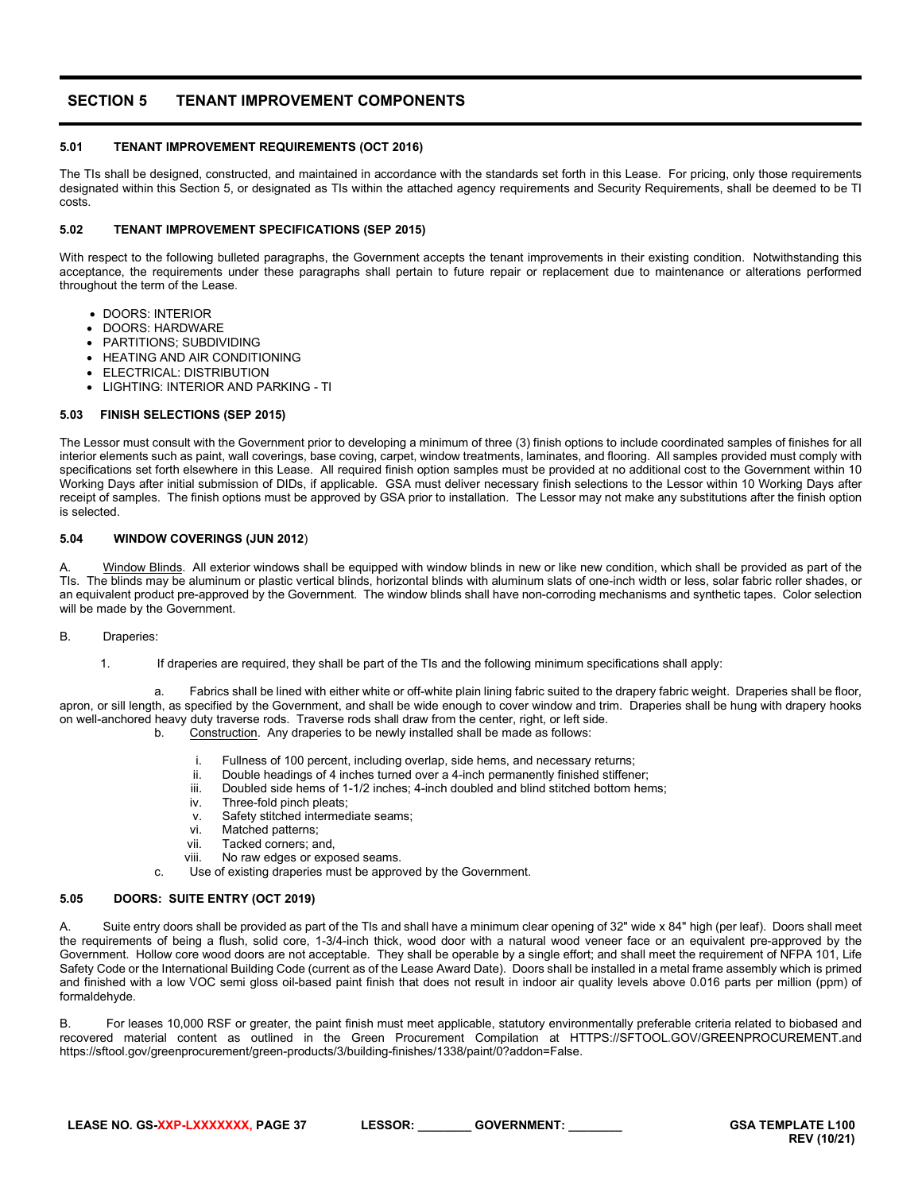## SECTION 5 TENANT IMPROVEMENT COMPONENTS

### 5.01 TENANT IMPROVEMENT REQUIREMENTS (OCT 2016)

The TIs shall be designed, constructed, and maintained in accordance with the standards set forth in this Lease. For pricing, only those requirements designated within this Section 5, or designated as TIs within the attached agency requirements and Security Requirements, shall be deemed to be TI costs.

### 5.02 TENANT IMPROVEMENT SPECIFICATIONS (SEP 2015)

With respect to the following bulleted paragraphs, the Government accepts the tenant improvements in their existing condition. Notwithstanding this acceptance, the requirements under these paragraphs shall pertain to future repair or replacement due to maintenance or alterations performed throughout the term of the Lease.

- DOORS: INTERIOR
- DOORS: HARDWARE
- PARTITIONS; SUBDIVIDING
- HEATING AND AIR CONDITIONING
- ELECTRICAL: DISTRIBUTION
- LIGHTING: INTERIOR AND PARKING - TI

### 5.03 FINISH SELECTIONS (SEP 2015)

The Lessor must consult with the Government prior to developing a minimum of three (3) finish options to include coordinated samples of finishes for all interior elements such as paint, wall coverings, base coving, carpet, window treatments, laminates, and flooring. All samples provided must comply with specifications set forth elsewhere in this Lease. All required finish option samples must be provided at no additional cost to the Government within 10 Working Days after initial submission of DIDs, if applicable. GSA must deliver necessary finish selections to the Lessor within 10 Working Days after receipt of samples. The finish options must be approved by GSA prior to installation. The Lessor may not make any substitutions after the finish option is selected.

### 5.04 WINDOW COVERINGS (JUN 2012)

A. Window Blinds. All exterior windows shall be equipped with window blinds in new or like new condition, which shall be provided as part of the TIs. The blinds may be aluminum or plastic vertical blinds, horizontal blinds with aluminum slats of one-inch width or less, solar fabric roller shades, or an equivalent product pre-approved by the Government. The window blinds shall have non-corroding mechanisms and synthetic tapes. Color selection will be made by the Government.

B. Draperies:

1. If draperies are required, they shall be part of the TIs and the following minimum specifications shall apply:

   a. Fabrics shall be lined with either white or off-white plain lining fabric suited to the drapery fabric weight. Draperies shall be floor, apron, or sill length, as specified by the Government, and shall be wide enough to cover window and trim. Draperies shall be hung with drapery hooks on well-anchored heavy duty traverse rods. Traverse rods shall draw from the center, right, or left side.

   b. Construction. Any draperies to be newly installed shall be made as follows:

      i. Fullness of 100 percent, including overlap, side hems, and necessary returns;
      ii. Double headings of 4 inches turned over a 4-inch permanently finished stiffener;
      iii. Doubled side hems of 1-1/2 inches; 4-inch doubled and blind stitched bottom hems;
      iv. Three-fold pinch pleats;
      v. Safety stitched intermediate seams;
      vi. Matched patterns;
      vii. Tacked corners; and,
      viii. No raw edges or exposed seams.

   c. Use of existing draperies must be approved by the Government.

### 5.05 DOORS: SUITE ENTRY (OCT 2019)

A. Suite entry doors shall be provided as part of the TIs and shall have a minimum clear opening of 32" wide x 84" high (per leaf). Doors shall meet the requirements of being a flush, solid core, 1-3/4-inch thick, wood door with a natural wood veneer face or an equivalent pre-approved by the Government. Hollow core wood doors are not acceptable. They shall be operable by a single effort; and shall meet the requirement of NFPA 101, Life Safety Code or the International Building Code (current as of the Lease Award Date). Doors shall be installed in a metal frame assembly which is primed and finished with a low VOC semi gloss oil-based paint finish that does not result in indoor air quality levels above 0.016 parts per million (ppm) of formaldehyde.

B. For leases 10,000 RSF or greater, the paint finish must meet applicable, statutory environmentally preferable criteria related to biobased and recovered material content as outlined in the Green Procurement Compilation at HTTPS://SFTOOL.GOV/GREENPROCUREMENT.and https://sftool.gov/greenprocurement/green-products/3/building-finishes/1338/paint/0?addon=False.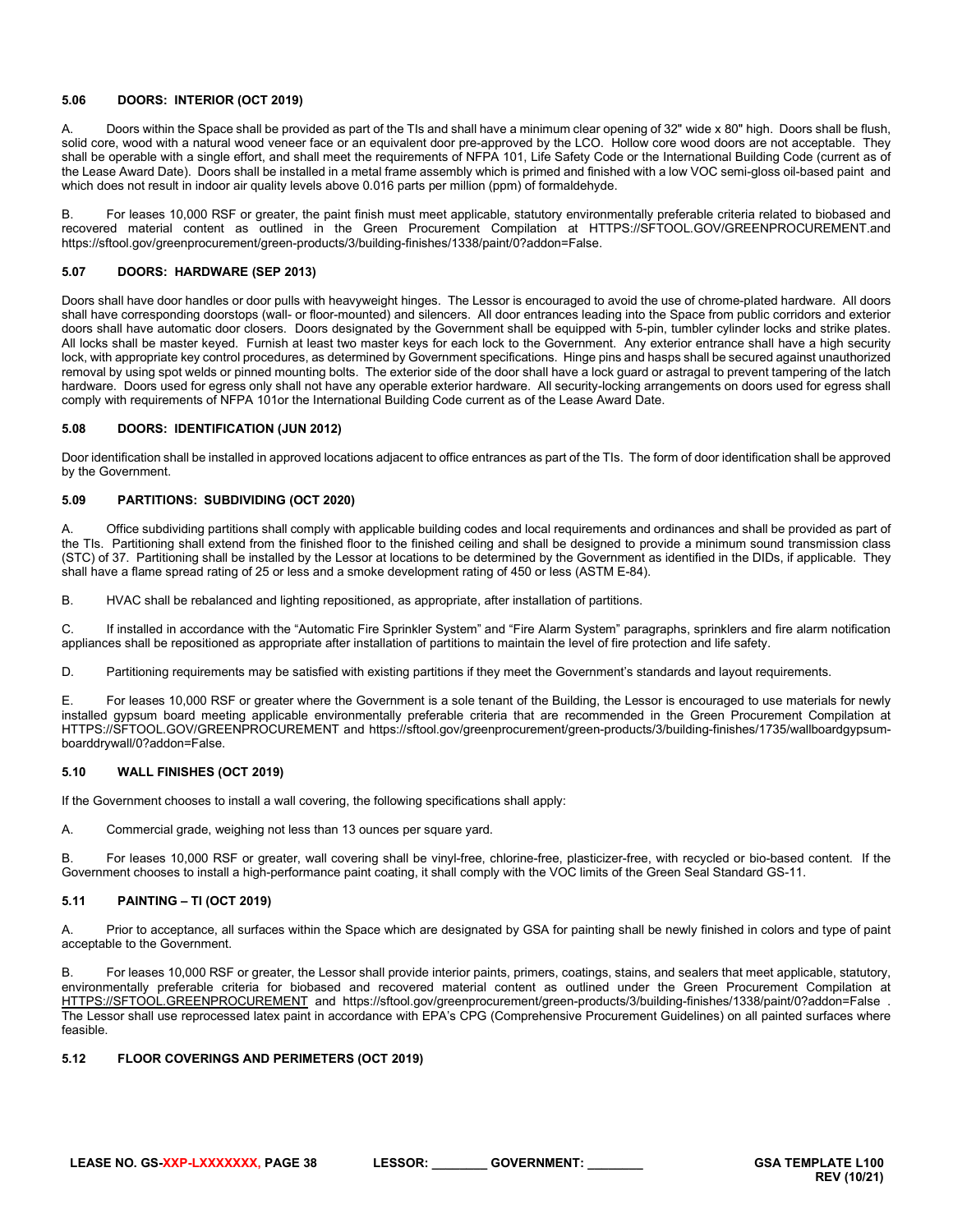### 5.06 DOORS: INTERIOR (OCT 2019)

A. Doors within the Space shall be provided as part of the TIs and shall have a minimum clear opening of 32" wide x 80" high. Doors shall be flush, solid core, wood with a natural wood veneer face or an equivalent door pre-approved by the LCO. Hollow core wood doors are not acceptable. They shall be operable with a single effort, and shall meet the requirements of NFPA 101, Life Safety Code or the International Building Code (current as of the Lease Award Date). Doors shall be installed in a metal frame assembly which is primed and finished with a low VOC semi-gloss oil-based paint and which does not result in indoor air quality levels above 0.016 parts per million (ppm) of formaldehyde.

B. For leases 10,000 RSF or greater, the paint finish must meet applicable, statutory environmentally preferable criteria related to biobased and recovered material content as outlined in the Green Procurement Compilation at HTTPS://SFTOOL.GOV/GREENPROCUREMENT.and https://sftool.gov/greenprocurement/green-products/3/building-finishes/1338/paint/0?addon=False.

### 5.07 DOORS: HARDWARE (SEP 2013)

Doors shall have door handles or door pulls with heavyweight hinges. The Lessor is encouraged to avoid the use of chrome-plated hardware. All doors shall have corresponding doorstops (wall- or floor-mounted) and silencers. All door entrances leading into the Space from public corridors and exterior doors shall have automatic door closers. Doors designated by the Government shall be equipped with 5-pin, tumbler cylinder locks and strike plates. All locks shall be master keyed. Furnish at least two master keys for each lock to the Government. Any exterior entrance shall have a high security lock, with appropriate key control procedures, as determined by Government specifications. Hinge pins and hasps shall be secured against unauthorized removal by using spot welds or pinned mounting bolts. The exterior side of the door shall have a lock guard or astragal to prevent tampering of the latch hardware. Doors used for egress only shall not have any operable exterior hardware. All security-locking arrangements on doors used for egress shall comply with requirements of NFPA 101or the International Building Code current as of the Lease Award Date.

### 5.08 DOORS: IDENTIFICATION (JUN 2012)

Door identification shall be installed in approved locations adjacent to office entrances as part of the TIs. The form of door identification shall be approved by the Government.

### 5.09 PARTITIONS: SUBDIVIDING (OCT 2020)

A. Office subdividing partitions shall comply with applicable building codes and local requirements and ordinances and shall be provided as part of the TIs. Partitioning shall extend from the finished floor to the finished ceiling and shall be designed to provide a minimum sound transmission class (STC) of 37. Partitioning shall be installed by the Lessor at locations to be determined by the Government as identified in the DIDs, if applicable. They shall have a flame spread rating of 25 or less and a smoke development rating of 450 or less (ASTM E-84).

B. HVAC shall be rebalanced and lighting repositioned, as appropriate, after installation of partitions.

C. If installed in accordance with the "Automatic Fire Sprinkler System" and "Fire Alarm System" paragraphs, sprinklers and fire alarm notification appliances shall be repositioned as appropriate after installation of partitions to maintain the level of fire protection and life safety.

D. Partitioning requirements may be satisfied with existing partitions if they meet the Government's standards and layout requirements.

E. For leases 10,000 RSF or greater where the Government is a sole tenant of the Building, the Lessor is encouraged to use materials for newly installed gypsum board meeting applicable environmentally preferable criteria that are recommended in the Green Procurement Compilation at HTTPS://SFTOOL.GOV/GREENPROCUREMENT and https://sftool.gov/greenprocurement/green-products/3/building-finishes/1735/wallboardgypsum-boarddrywall/0?addon=False.

### 5.10 WALL FINISHES (OCT 2019)

If the Government chooses to install a wall covering, the following specifications shall apply:

A. Commercial grade, weighing not less than 13 ounces per square yard.

B. For leases 10,000 RSF or greater, wall covering shall be vinyl-free, chlorine-free, plasticizer-free, with recycled or bio-based content. If the Government chooses to install a high-performance paint coating, it shall comply with the VOC limits of the Green Seal Standard GS-11.

### 5.11 PAINTING – TI (OCT 2019)

A. Prior to acceptance, all surfaces within the Space which are designated by GSA for painting shall be newly finished in colors and type of paint acceptable to the Government.

B. For leases 10,000 RSF or greater, the Lessor shall provide interior paints, primers, coatings, stains, and sealers that meet applicable, statutory, environmentally preferable criteria for biobased and recovered material content as outlined under the Green Procurement Compilation at HTTPS://SFTOOL.GREENPROCUREMENT and https://sftool.gov/greenprocurement/green-products/3/building-finishes/1338/paint/0?addon=False . The Lessor shall use reprocessed latex paint in accordance with EPA's CPG (Comprehensive Procurement Guidelines) on all painted surfaces where feasible.

### 5.12 FLOOR COVERINGS AND PERIMETERS (OCT 2019)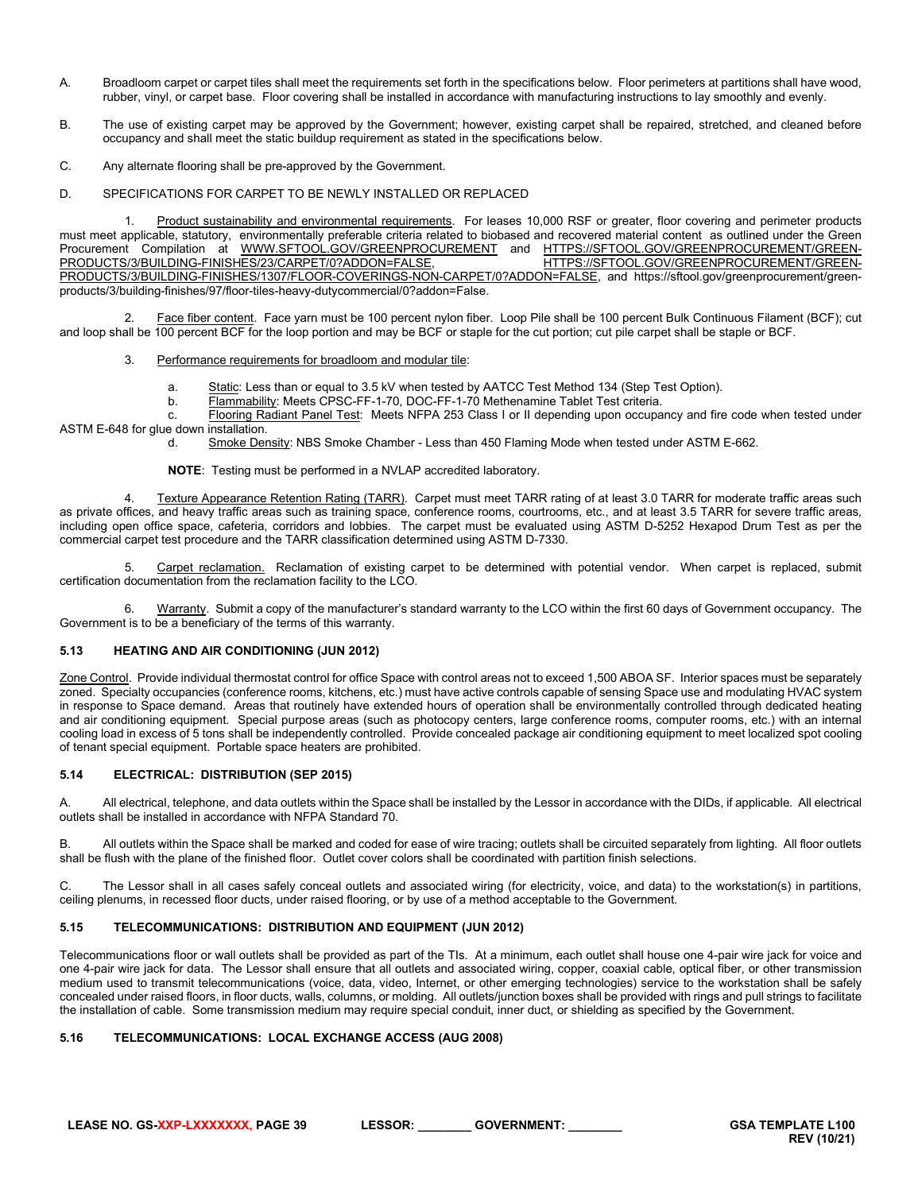A. Broadloom carpet or carpet tiles shall meet the requirements set forth in the specifications below. Floor perimeters at partitions shall have wood, rubber, vinyl, or carpet base. Floor covering shall be installed in accordance with manufacturing instructions to lay smoothly and evenly.

B. The use of existing carpet may be approved by the Government; however, existing carpet shall be repaired, stretched, and cleaned before occupancy and shall meet the static buildup requirement as stated in the specifications below.

C. Any alternate flooring shall be pre-approved by the Government.

D. SPECIFICATIONS FOR CARPET TO BE NEWLY INSTALLED OR REPLACED

1. Product sustainability and environmental requirements. For leases 10,000 RSF or greater, floor covering and perimeter products must meet applicable, statutory, environmentally preferable criteria related to biobased and recovered material content as outlined under the Green Procurement Compilation at WWW.SFTOOL.GOV/GREENPROCUREMENT and HTTPS://SFTOOL.GOV/GREENPROCUREMENT/GREEN-PRODUCTS/3/BUILDING-FINISHES/23/CARPET/0?ADDON=FALSE, HTTPS://SFTOOL.GOV/GREENPROCUREMENT/GREEN-PRODUCTS/3/BUILDING-FINISHES/1307/FLOOR-COVERINGS-NON-CARPET/0?ADDON=FALSE, and https://sftool.gov/greenprocurement/green-products/3/building-finishes/97/floor-tiles-heavy-dutycommercial/0?addon=False.

2. Face fiber content. Face yarn must be 100 percent nylon fiber. Loop Pile shall be 100 percent Bulk Continuous Filament (BCF); cut and loop shall be 100 percent BCF for the loop portion and may be BCF or staple for the cut portion; cut pile carpet shall be staple or BCF.

3. Performance requirements for broadloom and modular tile:

   a. Static: Less than or equal to 3.5 kV when tested by AATCC Test Method 134 (Step Test Option).
   b. Flammability: Meets CPSC-FF-1-70, DOC-FF-1-70 Methenamine Tablet Test criteria.
   c. Flooring Radiant Panel Test: Meets NFPA 253 Class I or II depending upon occupancy and fire code when tested under ASTM E-648 for glue down installation.
   d. Smoke Density: NBS Smoke Chamber - Less than 450 Flaming Mode when tested under ASTM E-662.

   **NOTE**: Testing must be performed in a NVLAP accredited laboratory.

4. Texture Appearance Retention Rating (TARR). Carpet must meet TARR rating of at least 3.0 TARR for moderate traffic areas such as private offices, and heavy traffic areas such as training space, conference rooms, courtrooms, etc., and at least 3.5 TARR for severe traffic areas, including open office space, cafeteria, corridors and lobbies. The carpet must be evaluated using ASTM D-5252 Hexapod Drum Test as per the commercial carpet test procedure and the TARR classification determined using ASTM D-7330.

5. Carpet reclamation. Reclamation of existing carpet to be determined with potential vendor. When carpet is replaced, submit certification documentation from the reclamation facility to the LCO.

6. Warranty. Submit a copy of the manufacturer's standard warranty to the LCO within the first 60 days of Government occupancy. The Government is to be a beneficiary of the terms of this warranty.

### 5.13 HEATING AND AIR CONDITIONING (JUN 2012)

Zone Control. Provide individual thermostat control for office Space with control areas not to exceed 1,500 ABOA SF. Interior spaces must be separately zoned. Specialty occupancies (conference rooms, kitchens, etc.) must have active controls capable of sensing Space use and modulating HVAC system in response to Space demand. Areas that routinely have extended hours of operation shall be environmentally controlled through dedicated heating and air conditioning equipment. Special purpose areas (such as photocopy centers, large conference rooms, computer rooms, etc.) with an internal cooling load in excess of 5 tons shall be independently controlled. Provide concealed package air conditioning equipment to meet localized spot cooling of tenant special equipment. Portable space heaters are prohibited.

### 5.14 ELECTRICAL: DISTRIBUTION (SEP 2015)

A. All electrical, telephone, and data outlets within the Space shall be installed by the Lessor in accordance with the DIDs, if applicable. All electrical outlets shall be installed in accordance with NFPA Standard 70.

B. All outlets within the Space shall be marked and coded for ease of wire tracing; outlets shall be circuited separately from lighting. All floor outlets shall be flush with the plane of the finished floor. Outlet cover colors shall be coordinated with partition finish selections.

C. The Lessor shall in all cases safely conceal outlets and associated wiring (for electricity, voice, and data) to the workstation(s) in partitions, ceiling plenums, in recessed floor ducts, under raised flooring, or by use of a method acceptable to the Government.

### 5.15 TELECOMMUNICATIONS: DISTRIBUTION AND EQUIPMENT (JUN 2012)

Telecommunications floor or wall outlets shall be provided as part of the TIs. At a minimum, each outlet shall house one 4-pair wire jack for voice and one 4-pair wire jack for data. The Lessor shall ensure that all outlets and associated wiring, copper, coaxial cable, optical fiber, or other transmission medium used to transmit telecommunications (voice, data, video, Internet, or other emerging technologies) service to the workstation shall be safely concealed under raised floors, in floor ducts, walls, columns, or molding. All outlets/junction boxes shall be provided with rings and pull strings to facilitate the installation of cable. Some transmission medium may require special conduit, inner duct, or shielding as specified by the Government.

### 5.16 TELECOMMUNICATIONS: LOCAL EXCHANGE ACCESS (AUG 2008)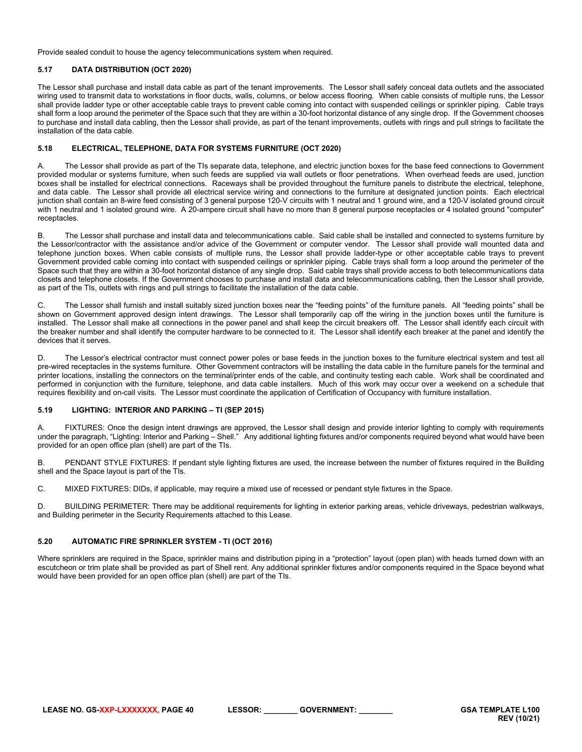Provide sealed conduit to house the agency telecommunications system when required.

### 5.17 DATA DISTRIBUTION (OCT 2020)

The Lessor shall purchase and install data cable as part of the tenant improvements. The Lessor shall safely conceal data outlets and the associated wiring used to transmit data to workstations in floor ducts, walls, columns, or below access flooring. When cable consists of multiple runs, the Lessor shall provide ladder type or other acceptable cable trays to prevent cable coming into contact with suspended ceilings or sprinkler piping. Cable trays shall form a loop around the perimeter of the Space such that they are within a 30-foot horizontal distance of any single drop. If the Government chooses to purchase and install data cabling, then the Lessor shall provide, as part of the tenant improvements, outlets with rings and pull strings to facilitate the installation of the data cable.

### 5.18 ELECTRICAL, TELEPHONE, DATA FOR SYSTEMS FURNITURE (OCT 2020)

A. The Lessor shall provide as part of the TIs separate data, telephone, and electric junction boxes for the base feed connections to Government provided modular or systems furniture, when such feeds are supplied via wall outlets or floor penetrations. When overhead feeds are used, junction boxes shall be installed for electrical connections. Raceways shall be provided throughout the furniture panels to distribute the electrical, telephone, and data cable. The Lessor shall provide all electrical service wiring and connections to the furniture at designated junction points. Each electrical junction shall contain an 8-wire feed consisting of 3 general purpose 120-V circuits with 1 neutral and 1 ground wire, and a 120-V isolated ground circuit with 1 neutral and 1 isolated ground wire. A 20-ampere circuit shall have no more than 8 general purpose receptacles or 4 isolated ground "computer" receptacles.

B. The Lessor shall purchase and install data and telecommunications cable. Said cable shall be installed and connected to systems furniture by the Lessor/contractor with the assistance and/or advice of the Government or computer vendor. The Lessor shall provide wall mounted data and telephone junction boxes. When cable consists of multiple runs, the Lessor shall provide ladder-type or other acceptable cable trays to prevent Government provided cable coming into contact with suspended ceilings or sprinkler piping. Cable trays shall form a loop around the perimeter of the Space such that they are within a 30-foot horizontal distance of any single drop. Said cable trays shall provide access to both telecommunications data closets and telephone closets. If the Government chooses to purchase and install data and telecommunications cabling, then the Lessor shall provide, as part of the TIs, outlets with rings and pull strings to facilitate the installation of the data cable.

C. The Lessor shall furnish and install suitably sized junction boxes near the “feeding points” of the furniture panels. All “feeding points” shall be shown on Government approved design intent drawings. The Lessor shall temporarily cap off the wiring in the junction boxes until the furniture is installed. The Lessor shall make all connections in the power panel and shall keep the circuit breakers off. The Lessor shall identify each circuit with the breaker number and shall identify the computer hardware to be connected to it. The Lessor shall identify each breaker at the panel and identify the devices that it serves.

D. The Lessor’s electrical contractor must connect power poles or base feeds in the junction boxes to the furniture electrical system and test all pre-wired receptacles in the systems furniture. Other Government contractors will be installing the data cable in the furniture panels for the terminal and printer locations, installing the connectors on the terminal/printer ends of the cable, and continuity testing each cable. Work shall be coordinated and performed in conjunction with the furniture, telephone, and data cable installers. Much of this work may occur over a weekend on a schedule that requires flexibility and on-call visits. The Lessor must coordinate the application of Certification of Occupancy with furniture installation.

### 5.19 LIGHTING: INTERIOR AND PARKING – TI (SEP 2015)

A. FIXTURES: Once the design intent drawings are approved, the Lessor shall design and provide interior lighting to comply with requirements under the paragraph, “Lighting: Interior and Parking – Shell.” Any additional lighting fixtures and/or components required beyond what would have been provided for an open office plan (shell) are part of the TIs.

B. PENDANT STYLE FIXTURES: If pendant style lighting fixtures are used, the increase between the number of fixtures required in the Building shell and the Space layout is part of the TIs.

C. MIXED FIXTURES: DIDs, if applicable, may require a mixed use of recessed or pendant style fixtures in the Space.

D. BUILDING PERIMETER: There may be additional requirements for lighting in exterior parking areas, vehicle driveways, pedestrian walkways, and Building perimeter in the Security Requirements attached to this Lease.

### 5.20 AUTOMATIC FIRE SPRINKLER SYSTEM - TI (OCT 2016)

Where sprinklers are required in the Space, sprinkler mains and distribution piping in a “protection” layout (open plan) with heads turned down with an escutcheon or trim plate shall be provided as part of Shell rent. Any additional sprinkler fixtures and/or components required in the Space beyond what would have been provided for an open office plan (shell) are part of the TIs.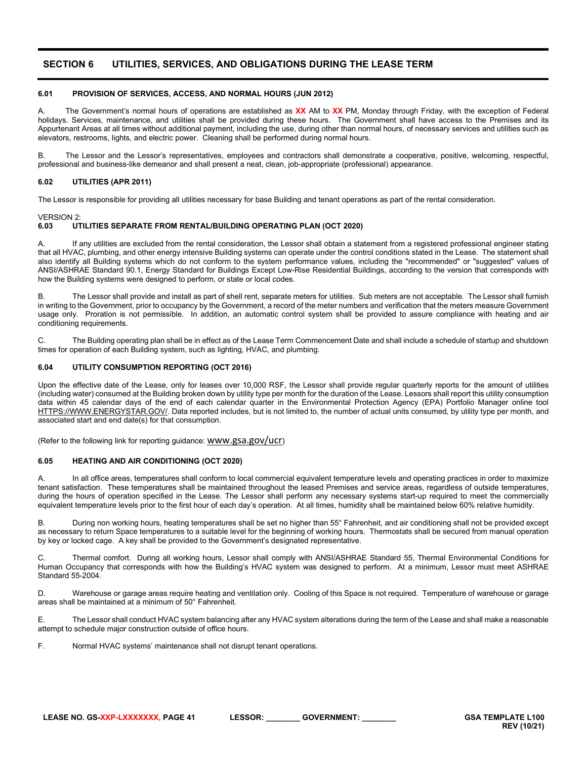## SECTION 6 UTILITIES, SERVICES, AND OBLIGATIONS DURING THE LEASE TERM

### 6.01 PROVISION OF SERVICES, ACCESS, AND NORMAL HOURS (JUN 2012)

A. The Government's normal hours of operations are established as **XX** AM to **XX** PM, Monday through Friday, with the exception of Federal holidays. Services, maintenance, and utilities shall be provided during these hours. The Government shall have access to the Premises and its Appurtenant Areas at all times without additional payment, including the use, during other than normal hours, of necessary services and utilities such as elevators, restrooms, lights, and electric power. Cleaning shall be performed during normal hours.

B. The Lessor and the Lessor's representatives, employees and contractors shall demonstrate a cooperative, positive, welcoming, respectful, professional and business-like demeanor and shall present a neat, clean, job-appropriate (professional) appearance.

### 6.02 UTILITIES (APR 2011)

The Lessor is responsible for providing all utilities necessary for base Building and tenant operations as part of the rental consideration.

VERSION 2:

### 6.03 UTILITIES SEPARATE FROM RENTAL/BUILDING OPERATING PLAN (OCT 2020)

A. If any utilities are excluded from the rental consideration, the Lessor shall obtain a statement from a registered professional engineer stating that all HVAC, plumbing, and other energy intensive Building systems can operate under the control conditions stated in the Lease. The statement shall also identify all Building systems which do not conform to the system performance values, including the "recommended" or "suggested" values of ANSI/ASHRAE Standard 90.1, Energy Standard for Buildings Except Low-Rise Residential Buildings, according to the version that corresponds with how the Building systems were designed to perform, or state or local codes.

B. The Lessor shall provide and install as part of shell rent, separate meters for utilities. Sub meters are not acceptable. The Lessor shall furnish in writing to the Government, prior to occupancy by the Government, a record of the meter numbers and verification that the meters measure Government usage only. Proration is not permissible. In addition, an automatic control system shall be provided to assure compliance with heating and air conditioning requirements.

C. The Building operating plan shall be in effect as of the Lease Term Commencement Date and shall include a schedule of startup and shutdown times for operation of each Building system, such as lighting, HVAC, and plumbing.

### 6.04 UTILITY CONSUMPTION REPORTING (OCT 2016)

Upon the effective date of the Lease, only for leases over 10,000 RSF, the Lessor shall provide regular quarterly reports for the amount of utilities (including water) consumed at the Building broken down by utility type per month for the duration of the Lease. Lessors shall report this utility consumption data within 45 calendar days of the end of each calendar quarter in the Environmental Protection Agency (EPA) Portfolio Manager online tool HTTPS://WWW.ENERGYSTAR.GOV/. Data reported includes, but is not limited to, the number of actual units consumed, by utility type per month, and associated start and end date(s) for that consumption.

(Refer to the following link for reporting guidance: www.gsa.gov/ucr)

### 6.05 HEATING AND AIR CONDITIONING (OCT 2020)

A. In all office areas, temperatures shall conform to local commercial equivalent temperature levels and operating practices in order to maximize tenant satisfaction. These temperatures shall be maintained throughout the leased Premises and service areas, regardless of outside temperatures, during the hours of operation specified in the Lease. The Lessor shall perform any necessary systems start-up required to meet the commercially equivalent temperature levels prior to the first hour of each day's operation. At all times, humidity shall be maintained below 60% relative humidity.

B. During non working hours, heating temperatures shall be set no higher than 55° Fahrenheit, and air conditioning shall not be provided except as necessary to return Space temperatures to a suitable level for the beginning of working hours. Thermostats shall be secured from manual operation by key or locked cage. A key shall be provided to the Government's designated representative.

C. Thermal comfort. During all working hours, Lessor shall comply with ANSI/ASHRAE Standard 55, Thermal Environmental Conditions for Human Occupancy that corresponds with how the Building's HVAC system was designed to perform. At a minimum, Lessor must meet ASHRAE Standard 55-2004.

D. Warehouse or garage areas require heating and ventilation only. Cooling of this Space is not required. Temperature of warehouse or garage areas shall be maintained at a minimum of 50° Fahrenheit.

E. The Lessor shall conduct HVAC system balancing after any HVAC system alterations during the term of the Lease and shall make a reasonable attempt to schedule major construction outside of office hours.

F. Normal HVAC systems' maintenance shall not disrupt tenant operations.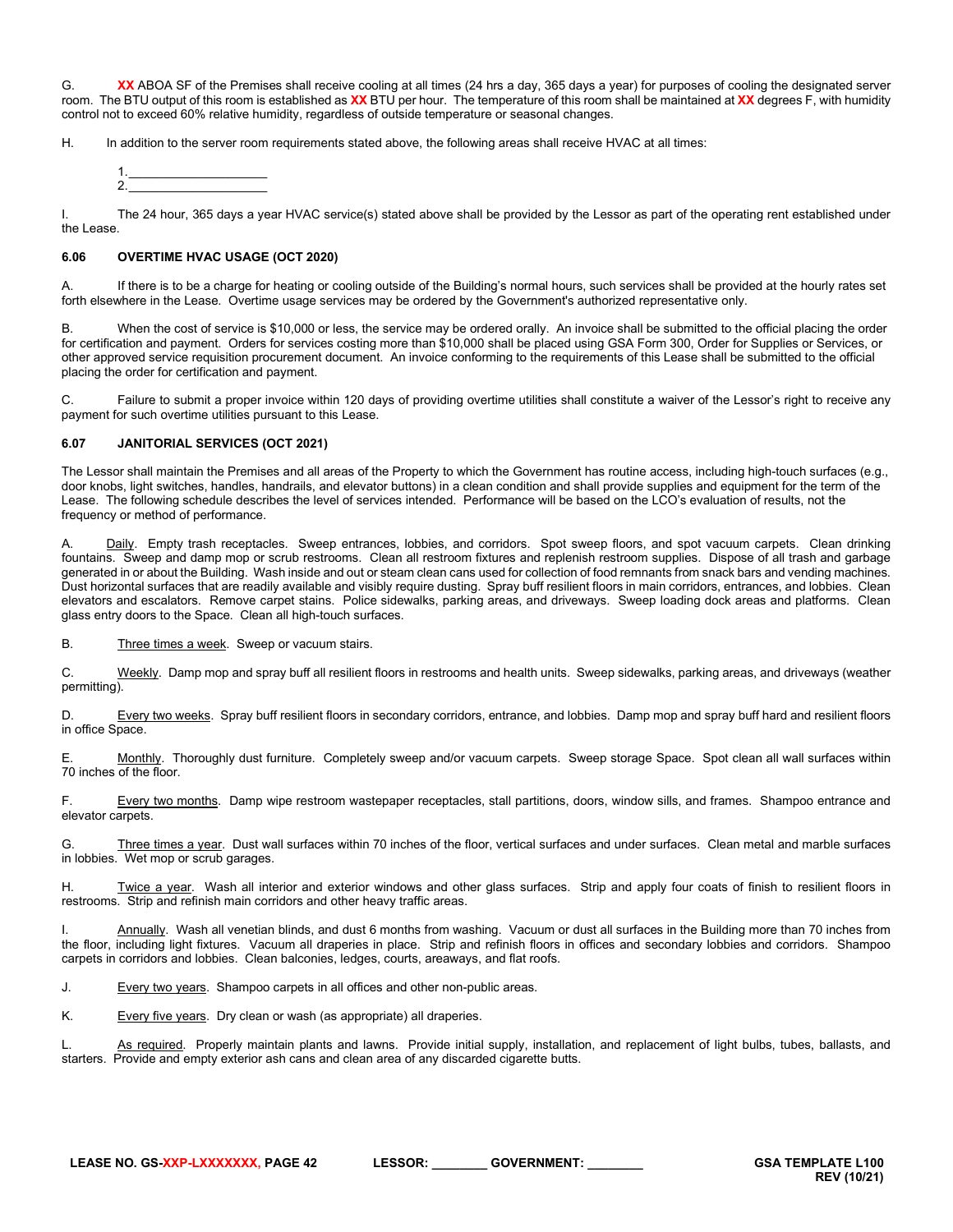G. **XX** ABOA SF of the Premises shall receive cooling at all times (24 hrs a day, 365 days a year) for purposes of cooling the designated server room. The BTU output of this room is established as **XX** BTU per hour. The temperature of this room shall be maintained at **XX** degrees F, with humidity control not to exceed 60% relative humidity, regardless of outside temperature or seasonal changes.

H. In addition to the server room requirements stated above, the following areas shall receive HVAC at all times:

1. ____________________
2. ____________________

I. The 24 hour, 365 days a year HVAC service(s) stated above shall be provided by the Lessor as part of the operating rent established under the Lease.

### 6.06 OVERTIME HVAC USAGE (OCT 2020)

A. If there is to be a charge for heating or cooling outside of the Building's normal hours, such services shall be provided at the hourly rates set forth elsewhere in the Lease. Overtime usage services may be ordered by the Government's authorized representative only.

B. When the cost of service is $10,000 or less, the service may be ordered orally. An invoice shall be submitted to the official placing the order for certification and payment. Orders for services costing more than $10,000 shall be placed using GSA Form 300, Order for Supplies or Services, or other approved service requisition procurement document. An invoice conforming to the requirements of this Lease shall be submitted to the official placing the order for certification and payment.

C. Failure to submit a proper invoice within 120 days of providing overtime utilities shall constitute a waiver of the Lessor's right to receive any payment for such overtime utilities pursuant to this Lease.

### 6.07 JANITORIAL SERVICES (OCT 2021)

The Lessor shall maintain the Premises and all areas of the Property to which the Government has routine access, including high-touch surfaces (e.g., door knobs, light switches, handles, handrails, and elevator buttons) in a clean condition and shall provide supplies and equipment for the term of the Lease. The following schedule describes the level of services intended. Performance will be based on the LCO's evaluation of results, not the frequency or method of performance.

A. Daily. Empty trash receptacles. Sweep entrances, lobbies, and corridors. Spot sweep floors, and spot vacuum carpets. Clean drinking fountains. Sweep and damp mop or scrub restrooms. Clean all restroom fixtures and replenish restroom supplies. Dispose of all trash and garbage generated in or about the Building. Wash inside and out or steam clean cans used for collection of food remnants from snack bars and vending machines. Dust horizontal surfaces that are readily available and visibly require dusting. Spray buff resilient floors in main corridors, entrances, and lobbies. Clean elevators and escalators. Remove carpet stains. Police sidewalks, parking areas, and driveways. Sweep loading dock areas and platforms. Clean glass entry doors to the Space. Clean all high-touch surfaces.

B. Three times a week. Sweep or vacuum stairs.

C. Weekly. Damp mop and spray buff all resilient floors in restrooms and health units. Sweep sidewalks, parking areas, and driveways (weather permitting).

D. Every two weeks. Spray buff resilient floors in secondary corridors, entrance, and lobbies. Damp mop and spray buff hard and resilient floors in office Space.

E. Monthly. Thoroughly dust furniture. Completely sweep and/or vacuum carpets. Sweep storage Space. Spot clean all wall surfaces within 70 inches of the floor.

F. Every two months. Damp wipe restroom wastepaper receptacles, stall partitions, doors, window sills, and frames. Shampoo entrance and elevator carpets.

G. Three times a year. Dust wall surfaces within 70 inches of the floor, vertical surfaces and under surfaces. Clean metal and marble surfaces in lobbies. Wet mop or scrub garages.

H. Twice a year. Wash all interior and exterior windows and other glass surfaces. Strip and apply four coats of finish to resilient floors in restrooms. Strip and refinish main corridors and other heavy traffic areas.

I. Annually. Wash all venetian blinds, and dust 6 months from washing. Vacuum or dust all surfaces in the Building more than 70 inches from the floor, including light fixtures. Vacuum all draperies in place. Strip and refinish floors in offices and secondary lobbies and corridors. Shampoo carpets in corridors and lobbies. Clean balconies, ledges, courts, areaways, and flat roofs.

J. Every two years. Shampoo carpets in all offices and other non-public areas.

K. Every five years. Dry clean or wash (as appropriate) all draperies.

L. As required. Properly maintain plants and lawns. Provide initial supply, installation, and replacement of light bulbs, tubes, ballasts, and starters. Provide and empty exterior ash cans and clean area of any discarded cigarette butts.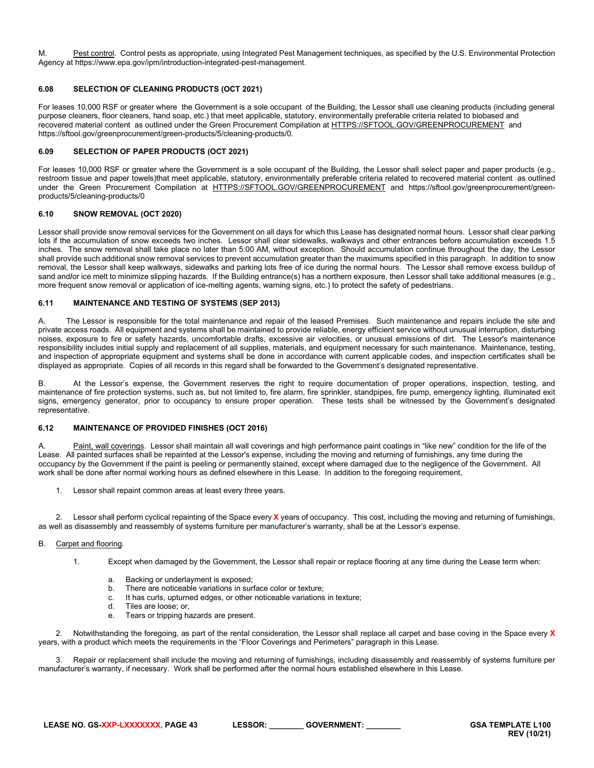M. Pest control. Control pests as appropriate, using Integrated Pest Management techniques, as specified by the U.S. Environmental Protection Agency at https://www.epa.gov/ipm/introduction-integrated-pest-management.

### 6.08 SELECTION OF CLEANING PRODUCTS (OCT 2021)

For leases 10,000 RSF or greater where the Government is a sole occupant of the Building, the Lessor shall use cleaning products (including general purpose cleaners, floor cleaners, hand soap, etc.) that meet applicable, statutory, environmentally preferable criteria related to biobased and recovered material content as outlined under the Green Procurement Compilation at HTTPS://SFTOOL.GOV/GREENPROCUREMENT and https://sftool.gov/greenprocurement/green-products/5/cleaning-products/0.

### 6.09 SELECTION OF PAPER PRODUCTS (OCT 2021)

For leases 10,000 RSF or greater where the Government is a sole occupant of the Building, the Lessor shall select paper and paper products (e.g., restroom tissue and paper towels)that meet applicable, statutory, environmentally preferable criteria related to recovered material content as outlined under the Green Procurement Compilation at HTTPS://SFTOOL.GOV/GREENPROCUREMENT and https://sftool.gov/greenprocurement/green-products/5/cleaning-products/0

### 6.10 SNOW REMOVAL (OCT 2020)

Lessor shall provide snow removal services for the Government on all days for which this Lease has designated normal hours. Lessor shall clear parking lots if the accumulation of snow exceeds two inches. Lessor shall clear sidewalks, walkways and other entrances before accumulation exceeds 1.5 inches. The snow removal shall take place no later than 5:00 AM, without exception. Should accumulation continue throughout the day, the Lessor shall provide such additional snow removal services to prevent accumulation greater than the maximums specified in this paragraph. In addition to snow removal, the Lessor shall keep walkways, sidewalks and parking lots free of ice during the normal hours. The Lessor shall remove excess buildup of sand and/or ice melt to minimize slipping hazards. If the Building entrance(s) has a northern exposure, then Lessor shall take additional measures (e.g., more frequent snow removal or application of ice-melting agents, warning signs, etc.) to protect the safety of pedestrians.

### 6.11 MAINTENANCE AND TESTING OF SYSTEMS (SEP 2013)

A. The Lessor is responsible for the total maintenance and repair of the leased Premises. Such maintenance and repairs include the site and private access roads. All equipment and systems shall be maintained to provide reliable, energy efficient service without unusual interruption, disturbing noises, exposure to fire or safety hazards, uncomfortable drafts, excessive air velocities, or unusual emissions of dirt. The Lessor's maintenance responsibility includes initial supply and replacement of all supplies, materials, and equipment necessary for such maintenance. Maintenance, testing, and inspection of appropriate equipment and systems shall be done in accordance with current applicable codes, and inspection certificates shall be displayed as appropriate. Copies of all records in this regard shall be forwarded to the Government's designated representative.

B. At the Lessor's expense, the Government reserves the right to require documentation of proper operations, inspection, testing, and maintenance of fire protection systems, such as, but not limited to, fire alarm, fire sprinkler, standpipes, fire pump, emergency lighting, illuminated exit signs, emergency generator, prior to occupancy to ensure proper operation. These tests shall be witnessed by the Government's designated representative.

### 6.12 MAINTENANCE OF PROVIDED FINISHES (OCT 2016)

A. Paint, wall coverings. Lessor shall maintain all wall coverings and high performance paint coatings in "like new" condition for the life of the Lease. All painted surfaces shall be repainted at the Lessor's expense, including the moving and returning of furnishings, any time during the occupancy by the Government if the paint is peeling or permanently stained, except where damaged due to the negligence of the Government. All work shall be done after normal working hours as defined elsewhere in this Lease. In addition to the foregoing requirement,

1. Lessor shall repaint common areas at least every three years.

2. Lessor shall perform cyclical repainting of the Space every **X** years of occupancy. This cost, including the moving and returning of furnishings, as well as disassembly and reassembly of systems furniture per manufacturer's warranty, shall be at the Lessor's expense.

B. Carpet and flooring.

1. Except when damaged by the Government, the Lessor shall repair or replace flooring at any time during the Lease term when:

   a. Backing or underlayment is exposed;
   b. There are noticeable variations in surface color or texture;
   c. It has curls, upturned edges, or other noticeable variations in texture;
   d. Tiles are loose; or,
   e. Tears or tripping hazards are present.

2. Notwithstanding the foregoing, as part of the rental consideration, the Lessor shall replace all carpet and base coving in the Space every **X** years, with a product which meets the requirements in the "Floor Coverings and Perimeters" paragraph in this Lease.

3. Repair or replacement shall include the moving and returning of furnishings, including disassembly and reassembly of systems furniture per manufacturer's warranty, if necessary. Work shall be performed after the normal hours established elsewhere in this Lease.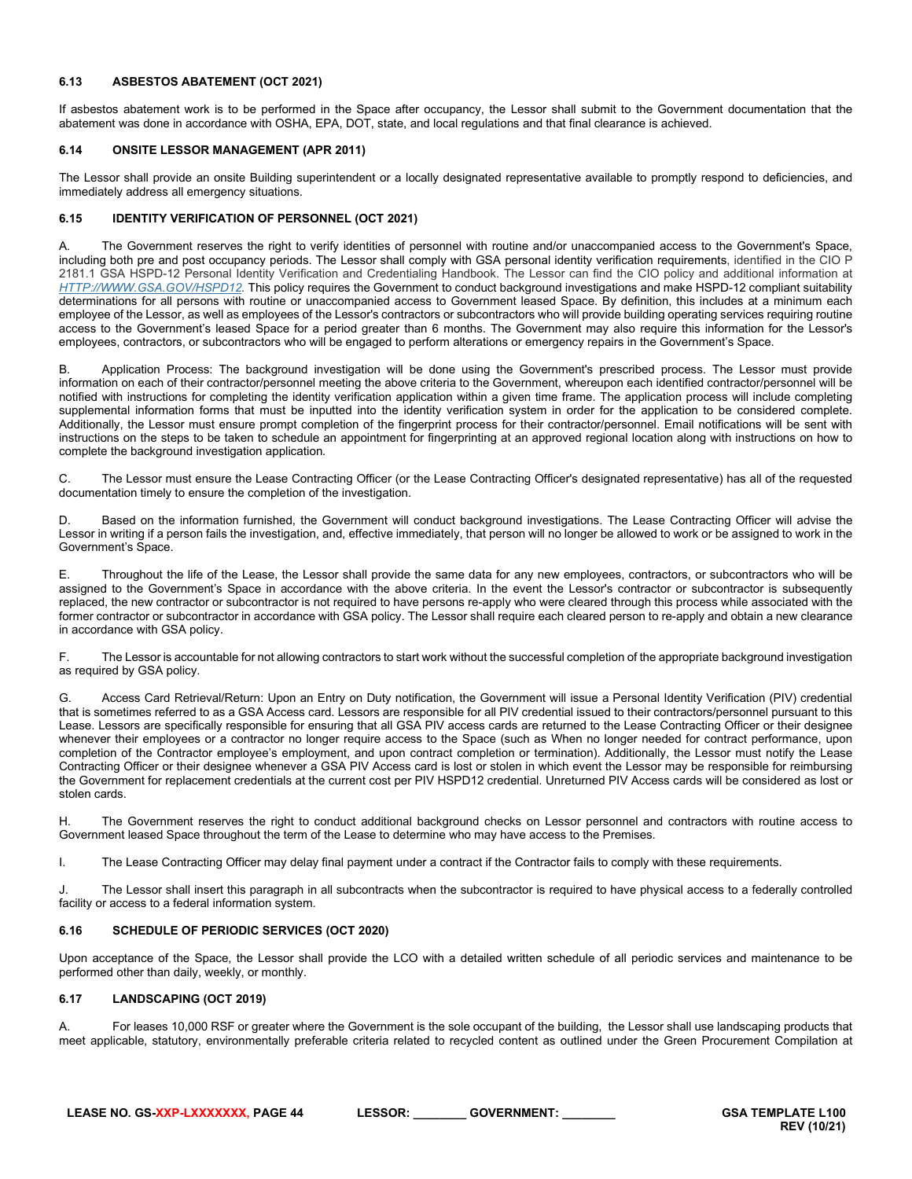### 6.13 ASBESTOS ABATEMENT (OCT 2021)

If asbestos abatement work is to be performed in the Space after occupancy, the Lessor shall submit to the Government documentation that the abatement was done in accordance with OSHA, EPA, DOT, state, and local regulations and that final clearance is achieved.

### 6.14 ONSITE LESSOR MANAGEMENT (APR 2011)

The Lessor shall provide an onsite Building superintendent or a locally designated representative available to promptly respond to deficiencies, and immediately address all emergency situations.

### 6.15 IDENTITY VERIFICATION OF PERSONNEL (OCT 2021)

A. The Government reserves the right to verify identities of personnel with routine and/or unaccompanied access to the Government's Space, including both pre and post occupancy periods. The Lessor shall comply with GSA personal identity verification requirements, identified in the CIO P 2181.1 GSA HSPD-12 Personal Identity Verification and Credentialing Handbook. The Lessor can find the CIO policy and additional information at *HTTP://WWW.GSA.GOV/HSPD12*. This policy requires the Government to conduct background investigations and make HSPD-12 compliant suitability determinations for all persons with routine or unaccompanied access to Government leased Space. By definition, this includes at a minimum each employee of the Lessor, as well as employees of the Lessor's contractors or subcontractors who will provide building operating services requiring routine access to the Government's leased Space for a period greater than 6 months. The Government may also require this information for the Lessor's employees, contractors, or subcontractors who will be engaged to perform alterations or emergency repairs in the Government's Space.

B. Application Process: The background investigation will be done using the Government's prescribed process. The Lessor must provide information on each of their contractor/personnel meeting the above criteria to the Government, whereupon each identified contractor/personnel will be notified with instructions for completing the identity verification application within a given time frame. The application process will include completing supplemental information forms that must be inputted into the identity verification system in order for the application to be considered complete. Additionally, the Lessor must ensure prompt completion of the fingerprint process for their contractor/personnel. Email notifications will be sent with instructions on the steps to be taken to schedule an appointment for fingerprinting at an approved regional location along with instructions on how to complete the background investigation application.

C. The Lessor must ensure the Lease Contracting Officer (or the Lease Contracting Officer's designated representative) has all of the requested documentation timely to ensure the completion of the investigation.

D. Based on the information furnished, the Government will conduct background investigations. The Lease Contracting Officer will advise the Lessor in writing if a person fails the investigation, and, effective immediately, that person will no longer be allowed to work or be assigned to work in the Government's Space.

E. Throughout the life of the Lease, the Lessor shall provide the same data for any new employees, contractors, or subcontractors who will be assigned to the Government's Space in accordance with the above criteria. In the event the Lessor's contractor or subcontractor is subsequently replaced, the new contractor or subcontractor is not required to have persons re-apply who were cleared through this process while associated with the former contractor or subcontractor in accordance with GSA policy. The Lessor shall require each cleared person to re-apply and obtain a new clearance in accordance with GSA policy.

F. The Lessor is accountable for not allowing contractors to start work without the successful completion of the appropriate background investigation as required by GSA policy.

G. Access Card Retrieval/Return: Upon an Entry on Duty notification, the Government will issue a Personal Identity Verification (PIV) credential that is sometimes referred to as a GSA Access card. Lessors are responsible for all PIV credential issued to their contractors/personnel pursuant to this Lease. Lessors are specifically responsible for ensuring that all GSA PIV access cards are returned to the Lease Contracting Officer or their designee whenever their employees or a contractor no longer require access to the Space (such as When no longer needed for contract performance, upon completion of the Contractor employee's employment, and upon contract completion or termination). Additionally, the Lessor must notify the Lease Contracting Officer or their designee whenever a GSA PIV Access card is lost or stolen in which event the Lessor may be responsible for reimbursing the Government for replacement credentials at the current cost per PIV HSPD12 credential. Unreturned PIV Access cards will be considered as lost or stolen cards.

H. The Government reserves the right to conduct additional background checks on Lessor personnel and contractors with routine access to Government leased Space throughout the term of the Lease to determine who may have access to the Premises.

I. The Lease Contracting Officer may delay final payment under a contract if the Contractor fails to comply with these requirements.

J. The Lessor shall insert this paragraph in all subcontracts when the subcontractor is required to have physical access to a federally controlled facility or access to a federal information system.

### 6.16 SCHEDULE OF PERIODIC SERVICES (OCT 2020)

Upon acceptance of the Space, the Lessor shall provide the LCO with a detailed written schedule of all periodic services and maintenance to be performed other than daily, weekly, or monthly.

### 6.17 LANDSCAPING (OCT 2019)

A. For leases 10,000 RSF or greater where the Government is the sole occupant of the building, the Lessor shall use landscaping products that meet applicable, statutory, environmentally preferable criteria related to recycled content as outlined under the Green Procurement Compilation at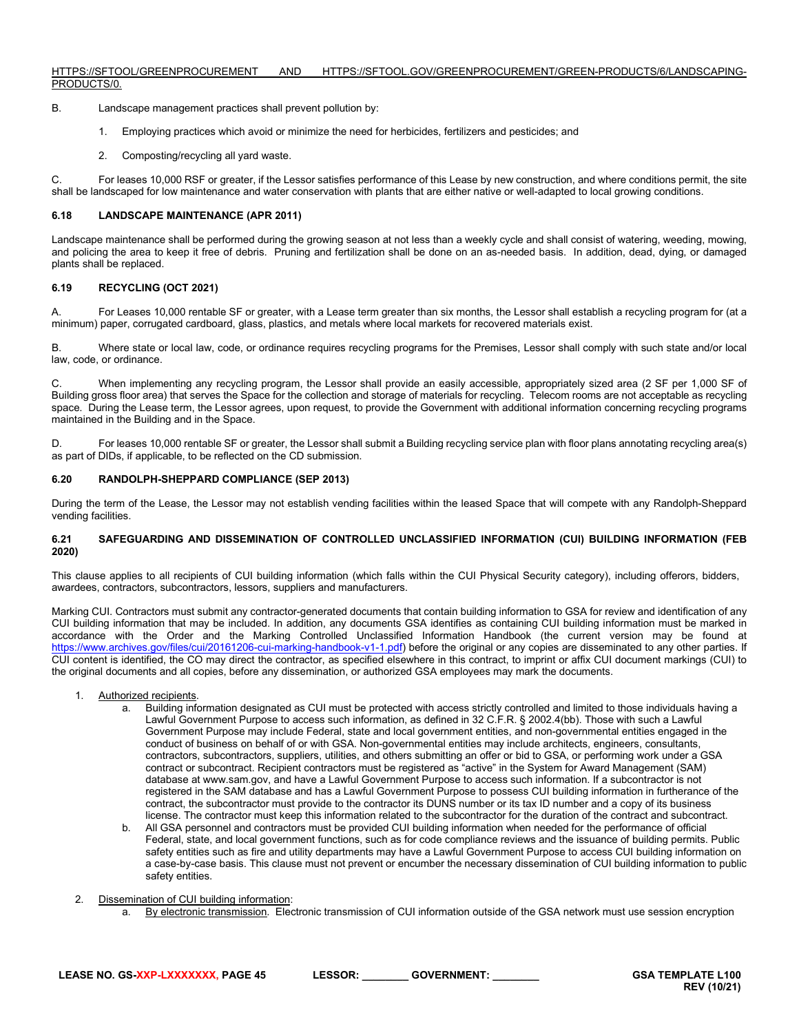HTTPS://SFTOOL/GREENPROCUREMENT AND HTTPS://SFTOOL.GOV/GREENPROCUREMENT/GREEN-PRODUCTS/6/LANDSCAPING-PRODUCTS/0.

B. Landscape management practices shall prevent pollution by:

1. Employing practices which avoid or minimize the need for herbicides, fertilizers and pesticides; and

2. Composting/recycling all yard waste.

C. For leases 10,000 RSF or greater, if the Lessor satisfies performance of this Lease by new construction, and where conditions permit, the site shall be landscaped for low maintenance and water conservation with plants that are either native or well-adapted to local growing conditions.

### 6.18 LANDSCAPE MAINTENANCE (APR 2011)

Landscape maintenance shall be performed during the growing season at not less than a weekly cycle and shall consist of watering, weeding, mowing, and policing the area to keep it free of debris. Pruning and fertilization shall be done on an as-needed basis. In addition, dead, dying, or damaged plants shall be replaced.

### 6.19 RECYCLING (OCT 2021)

A. For Leases 10,000 rentable SF or greater, with a Lease term greater than six months, the Lessor shall establish a recycling program for (at a minimum) paper, corrugated cardboard, glass, plastics, and metals where local markets for recovered materials exist.

B. Where state or local law, code, or ordinance requires recycling programs for the Premises, Lessor shall comply with such state and/or local law, code, or ordinance.

C. When implementing any recycling program, the Lessor shall provide an easily accessible, appropriately sized area (2 SF per 1,000 SF of Building gross floor area) that serves the Space for the collection and storage of materials for recycling. Telecom rooms are not acceptable as recycling space. During the Lease term, the Lessor agrees, upon request, to provide the Government with additional information concerning recycling programs maintained in the Building and in the Space.

D. For leases 10,000 rentable SF or greater, the Lessor shall submit a Building recycling service plan with floor plans annotating recycling area(s) as part of DIDs, if applicable, to be reflected on the CD submission.

### 6.20 RANDOLPH-SHEPPARD COMPLIANCE (SEP 2013)

During the term of the Lease, the Lessor may not establish vending facilities within the leased Space that will compete with any Randolph-Sheppard vending facilities.

### 6.21 SAFEGUARDING AND DISSEMINATION OF CONTROLLED UNCLASSIFIED INFORMATION (CUI) BUILDING INFORMATION (FEB 2020)

This clause applies to all recipients of CUI building information (which falls within the CUI Physical Security category), including offerors, bidders, awardees, contractors, subcontractors, lessors, suppliers and manufacturers.

Marking CUI. Contractors must submit any contractor-generated documents that contain building information to GSA for review and identification of any CUI building information that may be included. In addition, any documents GSA identifies as containing CUI building information must be marked in accordance with the Order and the Marking Controlled Unclassified Information Handbook (the current version may be found at https://www.archives.gov/files/cui/20161206-cui-marking-handbook-v1-1.pdf) before the original or any copies are disseminated to any other parties. If CUI content is identified, the CO may direct the contractor, as specified elsewhere in this contract, to imprint or affix CUI document markings (CUI) to the original documents and all copies, before any dissemination, or authorized GSA employees may mark the documents.

1. Authorized recipients.
   a. Building information designated as CUI must be protected with access strictly controlled and limited to those individuals having a Lawful Government Purpose to access such information, as defined in 32 C.F.R. § 2002.4(bb). Those with such a Lawful Government Purpose may include Federal, state and local government entities, and non-governmental entities engaged in the conduct of business on behalf of or with GSA. Non-governmental entities may include architects, engineers, consultants, contractors, subcontractors, suppliers, utilities, and others submitting an offer or bid to GSA, or performing work under a GSA contract or subcontract. Recipient contractors must be registered as "active" in the System for Award Management (SAM) database at www.sam.gov, and have a Lawful Government Purpose to access such information. If a subcontractor is not registered in the SAM database and has a Lawful Government Purpose to possess CUI building information in furtherance of the contract, the subcontractor must provide to the contractor its DUNS number or its tax ID number and a copy of its business license. The contractor must keep this information related to the subcontractor for the duration of the contract and subcontract.
   b. All GSA personnel and contractors must be provided CUI building information when needed for the performance of official Federal, state, and local government functions, such as for code compliance reviews and the issuance of building permits. Public safety entities such as fire and utility departments may have a Lawful Government Purpose to access CUI building information on a case-by-case basis. This clause must not prevent or encumber the necessary dissemination of CUI building information to public safety entities.

2. Dissemination of CUI building information:
   a. By electronic transmission. Electronic transmission of CUI information outside of the GSA network must use session encryption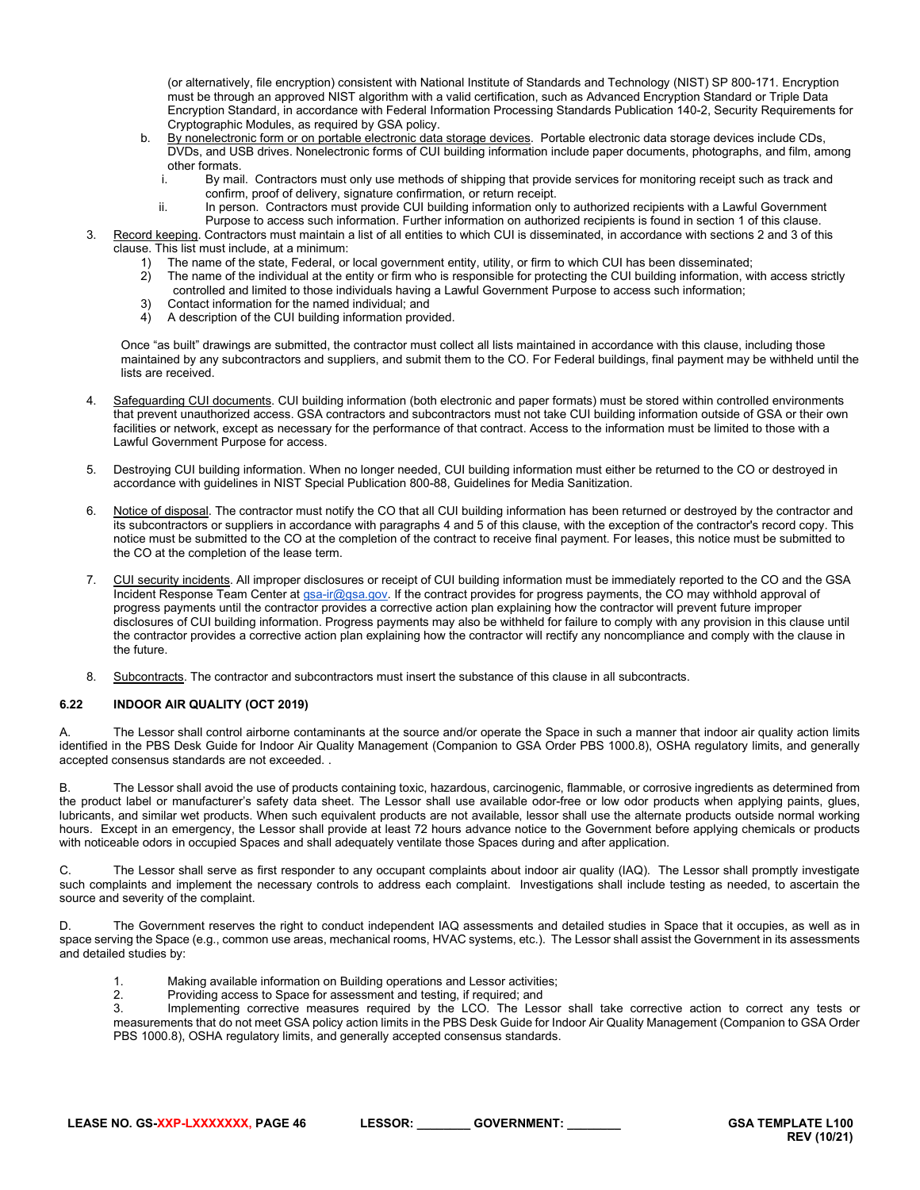(or alternatively, file encryption) consistent with National Institute of Standards and Technology (NIST) SP 800-171. Encryption must be through an approved NIST algorithm with a valid certification, such as Advanced Encryption Standard or Triple Data Encryption Standard, in accordance with Federal Information Processing Standards Publication 140-2, Security Requirements for Cryptographic Modules, as required by GSA policy.

b. By nonelectronic form or on portable electronic data storage devices. Portable electronic data storage devices include CDs, DVDs, and USB drives. Nonelectronic forms of CUI building information include paper documents, photographs, and film, among other formats.

   i. By mail. Contractors must only use methods of shipping that provide services for monitoring receipt such as track and confirm, proof of delivery, signature confirmation, or return receipt.

   ii. In person. Contractors must provide CUI building information only to authorized recipients with a Lawful Government Purpose to access such information. Further information on authorized recipients is found in section 1 of this clause.

3. Record keeping. Contractors must maintain a list of all entities to which CUI is disseminated, in accordance with sections 2 and 3 of this clause. This list must include, at a minimum:

   1) The name of the state, Federal, or local government entity, utility, or firm to which CUI has been disseminated;
   2) The name of the individual at the entity or firm who is responsible for protecting the CUI building information, with access strictly controlled and limited to those individuals having a Lawful Government Purpose to access such information;
   3) Contact information for the named individual; and
   4) A description of the CUI building information provided.

   Once "as built" drawings are submitted, the contractor must collect all lists maintained in accordance with this clause, including those maintained by any subcontractors and suppliers, and submit them to the CO. For Federal buildings, final payment may be withheld until the lists are received.

4. Safeguarding CUI documents. CUI building information (both electronic and paper formats) must be stored within controlled environments that prevent unauthorized access. GSA contractors and subcontractors must not take CUI building information outside of GSA or their own facilities or network, except as necessary for the performance of that contract. Access to the information must be limited to those with a Lawful Government Purpose for access.

5. Destroying CUI building information. When no longer needed, CUI building information must either be returned to the CO or destroyed in accordance with guidelines in NIST Special Publication 800-88, Guidelines for Media Sanitization.

6. Notice of disposal. The contractor must notify the CO that all CUI building information has been returned or destroyed by the contractor and its subcontractors or suppliers in accordance with paragraphs 4 and 5 of this clause, with the exception of the contractor's record copy. This notice must be submitted to the CO at the completion of the contract to receive final payment. For leases, this notice must be submitted to the CO at the completion of the lease term.

7. CUI security incidents. All improper disclosures or receipt of CUI building information must be immediately reported to the CO and the GSA Incident Response Team Center at gsa-ir@gsa.gov. If the contract provides for progress payments, the CO may withhold approval of progress payments until the contractor provides a corrective action plan explaining how the contractor will prevent future improper disclosures of CUI building information. Progress payments may also be withheld for failure to comply with any provision in this clause until the contractor provides a corrective action plan explaining how the contractor will rectify any noncompliance and comply with the clause in the future.

8. Subcontracts. The contractor and subcontractors must insert the substance of this clause in all subcontracts.

### 6.22 INDOOR AIR QUALITY (OCT 2019)

A. The Lessor shall control airborne contaminants at the source and/or operate the Space in such a manner that indoor air quality action limits identified in the PBS Desk Guide for Indoor Air Quality Management (Companion to GSA Order PBS 1000.8), OSHA regulatory limits, and generally accepted consensus standards are not exceeded. .

B. The Lessor shall avoid the use of products containing toxic, hazardous, carcinogenic, flammable, or corrosive ingredients as determined from the product label or manufacturer's safety data sheet. The Lessor shall use available odor-free or low odor products when applying paints, glues, lubricants, and similar wet products. When such equivalent products are not available, lessor shall use the alternate products outside normal working hours. Except in an emergency, the Lessor shall provide at least 72 hours advance notice to the Government before applying chemicals or products with noticeable odors in occupied Spaces and shall adequately ventilate those Spaces during and after application.

C. The Lessor shall serve as first responder to any occupant complaints about indoor air quality (IAQ). The Lessor shall promptly investigate such complaints and implement the necessary controls to address each complaint. Investigations shall include testing as needed, to ascertain the source and severity of the complaint.

D. The Government reserves the right to conduct independent IAQ assessments and detailed studies in Space that it occupies, as well as in space serving the Space (e.g., common use areas, mechanical rooms, HVAC systems, etc.). The Lessor shall assist the Government in its assessments and detailed studies by:

1. Making available information on Building operations and Lessor activities;
2. Providing access to Space for assessment and testing, if required; and
3. Implementing corrective measures required by the LCO. The Lessor shall take corrective action to correct any tests or measurements that do not meet GSA policy action limits in the PBS Desk Guide for Indoor Air Quality Management (Companion to GSA Order PBS 1000.8), OSHA regulatory limits, and generally accepted consensus standards.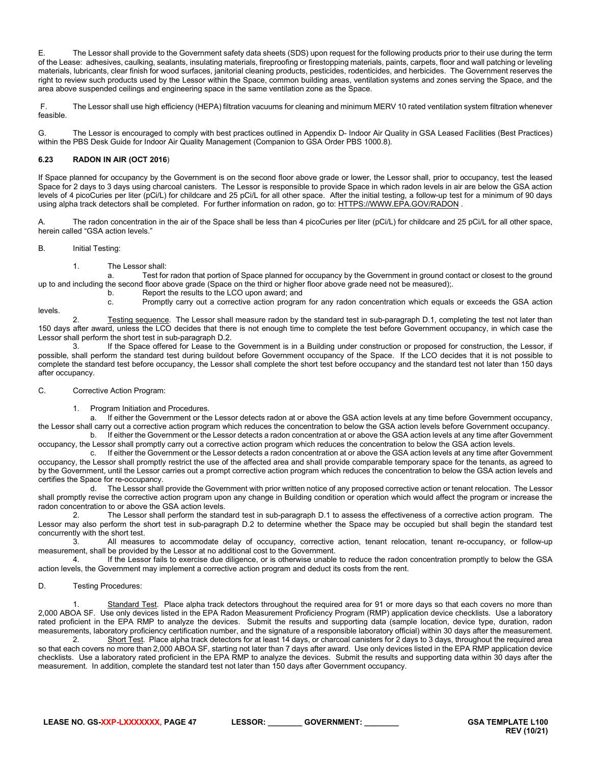E. The Lessor shall provide to the Government safety data sheets (SDS) upon request for the following products prior to their use during the term of the Lease: adhesives, caulking, sealants, insulating materials, fireproofing or firestopping materials, paints, carpets, floor and wall patching or leveling materials, lubricants, clear finish for wood surfaces, janitorial cleaning products, pesticides, rodenticides, and herbicides. The Government reserves the right to review such products used by the Lessor within the Space, common building areas, ventilation systems and zones serving the Space, and the area above suspended ceilings and engineering space in the same ventilation zone as the Space.

F. The Lessor shall use high efficiency (HEPA) filtration vacuums for cleaning and minimum MERV 10 rated ventilation system filtration whenever feasible.

G. The Lessor is encouraged to comply with best practices outlined in Appendix D- Indoor Air Quality in GSA Leased Facilities (Best Practices) within the PBS Desk Guide for Indoor Air Quality Management (Companion to GSA Order PBS 1000.8).

### 6.23 RADON IN AIR (OCT 2016)

If Space planned for occupancy by the Government is on the second floor above grade or lower, the Lessor shall, prior to occupancy, test the leased Space for 2 days to 3 days using charcoal canisters. The Lessor is responsible to provide Space in which radon levels in air are below the GSA action levels of 4 picoCuries per liter (pCi/L) for childcare and 25 pCi/L for all other space. After the initial testing, a follow-up test for a minimum of 90 days using alpha track detectors shall be completed. For further information on radon, go to: HTTPS://WWW.EPA.GOV/RADON .

A. The radon concentration in the air of the Space shall be less than 4 picoCuries per liter (pCi/L) for childcare and 25 pCi/L for all other space, herein called "GSA action levels."

B. Initial Testing:

1. The Lessor shall:

a. Test for radon that portion of Space planned for occupancy by the Government in ground contact or closest to the ground up to and including the second floor above grade (Space on the third or higher floor above grade need not be measured);.

b. Report the results to the LCO upon award; and

c. Promptly carry out a corrective action program for any radon concentration which equals or exceeds the GSA action levels.

2. Testing sequence. The Lessor shall measure radon by the standard test in sub-paragraph D.1, completing the test not later than 150 days after award, unless the LCO decides that there is not enough time to complete the test before Government occupancy, in which case the Lessor shall perform the short test in sub-paragraph D.2.

3. If the Space offered for Lease to the Government is in a Building under construction or proposed for construction, the Lessor, if possible, shall perform the standard test during buildout before Government occupancy of the Space. If the LCO decides that it is not possible to complete the standard test before occupancy, the Lessor shall complete the short test before occupancy and the standard test not later than 150 days after occupancy.

C. Corrective Action Program:

1. Program Initiation and Procedures.

a. If either the Government or the Lessor detects radon at or above the GSA action levels at any time before Government occupancy, the Lessor shall carry out a corrective action program which reduces the concentration to below the GSA action levels before Government occupancy.

b. If either the Government or the Lessor detects a radon concentration at or above the GSA action levels at any time after Government occupancy, the Lessor shall promptly carry out a corrective action program which reduces the concentration to below the GSA action levels.

c. If either the Government or the Lessor detects a radon concentration at or above the GSA action levels at any time after Government occupancy, the Lessor shall promptly restrict the use of the affected area and shall provide comparable temporary space for the tenants, as agreed to by the Government, until the Lessor carries out a prompt corrective action program which reduces the concentration to below the GSA action levels and certifies the Space for re-occupancy.

d. The Lessor shall provide the Government with prior written notice of any proposed corrective action or tenant relocation. The Lessor shall promptly revise the corrective action program upon any change in Building condition or operation which would affect the program or increase the radon concentration to or above the GSA action levels.

2. The Lessor shall perform the standard test in sub-paragraph D.1 to assess the effectiveness of a corrective action program. The Lessor may also perform the short test in sub-paragraph D.2 to determine whether the Space may be occupied but shall begin the standard test concurrently with the short test.

3. All measures to accommodate delay of occupancy, corrective action, tenant relocation, tenant re-occupancy, or follow-up measurement, shall be provided by the Lessor at no additional cost to the Government.

4. If the Lessor fails to exercise due diligence, or is otherwise unable to reduce the radon concentration promptly to below the GSA action levels, the Government may implement a corrective action program and deduct its costs from the rent.

D. Testing Procedures:

1. Standard Test. Place alpha track detectors throughout the required area for 91 or more days so that each covers no more than 2,000 ABOA SF. Use only devices listed in the EPA Radon Measurement Proficiency Program (RMP) application device checklists. Use a laboratory rated proficient in the EPA RMP to analyze the devices. Submit the results and supporting data (sample location, device type, duration, radon measurements, laboratory proficiency certification number, and the signature of a responsible laboratory official) within 30 days after the measurement.

2. Short Test. Place alpha track detectors for at least 14 days, or charcoal canisters for 2 days to 3 days, throughout the required area so that each covers no more than 2,000 ABOA SF, starting not later than 7 days after award. Use only devices listed in the EPA RMP application device checklists. Use a laboratory rated proficient in the EPA RMP to analyze the devices. Submit the results and supporting data within 30 days after the measurement. In addition, complete the standard test not later than 150 days after Government occupancy.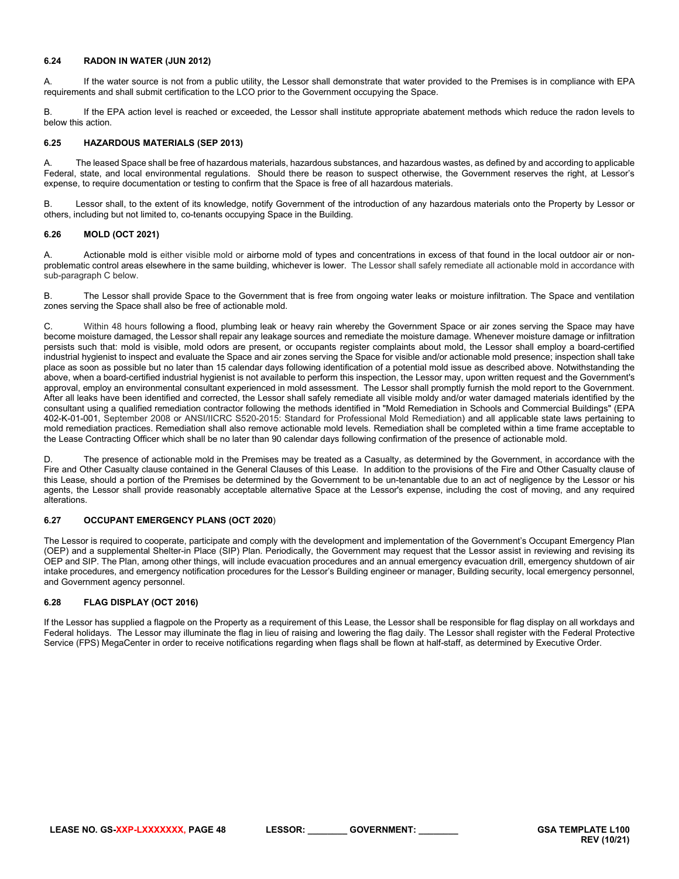### 6.24 RADON IN WATER (JUN 2012)

A. If the water source is not from a public utility, the Lessor shall demonstrate that water provided to the Premises is in compliance with EPA requirements and shall submit certification to the LCO prior to the Government occupying the Space.

B. If the EPA action level is reached or exceeded, the Lessor shall institute appropriate abatement methods which reduce the radon levels to below this action.

### 6.25 HAZARDOUS MATERIALS (SEP 2013)

A. The leased Space shall be free of hazardous materials, hazardous substances, and hazardous wastes, as defined by and according to applicable Federal, state, and local environmental regulations. Should there be reason to suspect otherwise, the Government reserves the right, at Lessor's expense, to require documentation or testing to confirm that the Space is free of all hazardous materials.

B. Lessor shall, to the extent of its knowledge, notify Government of the introduction of any hazardous materials onto the Property by Lessor or others, including but not limited to, co-tenants occupying Space in the Building.

### 6.26 MOLD (OCT 2021)

A. Actionable mold is either visible mold or airborne mold of types and concentrations in excess of that found in the local outdoor air or non-problematic control areas elsewhere in the same building, whichever is lower. The Lessor shall safely remediate all actionable mold in accordance with sub-paragraph C below.

B. The Lessor shall provide Space to the Government that is free from ongoing water leaks or moisture infiltration. The Space and ventilation zones serving the Space shall also be free of actionable mold.

C. Within 48 hours following a flood, plumbing leak or heavy rain whereby the Government Space or air zones serving the Space may have become moisture damaged, the Lessor shall repair any leakage sources and remediate the moisture damage. Whenever moisture damage or infiltration persists such that: mold is visible, mold odors are present, or occupants register complaints about mold, the Lessor shall employ a board-certified industrial hygienist to inspect and evaluate the Space and air zones serving the Space for visible and/or actionable mold presence; inspection shall take place as soon as possible but no later than 15 calendar days following identification of a potential mold issue as described above. Notwithstanding the above, when a board-certified industrial hygienist is not available to perform this inspection, the Lessor may, upon written request and the Government's approval, employ an environmental consultant experienced in mold assessment. The Lessor shall promptly furnish the mold report to the Government. After all leaks have been identified and corrected, the Lessor shall safely remediate all visible moldy and/or water damaged materials identified by the consultant using a qualified remediation contractor following the methods identified in "Mold Remediation in Schools and Commercial Buildings" (EPA 402-K-01-001, September 2008 or ANSI/IICRC S520-2015: Standard for Professional Mold Remediation) and all applicable state laws pertaining to mold remediation practices. Remediation shall also remove actionable mold levels. Remediation shall be completed within a time frame acceptable to the Lease Contracting Officer which shall be no later than 90 calendar days following confirmation of the presence of actionable mold.

D. The presence of actionable mold in the Premises may be treated as a Casualty, as determined by the Government, in accordance with the Fire and Other Casualty clause contained in the General Clauses of this Lease. In addition to the provisions of the Fire and Other Casualty clause of this Lease, should a portion of the Premises be determined by the Government to be un-tenantable due to an act of negligence by the Lessor or his agents, the Lessor shall provide reasonably acceptable alternative Space at the Lessor's expense, including the cost of moving, and any required alterations.

### 6.27 OCCUPANT EMERGENCY PLANS (OCT 2020)

The Lessor is required to cooperate, participate and comply with the development and implementation of the Government's Occupant Emergency Plan (OEP) and a supplemental Shelter-in Place (SIP) Plan. Periodically, the Government may request that the Lessor assist in reviewing and revising its OEP and SIP. The Plan, among other things, will include evacuation procedures and an annual emergency evacuation drill, emergency shutdown of air intake procedures, and emergency notification procedures for the Lessor's Building engineer or manager, Building security, local emergency personnel, and Government agency personnel.

### 6.28 FLAG DISPLAY (OCT 2016)

If the Lessor has supplied a flagpole on the Property as a requirement of this Lease, the Lessor shall be responsible for flag display on all workdays and Federal holidays. The Lessor may illuminate the flag in lieu of raising and lowering the flag daily. The Lessor shall register with the Federal Protective Service (FPS) MegaCenter in order to receive notifications regarding when flags shall be flown at half-staff, as determined by Executive Order.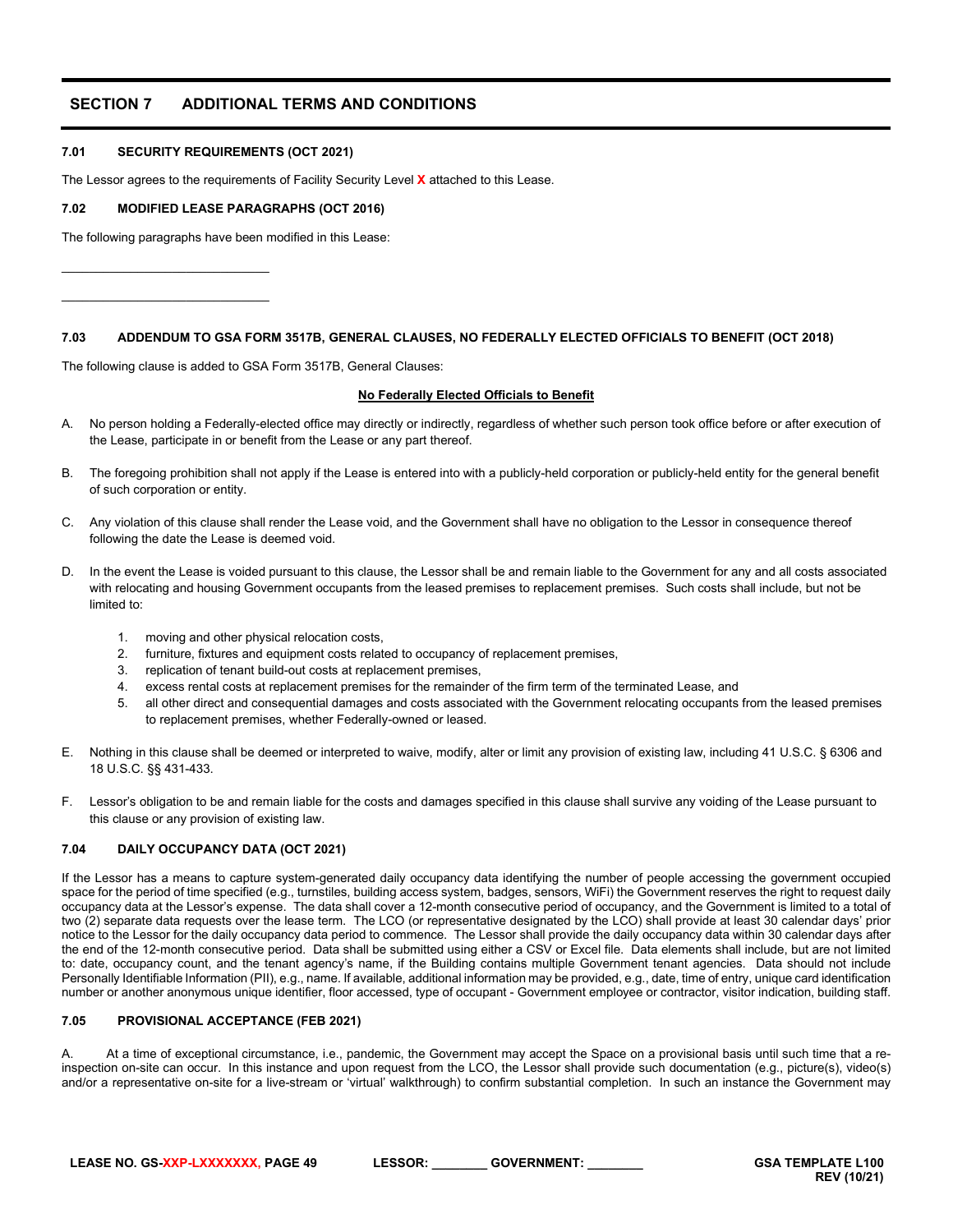## SECTION 7 ADDITIONAL TERMS AND CONDITIONS

### 7.01 SECURITY REQUIREMENTS (OCT 2021)

The Lessor agrees to the requirements of Facility Security Level **X** attached to this Lease.

### 7.02 MODIFIED LEASE PARAGRAPHS (OCT 2016)

The following paragraphs have been modified in this Lease:

______________________________

______________________________

### 7.03 ADDENDUM TO GSA FORM 3517B, GENERAL CLAUSES, NO FEDERALLY ELECTED OFFICIALS TO BENEFIT (OCT 2018)

The following clause is added to GSA Form 3517B, General Clauses:

**No Federally Elected Officials to Benefit**

A. No person holding a Federally-elected office may directly or indirectly, regardless of whether such person took office before or after execution of the Lease, participate in or benefit from the Lease or any part thereof.

B. The foregoing prohibition shall not apply if the Lease is entered into with a publicly-held corporation or publicly-held entity for the general benefit of such corporation or entity.

C. Any violation of this clause shall render the Lease void, and the Government shall have no obligation to the Lessor in consequence thereof following the date the Lease is deemed void.

D. In the event the Lease is voided pursuant to this clause, the Lessor shall be and remain liable to the Government for any and all costs associated with relocating and housing Government occupants from the leased premises to replacement premises. Such costs shall include, but not be limited to:

1. moving and other physical relocation costs,
2. furniture, fixtures and equipment costs related to occupancy of replacement premises,
3. replication of tenant build-out costs at replacement premises,
4. excess rental costs at replacement premises for the remainder of the firm term of the terminated Lease, and
5. all other direct and consequential damages and costs associated with the Government relocating occupants from the leased premises to replacement premises, whether Federally-owned or leased.

E. Nothing in this clause shall be deemed or interpreted to waive, modify, alter or limit any provision of existing law, including 41 U.S.C. § 6306 and 18 U.S.C. §§ 431-433.

F. Lessor's obligation to be and remain liable for the costs and damages specified in this clause shall survive any voiding of the Lease pursuant to this clause or any provision of existing law.

### 7.04 DAILY OCCUPANCY DATA (OCT 2021)

If the Lessor has a means to capture system-generated daily occupancy data identifying the number of people accessing the government occupied space for the period of time specified (e.g., turnstiles, building access system, badges, sensors, WiFi) the Government reserves the right to request daily occupancy data at the Lessor's expense. The data shall cover a 12-month consecutive period of occupancy, and the Government is limited to a total of two (2) separate data requests over the lease term. The LCO (or representative designated by the LCO) shall provide at least 30 calendar days' prior notice to the Lessor for the daily occupancy data period to commence. The Lessor shall provide the daily occupancy data within 30 calendar days after the end of the 12-month consecutive period. Data shall be submitted using either a CSV or Excel file. Data elements shall include, but are not limited to: date, occupancy count, and the tenant agency's name, if the Building contains multiple Government tenant agencies. Data should not include Personally Identifiable Information (PII), e.g., name. If available, additional information may be provided, e.g., date, time of entry, unique card identification number or another anonymous unique identifier, floor accessed, type of occupant - Government employee or contractor, visitor indication, building staff.

### 7.05 PROVISIONAL ACCEPTANCE (FEB 2021)

A. At a time of exceptional circumstance, i.e., pandemic, the Government may accept the Space on a provisional basis until such time that a re-inspection on-site can occur. In this instance and upon request from the LCO, the Lessor shall provide such documentation (e.g., picture(s), video(s) and/or a representative on-site for a live-stream or 'virtual' walkthrough) to confirm substantial completion. In such an instance the Government may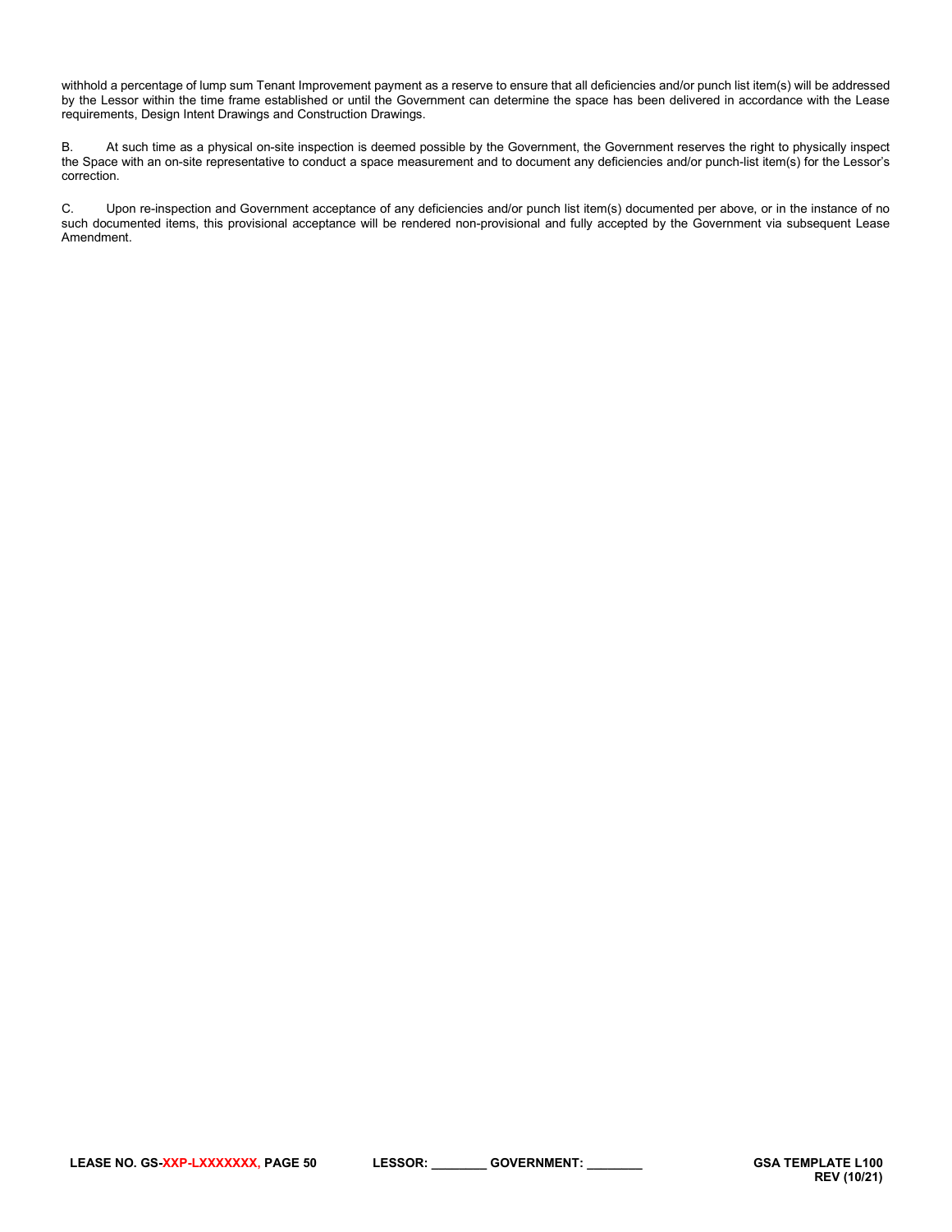withhold a percentage of lump sum Tenant Improvement payment as a reserve to ensure that all deficiencies and/or punch list item(s) will be addressed by the Lessor within the time frame established or until the Government can determine the space has been delivered in accordance with the Lease requirements, Design Intent Drawings and Construction Drawings.

B. At such time as a physical on-site inspection is deemed possible by the Government, the Government reserves the right to physically inspect the Space with an on-site representative to conduct a space measurement and to document any deficiencies and/or punch-list item(s) for the Lessor's correction.

C. Upon re-inspection and Government acceptance of any deficiencies and/or punch list item(s) documented per above, or in the instance of no such documented items, this provisional acceptance will be rendered non-provisional and fully accepted by the Government via subsequent Lease Amendment.